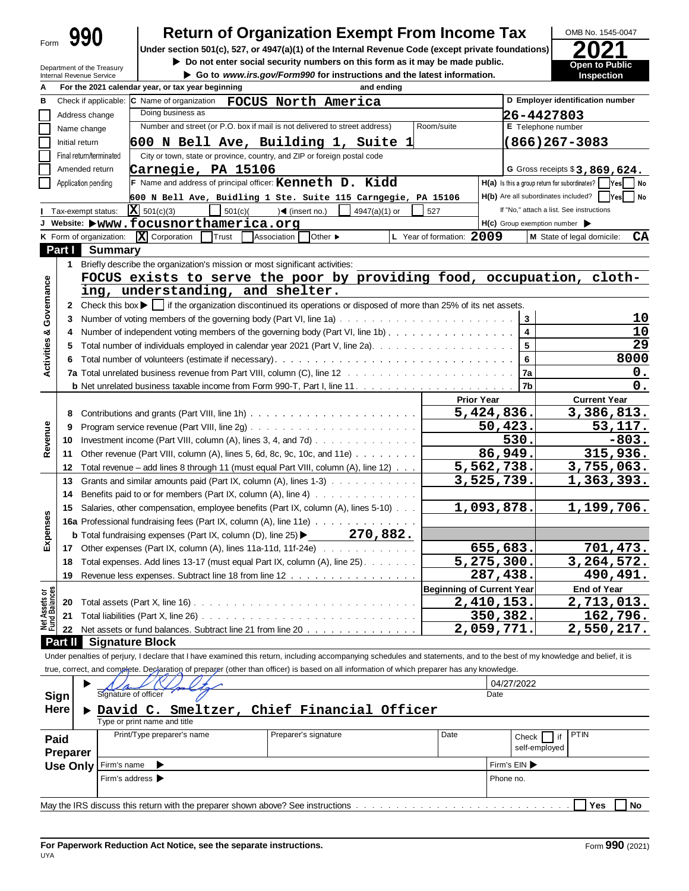Form **990**

# Return of Organization Exempt From Income Tax

**Under section 501(c), 527, or 4947(a)(1) of the Internal Revenue Code (except private foundations)**

▶ Do not enter social security numbers on this form as it may be made public.

▶ Go to *www.irs.gov/Form990* for instructions and the latest information.

Department of the Treasury
Internal Revenue Service

OMB No. 1545-0047

**2021**

**Open to Public Inspection**

**A** For the 2021 calendar year, or tax year beginning and ending

**B** Check if applicable:
- Address change
- Name change
- Initial return
- Final return/terminated
- Amended return
- Application pending

**C** Name of organization **FOCUS North America**

Doing business as

Number and street (or P.O. box if mail is not delivered to street address) Room/suite
**600 N Bell Ave, Building 1, Suite 1**

City or town, state or province, country, and ZIP or foreign postal code
**Carnegie, PA 15106**

**D** Employer identification number **26-4427803**

**E** Telephone number **(866)267-3083**

**G** Gross receipts $ **3,869,624.**

**F** Name and address of principal officer: **Kenneth D. Kidd**
**600 N Bell Ave, Buidling 1 Ste. Suite 115 Carngegie, PA 15106**

**H(a)** Is this a group return for subordinates? Yes No

**H(b)** Are all subordinates included? Yes No
If "No," attach a list. See instructions

**H(c)** Group exemption number ▶

**I** Tax-exempt status: [X] 501(c)(3) [ ] 501(c)( )◀ (insert no.) [ ] 4947(a)(1) or [ ] 527

**J** Website: ▶ **www.focusnorthamerica.org**

**K** Form of organization: [X] Corporation [ ] Trust [ ] Association [ ] Other ▶

**L** Year of formation: **2009**

**M** State of legal domicile: **CA**

## Part I Summary

**Activities & Governance**

1 Briefly describe the organization's mission or most significant activities:
**FOCUS exists to serve the poor by providing food, occupation, clothing, understanding, and shelter.**

2 Check this box ▶ [ ] if the organization discontinued its operations or disposed of more than 25% of its net assets.

| | | | |
|---|---|---|---|
| 3 | Number of voting members of the governing body (Part VI, line 1a) | 3 | 10 |
| 4 | Number of independent voting members of the governing body (Part VI, line 1b) | 4 | 10 |
| 5 | Total number of individuals employed in calendar year 2021 (Part V, line 2a) | 5 | 29 |
| 6 | Total number of volunteers (estimate if necessary) | 6 | 8000 |
| 7a | Total unrelated business revenue from Part VIII, column (C), line 12 | 7a | 0. |
| b | Net unrelated business taxable income from Form 990-T, Part I, line 11 | 7b | 0. |

| | | | Prior Year | Current Year |
|---|---|---|---|---|
| **Revenue** | 8 | Contributions and grants (Part VIII, line 1h) | 5,424,836. | 3,386,813. |
| | 9 | Program service revenue (Part VIII, line 2g) | 50,423. | 53,117. |
| | 10 | Investment income (Part VIII, column (A), lines 3, 4, and 7d) | 530. | -803. |
| | 11 | Other revenue (Part VIII, column (A), lines 5, 6d, 8c, 9c, 10c, and 11e) | 86,949. | 315,936. |
| | 12 | Total revenue – add lines 8 through 11 (must equal Part VIII, column (A), line 12) | 5,562,738. | 3,755,063. |
| **Expenses** | 13 | Grants and similar amounts paid (Part IX, column (A), lines 1-3) | 3,525,739. | 1,363,393. |
| | 14 | Benefits paid to or for members (Part IX, column (A), line 4) | | |
| | 15 | Salaries, other compensation, employee benefits (Part IX, column (A), lines 5-10) | 1,093,878. | 1,199,706. |
| | 16a | Professional fundraising fees (Part IX, column (A), line 11e) | | |
| | b | Total fundraising expenses (Part IX, column (D), line 25) ▶ 270,882. | | |
| | 17 | Other expenses (Part IX, column (A), lines 11a-11d, 11f-24e) | 655,683. | 701,473. |
| | 18 | Total expenses. Add lines 13-17 (must equal Part IX, column (A), line 25) | 5,275,300. | 3,264,572. |
| | 19 | Revenue less expenses. Subtract line 18 from line 12 | 287,438. | 490,491. |

| | | | Beginning of Current Year | End of Year |
|---|---|---|---|---|
| **Net Assets or Fund Balances** | 20 | Total assets (Part X, line 16) | 2,410,153. | 2,713,013. |
| | 21 | Total liabilities (Part X, line 26) | 350,382. | 162,796. |
| | 22 | Net assets or fund balances. Subtract line 21 from line 20 | 2,059,771. | 2,550,217. |

## Part II Signature Block

Under penalties of perjury, I declare that I have examined this return, including accompanying schedules and statements, and to the best of my knowledge and belief, it is true, correct, and complete. Declaration of preparer (other than officer) is based on all information of which preparer has any knowledge.

**Sign Here**

▶ Signature of officer — Date: 04/27/2022

▶ **David C. Smeltzer, Chief Financial Officer**
Type or print name and title

**Paid Preparer Use Only**

| Print/Type preparer's name | Preparer's signature | Date | Check [ ] if self-employed | PTIN |
|---|---|---|---|---|
| | | | | |

Firm's name ▶ | Firm's EIN ▶
Firm's address ▶ | Phone no.

May the IRS discuss this return with the preparer shown above? See instructions [ ] Yes [ ] No

**For Paperwork Reduction Act Notice, see the separate instructions.**

UYA

Form **990** (2021)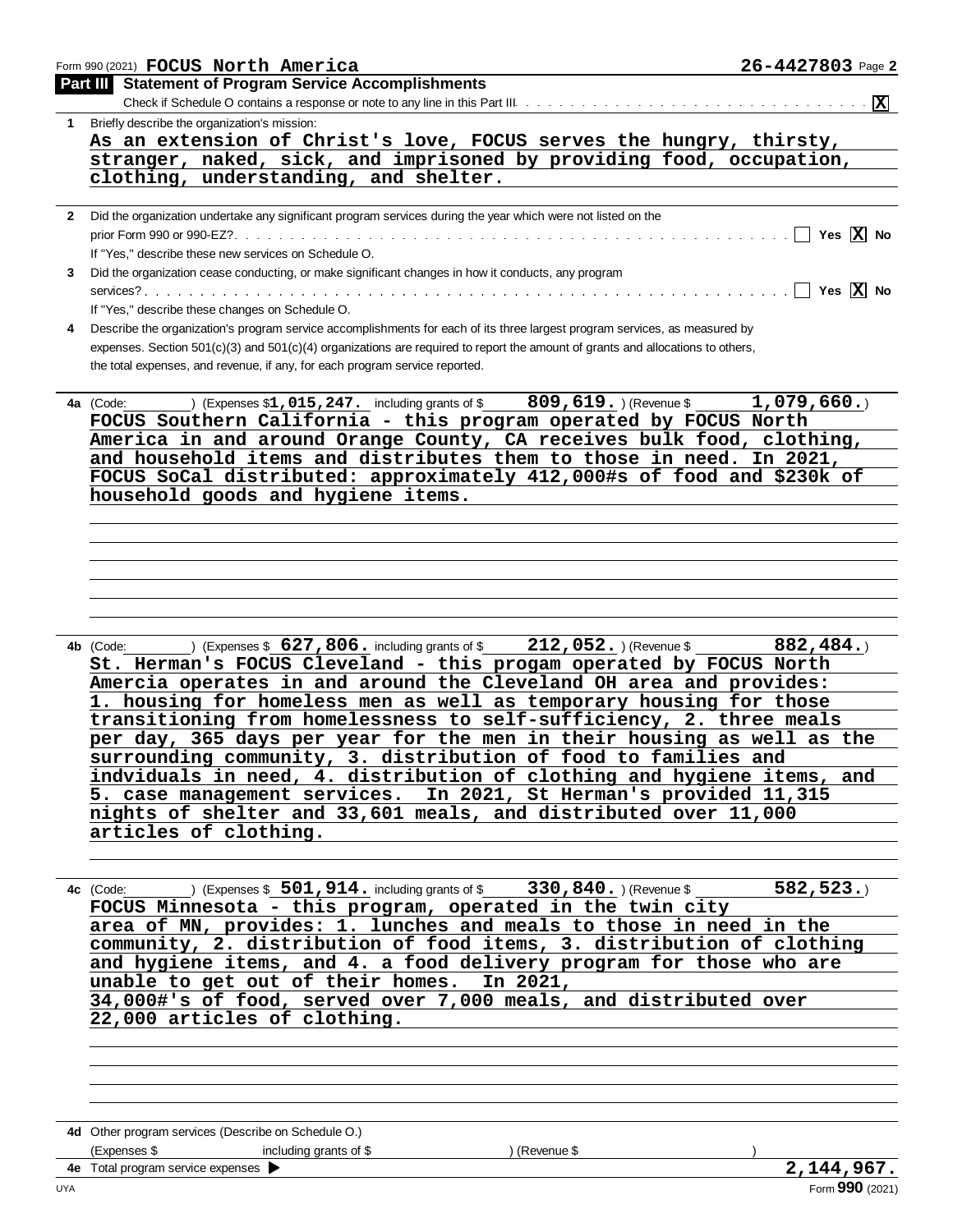Form 990 (2021) **FOCUS North America** **26-4427803** Page **2**

## Part III Statement of Program Service Accomplishments

Check if Schedule O contains a response or note to any line in this Part III . . . . . . . . . . . . . . . . . . . . . . . . . . . . . . **X**

**1** Briefly describe the organization's mission:

**As an extension of Christ's love, FOCUS serves the hungry, thirsty, stranger, naked, sick, and imprisoned by providing food, occupation, clothing, understanding, and shelter.**

**2** Did the organization undertake any significant program services during the year which were not listed on the prior Form 990 or 990-EZ? . . . . . . . . . . . . . . . . . . . . . . . . . . . . . . . . . . . . . ☐ Yes **X** No

If "Yes," describe these new services on Schedule O.

**3** Did the organization cease conducting, or make significant changes in how it conducts, any program services? . . . . . . . . . . . . . . . . . . . . . . . . . . . . . . . . . . . . . . . . . . . . . ☐ Yes **X** No

If "Yes," describe these changes on Schedule O.

**4** Describe the organization's program service accomplishments for each of its three largest program services, as measured by expenses. Section 501(c)(3) and 501(c)(4) organizations are required to report the amount of grants and allocations to others, the total expenses, and revenue, if any, for each program service reported.

**4a** (Code: ) (Expenses $ **1,015,247.** including grants of $ **809,619.** ) (Revenue $ **1,079,660.** )

**FOCUS Southern California - this program operated by FOCUS North America in and around Orange County, CA receives bulk food, clothing, and household items and distributes them to those in need. In 2021, FOCUS SoCal distributed: approximately 412,000#s of food and $230k of household goods and hygiene items.**

**4b** (Code: ) (Expenses $ **627,806.** including grants of $ **212,052.** ) (Revenue $ **882,484.** )

**St. Herman's FOCUS Cleveland - this progam operated by FOCUS North Amercia operates in and around the Cleveland OH area and provides: 1. housing for homeless men as well as temporary housing for those transitioning from homelessness to self-sufficiency, 2. three meals per day, 365 days per year for the men in their housing as well as the surrounding community, 3. distribution of food to families and indviduals in need, 4. distribution of clothing and hygiene items, and 5. case management services. In 2021, St Herman's provided 11,315 nights of shelter and 33,601 meals, and distributed over 11,000 articles of clothing.**

**4c** (Code: ) (Expenses $ **501,914.** including grants of $ **330,840.** ) (Revenue $ **582,523.** )

**FOCUS Minnesota - this program, operated in the twin city area of MN, provides: 1. lunches and meals to those in need in the community, 2. distribution of food items, 3. distribution of clothing and hygiene items, and 4. a food delivery program for those who are unable to get out of their homes. In 2021, 34,000#'s of food, served over 7,000 meals, and distributed over 22,000 articles of clothing.**

**4d** Other program services (Describe on Schedule O.)

(Expenses $ including grants of $ ) (Revenue $ )

**4e** Total program service expenses ▶ **2,144,967.**

Form **990** (2021)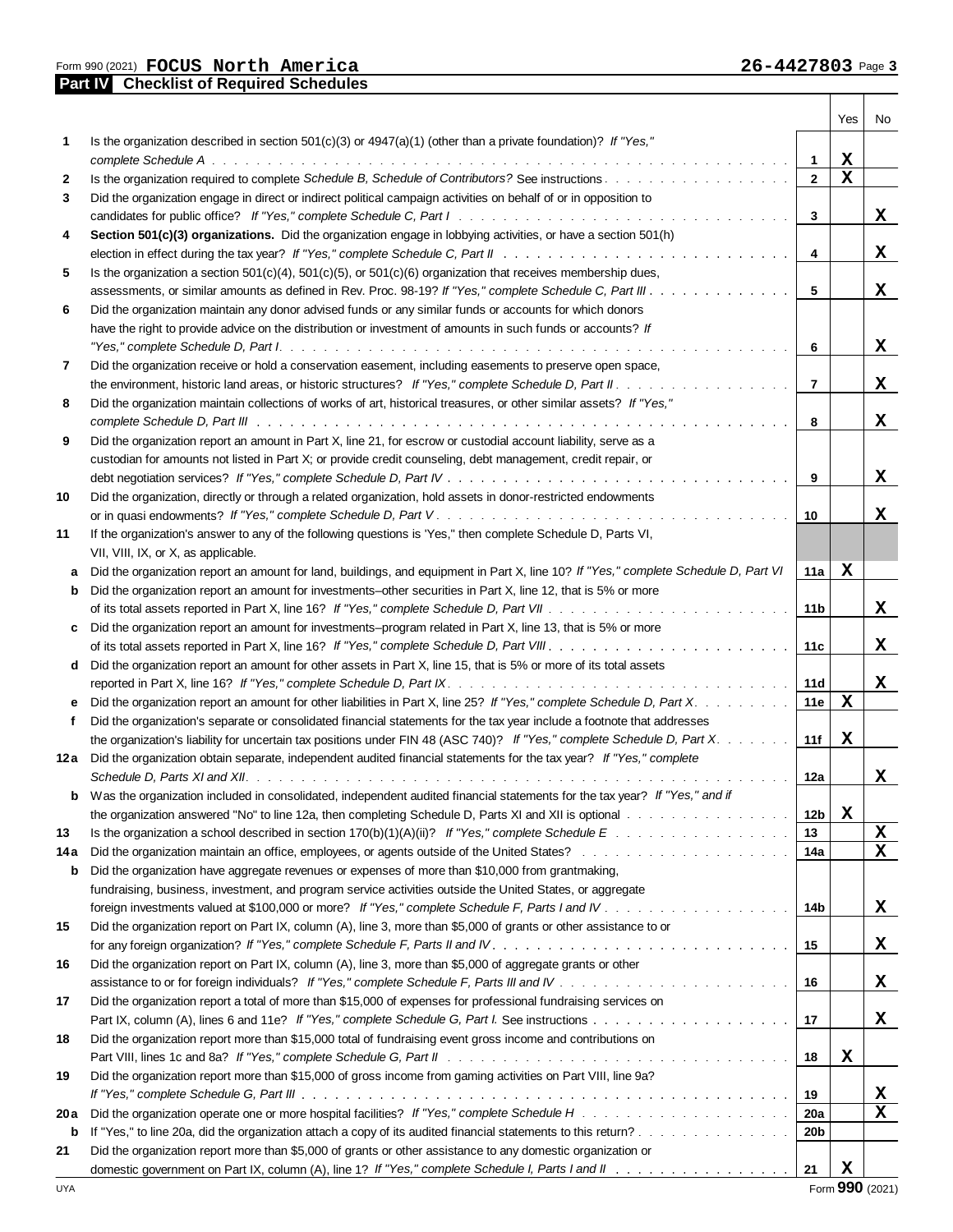Form 990 (2021) **FOCUS North America** **26-4427803** Page **3**

## Part IV Checklist of Required Schedules

| | | | Yes | No |
|---|---|---|---|---|
| **1** | Is the organization described in section 501(c)(3) or 4947(a)(1) (other than a private foundation)? *If "Yes," complete Schedule A* | **1** | X | |
| **2** | Is the organization required to complete *Schedule B, Schedule of Contributors*? See instructions | **2** | X | |
| **3** | Did the organization engage in direct or indirect political campaign activities on behalf of or in opposition to candidates for public office? *If "Yes," complete Schedule C, Part I* | **3** | | X |
| **4** | **Section 501(c)(3) organizations.** Did the organization engage in lobbying activities, or have a section 501(h) election in effect during the tax year? *If "Yes," complete Schedule C, Part II* | **4** | | X |
| **5** | Is the organization a section 501(c)(4), 501(c)(5), or 501(c)(6) organization that receives membership dues, assessments, or similar amounts as defined in Rev. Proc. 98-19? *If "Yes," complete Schedule C, Part III* | **5** | | X |
| **6** | Did the organization maintain any donor advised funds or any similar funds or accounts for which donors have the right to provide advice on the distribution or investment of amounts in such funds or accounts? *If "Yes," complete Schedule D, Part I* | **6** | | X |
| **7** | Did the organization receive or hold a conservation easement, including easements to preserve open space, the environment, historic land areas, or historic structures? *If "Yes," complete Schedule D, Part II* | **7** | | X |
| **8** | Did the organization maintain collections of works of art, historical treasures, or other similar assets? *If "Yes," complete Schedule D, Part III* | **8** | | X |
| **9** | Did the organization report an amount in Part X, line 21, for escrow or custodial account liability, serve as a custodian for amounts not listed in Part X; or provide credit counseling, debt management, credit repair, or debt negotiation services? *If "Yes," complete Schedule D, Part IV* | **9** | | X |
| **10** | Did the organization, directly or through a related organization, hold assets in donor-restricted endowments or in quasi endowments? *If "Yes," complete Schedule D, Part V* | **10** | | X |
| **11** | If the organization's answer to any of the following questions is 'Yes," then complete Schedule D, Parts VI, VII, VIII, IX, or X, as applicable. | | | |
| **a** | Did the organization report an amount for land, buildings, and equipment in Part X, line 10? *If "Yes," complete Schedule D, Part VI* | **11a** | X | |
| **b** | Did the organization report an amount for investments–other securities in Part X, line 12, that is 5% or more of its total assets reported in Part X, line 16? *If "Yes," complete Schedule D, Part VII* | **11b** | | X |
| **c** | Did the organization report an amount for investments–program related in Part X, line 13, that is 5% or more of its total assets reported in Part X, line 16? *If "Yes," complete Schedule D, Part VIII* | **11c** | | X |
| **d** | Did the organization report an amount for other assets in Part X, line 15, that is 5% or more of its total assets reported in Part X, line 16? *If "Yes," complete Schedule D, Part IX* | **11d** | | X |
| **e** | Did the organization report an amount for other liabilities in Part X, line 25? *If "Yes," complete Schedule D, Part X* | **11e** | X | |
| **f** | Did the organization's separate or consolidated financial statements for the tax year include a footnote that addresses the organization's liability for uncertain tax positions under FIN 48 (ASC 740)? *If "Yes," complete Schedule D, Part X* | **11f** | X | |
| **12a** | Did the organization obtain separate, independent audited financial statements for the tax year? *If "Yes," complete Schedule D, Parts XI and XII* | **12a** | | X |
| **b** | Was the organization included in consolidated, independent audited financial statements for the tax year? *If "Yes," and if the organization answered "No" to line 12a, then completing Schedule D, Parts XI and XII is optional* | **12b** | X | |
| **13** | Is the organization a school described in section 170(b)(1)(A)(ii)? *If "Yes," complete Schedule E* | **13** | | X |
| **14a** | Did the organization maintain an office, employees, or agents outside of the United States? | **14a** | | X |
| **b** | Did the organization have aggregate revenues or expenses of more than $10,000 from grantmaking, fundraising, business, investment, and program service activities outside the United States, or aggregate foreign investments valued at $100,000 or more? *If "Yes," complete Schedule F, Parts I and IV* | **14b** | | X |
| **15** | Did the organization report on Part IX, column (A), line 3, more than $5,000 of grants or other assistance to or for any foreign organization? *If "Yes," complete Schedule F, Parts II and IV* | **15** | | X |
| **16** | Did the organization report on Part IX, column (A), line 3, more than $5,000 of aggregate grants or other assistance to or for foreign individuals? *If "Yes," complete Schedule F, Parts III and IV* | **16** | | X |
| **17** | Did the organization report a total of more than $15,000 of expenses for professional fundraising services on Part IX, column (A), lines 6 and 11e? *If "Yes," complete Schedule G, Part I.* See instructions | **17** | | X |
| **18** | Did the organization report more than $15,000 total of fundraising event gross income and contributions on Part VIII, lines 1c and 8a? *If "Yes," complete Schedule G, Part II* | **18** | X | |
| **19** | Did the organization report more than $15,000 of gross income from gaming activities on Part VIII, line 9a? *If "Yes," complete Schedule G, Part III* | **19** | | X |
| **20a** | Did the organization operate one or more hospital facilities? *If "Yes," complete Schedule H* | **20a** | | X |
| **b** | If "Yes," to line 20a, did the organization attach a copy of its audited financial statements to this return? | **20b** | | |
| **21** | Did the organization report more than $5,000 of grants or other assistance to any domestic organization or domestic government on Part IX, column (A), line 1? *If "Yes," complete Schedule I, Parts I and II* | **21** | X | |

UYA Form **990** (2021)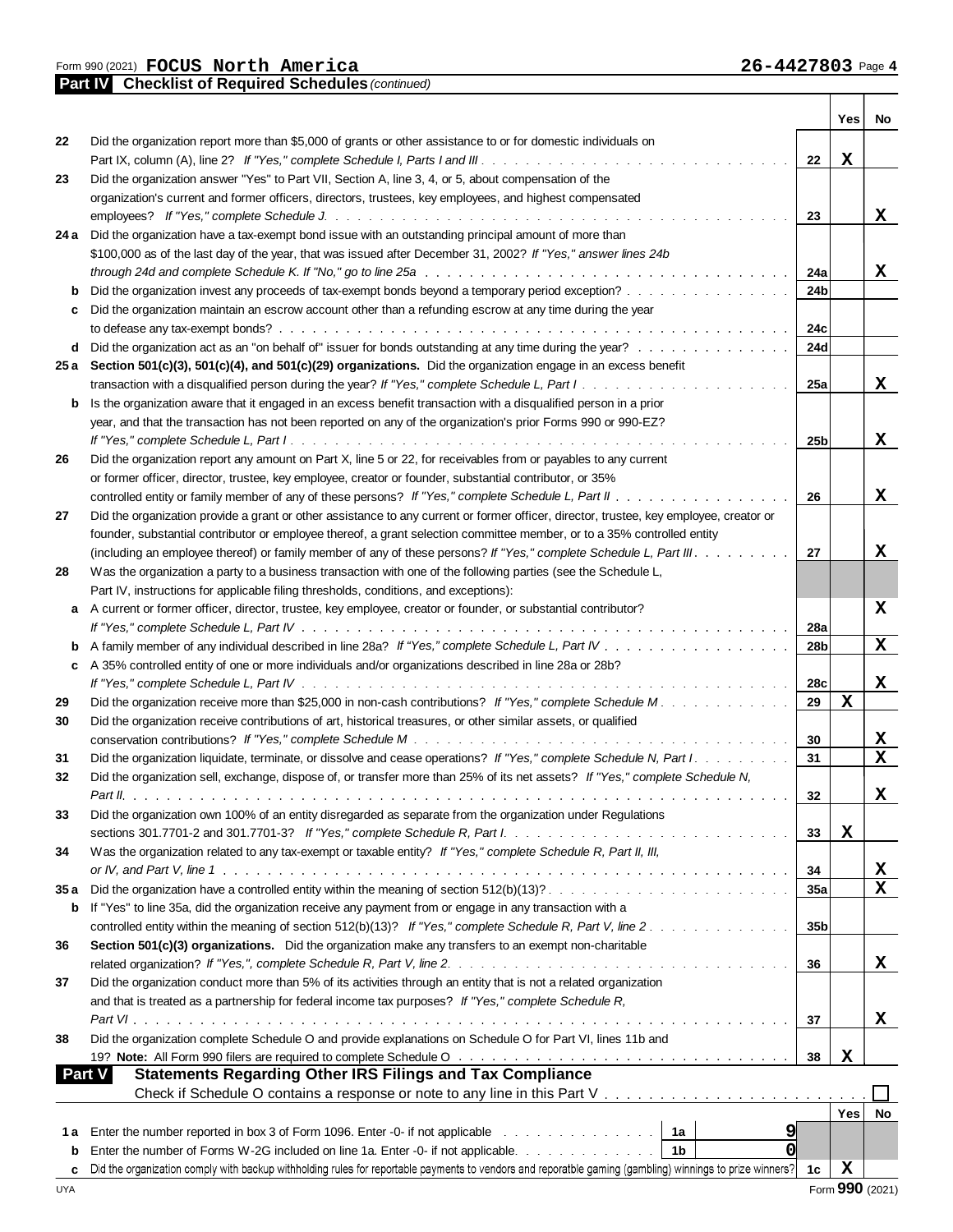Form 990 (2021) **FOCUS North America** **26-4427803** Page **4**

## Part IV Checklist of Required Schedules *(continued)*

| | | | Yes | No |
|---|---|---|---|---|
| 22 | Did the organization report more than $5,000 of grants or other assistance to or for domestic individuals on Part IX, column (A), line 2? *If "Yes," complete Schedule I, Parts I and III* | 22 | X | |
| 23 | Did the organization answer "Yes" to Part VII, Section A, line 3, 4, or 5, about compensation of the organization's current and former officers, directors, trustees, key employees, and highest compensated employees? *If "Yes," complete Schedule J* | 23 | | X |
| 24a | Did the organization have a tax-exempt bond issue with an outstanding principal amount of more than $100,000 as of the last day of the year, that was issued after December 31, 2002? *If "Yes," answer lines 24b through 24d and complete Schedule K. If "No," go to line 25a* | 24a | | X |
| b | Did the organization invest any proceeds of tax-exempt bonds beyond a temporary period exception? | 24b | | |
| c | Did the organization maintain an escrow account other than a refunding escrow at any time during the year to defease any tax-exempt bonds? | 24c | | |
| d | Did the organization act as an "on behalf of" issuer for bonds outstanding at any time during the year? | 24d | | |
| 25a | **Section 501(c)(3), 501(c)(4), and 501(c)(29) organizations.** Did the organization engage in an excess benefit transaction with a disqualified person during the year? *If "Yes," complete Schedule L, Part I* | 25a | | X |
| b | Is the organization aware that it engaged in an excess benefit transaction with a disqualified person in a prior year, and that the transaction has not been reported on any of the organization's prior Forms 990 or 990-EZ? *If "Yes," complete Schedule L, Part I* | 25b | | X |
| 26 | Did the organization report any amount on Part X, line 5 or 22, for receivables from or payables to any current or former officer, director, trustee, key employee, creator or founder, substantial contributor, or 35% controlled entity or family member of any of these persons? *If "Yes," complete Schedule L, Part II* | 26 | | X |
| 27 | Did the organization provide a grant or other assistance to any current or former officer, director, trustee, key employee, creator or founder, substantial contributor or employee thereof, a grant selection committee member, or to a 35% controlled entity (including an employee thereof) or family member of any of these persons? *If "Yes," complete Schedule L, Part III* | 27 | | X |
| 28 | Was the organization a party to a business transaction with one of the following parties (see the Schedule L, Part IV, instructions for applicable filing thresholds, conditions, and exceptions): | | | |
| a | A current or former officer, director, trustee, key employee, creator or founder, or substantial contributor? *If "Yes," complete Schedule L, Part IV* | 28a | | X |
| b | A family member of any individual described in line 28a? *If "Yes," complete Schedule L, Part IV* | 28b | | X |
| c | A 35% controlled entity of one or more individuals and/or organizations described in line 28a or 28b? *If "Yes," complete Schedule L, Part IV* | 28c | | X |
| 29 | Did the organization receive more than $25,000 in non-cash contributions? *If "Yes," complete Schedule M* | 29 | X | |
| 30 | Did the organization receive contributions of art, historical treasures, or other similar assets, or qualified conservation contributions? *If "Yes," complete Schedule M* | 30 | | X |
| 31 | Did the organization liquidate, terminate, or dissolve and cease operations? *If "Yes," complete Schedule N, Part I* | 31 | | X |
| 32 | Did the organization sell, exchange, dispose of, or transfer more than 25% of its net assets? *If "Yes," complete Schedule N, Part II* | 32 | | X |
| 33 | Did the organization own 100% of an entity disregarded as separate from the organization under Regulations sections 301.7701-2 and 301.7701-3? *If "Yes," complete Schedule R, Part I* | 33 | X | |
| 34 | Was the organization related to any tax-exempt or taxable entity? *If "Yes," complete Schedule R, Part II, III, or IV, and Part V, line 1* | 34 | | X |
| 35a | Did the organization have a controlled entity within the meaning of section 512(b)(13)? | 35a | | X |
| b | If "Yes" to line 35a, did the organization receive any payment from or engage in any transaction with a controlled entity within the meaning of section 512(b)(13)? *If "Yes," complete Schedule R, Part V, line 2* | 35b | | |
| 36 | **Section 501(c)(3) organizations.** Did the organization make any transfers to an exempt non-charitable related organization? *If "Yes,", complete Schedule R, Part V, line 2* | 36 | | X |
| 37 | Did the organization conduct more than 5% of its activities through an entity that is not a related organization and that is treated as a partnership for federal income tax purposes? *If "Yes," complete Schedule R, Part VI* | 37 | | X |
| 38 | Did the organization complete Schedule O and provide explanations on Schedule O for Part VI, lines 11b and 19? **Note:** All Form 990 filers are required to complete Schedule O | 38 | X | |

## Part V Statements Regarding Other IRS Filings and Tax Compliance

Check if Schedule O contains a response or note to any line in this Part V ☐

| | | | | | Yes | No |
|---|---|---|---|---|---|---|
| 1a | Enter the number reported in box 3 of Form 1096. Enter -0- if not applicable | 1a | 9 | | | |
| b | Enter the number of Forms W-2G included on line 1a. Enter -0- if not applicable | 1b | 0 | | | |
| c | Did the organization comply with backup withholding rules for reportable payments to vendors and reportable gaming (gambling) winnings to prize winners? | | | 1c | X | |

Form **990** (2021)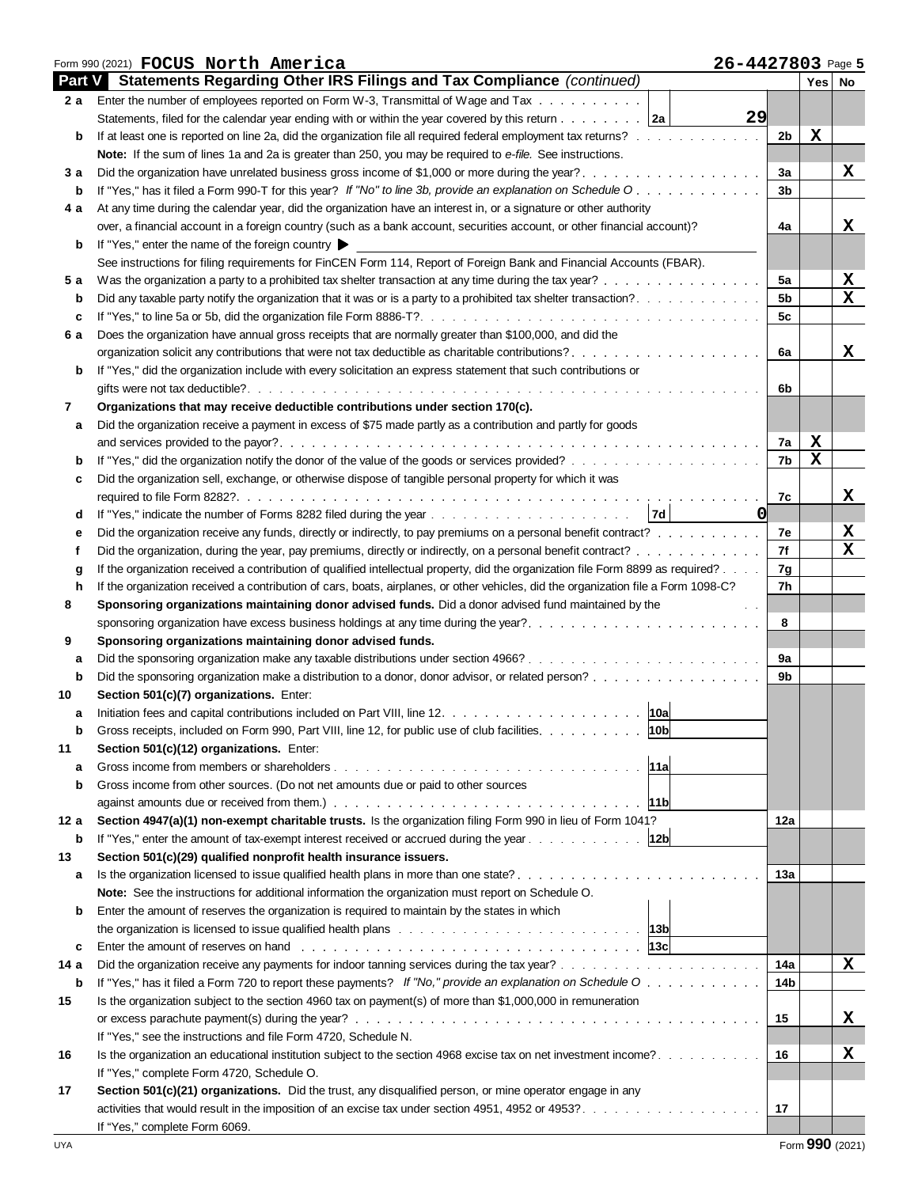Form 990 (2021) **FOCUS North America** 26-4427803 Page **5**

## Part V Statements Regarding Other IRS Filings and Tax Compliance *(continued)*

| | | | | Yes | No |
|---|---|---|---|---|---|
| **2 a** | Enter the number of employees reported on Form W-3, Transmittal of Wage and Tax Statements, filed for the calendar year ending with or within the year covered by this return | 2a 29 | | | |
| **b** | If at least one is reported on line 2a, did the organization file all required federal employment tax returns? | | 2b | X | |
| | **Note:** If the sum of lines 1a and 2a is greater than 250, you may be required to *e-file.* See instructions. | | | | |
| **3 a** | Did the organization have unrelated business gross income of $1,000 or more during the year? | | 3a | | X |
| **b** | If "Yes," has it filed a Form 990-T for this year? *If "No" to line 3b, provide an explanation on Schedule O* | | 3b | | |
| **4 a** | At any time during the calendar year, did the organization have an interest in, or a signature or other authority over, a financial account in a foreign country (such as a bank account, securities account, or other financial account)? | | 4a | | X |
| **b** | If "Yes," enter the name of the foreign country ▶ | | | | |
| | See instructions for filing requirements for FinCEN Form 114, Report of Foreign Bank and Financial Accounts (FBAR). | | | | |
| **5 a** | Was the organization a party to a prohibited tax shelter transaction at any time during the tax year? | | 5a | | X |
| **b** | Did any taxable party notify the organization that it was or is a party to a prohibited tax shelter transaction? | | 5b | | X |
| **c** | If "Yes," to line 5a or 5b, did the organization file Form 8886-T? | | 5c | | |
| **6 a** | Does the organization have annual gross receipts that are normally greater than $100,000, and did the organization solicit any contributions that were not tax deductible as charitable contributions? | | 6a | | X |
| **b** | If "Yes," did the organization include with every solicitation an express statement that such contributions or gifts were not tax deductible? | | 6b | | |
| **7** | **Organizations that may receive deductible contributions under section 170(c).** | | | | |
| **a** | Did the organization receive a payment in excess of $75 made partly as a contribution and partly for goods and services provided to the payor? | | 7a | X | |
| **b** | If "Yes," did the organization notify the donor of the value of the goods or services provided? | | 7b | X | |
| **c** | Did the organization sell, exchange, or otherwise dispose of tangible personal property for which it was required to file Form 8282? | | 7c | | X |
| **d** | If "Yes," indicate the number of Forms 8282 filed during the year | 7d 0 | | | |
| **e** | Did the organization receive any funds, directly or indirectly, to pay premiums on a personal benefit contract? | | 7e | | X |
| **f** | Did the organization, during the year, pay premiums, directly or indirectly, on a personal benefit contract? | | 7f | | X |
| **g** | If the organization received a contribution of qualified intellectual property, did the organization file Form 8899 as required? | | 7g | | |
| **h** | If the organization received a contribution of cars, boats, airplanes, or other vehicles, did the organization file a Form 1098-C? | | 7h | | |
| **8** | **Sponsoring organizations maintaining donor advised funds.** Did a donor advised fund maintained by the sponsoring organization have excess business holdings at any time during the year? | | 8 | | |
| **9** | **Sponsoring organizations maintaining donor advised funds.** | | | | |
| **a** | Did the sponsoring organization make any taxable distributions under section 4966? | | 9a | | |
| **b** | Did the sponsoring organization make a distribution to a donor, donor advisor, or related person? | | 9b | | |
| **10** | **Section 501(c)(7) organizations.** Enter: | | | | |
| **a** | Initiation fees and capital contributions included on Part VIII, line 12 | 10a | | | |
| **b** | Gross receipts, included on Form 990, Part VIII, line 12, for public use of club facilities | 10b | | | |
| **11** | **Section 501(c)(12) organizations.** Enter: | | | | |
| **a** | Gross income from members or shareholders | 11a | | | |
| **b** | Gross income from other sources. (Do not net amounts due or paid to other sources against amounts due or received from them.) | 11b | | | |
| **12 a** | **Section 4947(a)(1) non-exempt charitable trusts.** Is the organization filing Form 990 in lieu of Form 1041? | | 12a | | |
| **b** | If "Yes," enter the amount of tax-exempt interest received or accrued during the year | 12b | | | |
| **13** | **Section 501(c)(29) qualified nonprofit health insurance issuers.** | | | | |
| **a** | Is the organization licensed to issue qualified health plans in more than one state? | | 13a | | |
| | **Note:** See the instructions for additional information the organization must report on Schedule O. | | | | |
| **b** | Enter the amount of reserves the organization is required to maintain by the states in which the organization is licensed to issue qualified health plans | 13b | | | |
| **c** | Enter the amount of reserves on hand | 13c | | | |
| **14 a** | Did the organization receive any payments for indoor tanning services during the tax year? | | 14a | | X |
| **b** | If "Yes," has it filed a Form 720 to report these payments? *If "No," provide an explanation on Schedule O* | | 14b | | |
| **15** | Is the organization subject to the section 4960 tax on payment(s) of more than $1,000,000 in remuneration or excess parachute payment(s) during the year? | | 15 | | X |
| | If "Yes," see the instructions and file Form 4720, Schedule N. | | | | |
| **16** | Is the organization an educational institution subject to the section 4968 excise tax on net investment income? | | 16 | | X |
| | If "Yes," complete Form 4720, Schedule O. | | | | |
| **17** | **Section 501(c)(21) organizations.** Did the trust, any disqualified person, or mine operator engage in any activities that would result in the imposition of an excise tax under section 4951, 4952 or 4953? | | 17 | | |
| | If "Yes," complete Form 6069. | | | | |

UYA Form **990** (2021)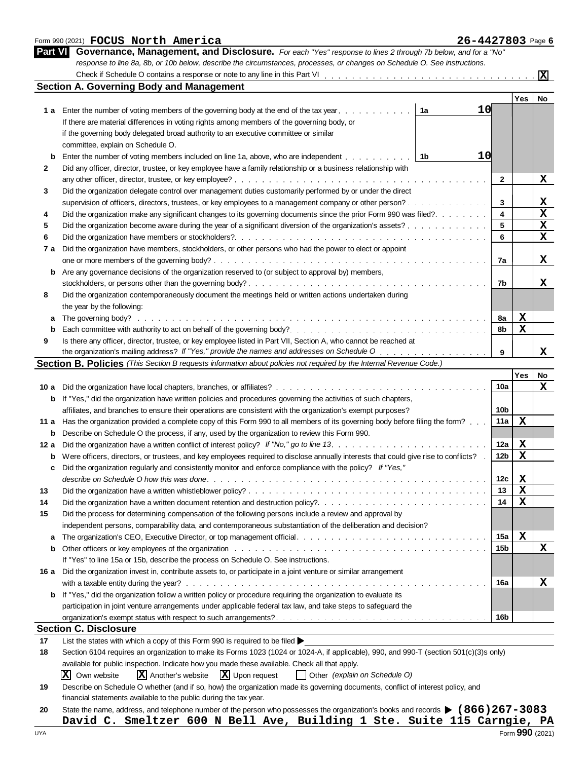Form 990 (2021) **FOCUS North America** **26-4427803** Page **6**

## Part VI Governance, Management, and Disclosure.

*For each "Yes" response to lines 2 through 7b below, and for a "No" response to line 8a, 8b, or 10b below, describe the circumstances, processes, or changes on Schedule O. See instructions.*

Check if Schedule O contains a response or note to any line in this Part VI . . . . . . . . . . [X]

### Section A. Governing Body and Management

| | | | | Yes | No |
|---|---|---|---|---|---|
| 1a | Enter the number of voting members of the governing body at the end of the tax year. If there are material differences in voting rights among members of the governing body, or if the governing body delegated broad authority to an executive committee or similar committee, explain on Schedule O. | 1a | 10 | | |
| b | Enter the number of voting members included on line 1a, above, who are independent | 1b | 10 | | |
| 2 | Did any officer, director, trustee, or key employee have a family relationship or a business relationship with any other officer, director, trustee, or key employee? | | 2 | | X |
| 3 | Did the organization delegate control over management duties customarily performed by or under the direct supervision of officers, directors, trustees, or key employees to a management company or other person? | | 3 | | X |
| 4 | Did the organization make any significant changes to its governing documents since the prior Form 990 was filed? | | 4 | | X |
| 5 | Did the organization become aware during the year of a significant diversion of the organization's assets? | | 5 | | X |
| 6 | Did the organization have members or stockholders? | | 6 | | X |
| 7a | Did the organization have members, stockholders, or other persons who had the power to elect or appoint one or more members of the governing body? | | 7a | | X |
| b | Are any governance decisions of the organization reserved to (or subject to approval by) members, stockholders, or persons other than the governing body? | | 7b | | X |
| 8 | Did the organization contemporaneously document the meetings held or written actions undertaken during the year by the following: | | | | |
| a | The governing body? | | 8a | X | |
| b | Each committee with authority to act on behalf of the governing body? | | 8b | X | |
| 9 | Is there any officer, director, trustee, or key employee listed in Part VII, Section A, who cannot be reached at the organization's mailing address? *If "Yes," provide the names and addresses on Schedule O* | | 9 | | X |

### Section B. Policies *(This Section B requests information about policies not required by the Internal Revenue Code.)*

| | | | Yes | No |
|---|---|---|---|---|
| 10a | Did the organization have local chapters, branches, or affiliates? | 10a | | X |
| b | If "Yes," did the organization have written policies and procedures governing the activities of such chapters, affiliates, and branches to ensure their operations are consistent with the organization's exempt purposes? | 10b | | |
| 11a | Has the organization provided a complete copy of this Form 990 to all members of its governing body before filing the form? | 11a | X | |
| b | Describe on Schedule O the process, if any, used by the organization to review this Form 990. | | | |
| 12a | Did the organization have a written conflict of interest policy? *If "No," go to line 13* | 12a | X | |
| b | Were officers, directors, or trustees, and key employees required to disclose annually interests that could give rise to conflicts? | 12b | X | |
| c | Did the organization regularly and consistently monitor and enforce compliance with the policy? *If "Yes," describe on Schedule O how this was done* | 12c | X | |
| 13 | Did the organization have a written whistleblower policy? | 13 | X | |
| 14 | Did the organization have a written document retention and destruction policy? | 14 | X | |
| 15 | Did the process for determining compensation of the following persons include a review and approval by independent persons, comparability data, and contemporaneous substantiation of the deliberation and decision? | | | |
| a | The organization's CEO, Executive Director, or top management official | 15a | X | |
| b | Other officers or key employees of the organization | 15b | | X |
| | If "Yes" to line 15a or 15b, describe the process on Schedule O. See instructions. | | | |
| 16a | Did the organization invest in, contribute assets to, or participate in a joint venture or similar arrangement with a taxable entity during the year? | 16a | | X |
| b | If "Yes," did the organization follow a written policy or procedure requiring the organization to evaluate its participation in joint venture arrangements under applicable federal tax law, and take steps to safeguard the organization's exempt status with respect to such arrangements? | 16b | | |

### Section C. Disclosure

**17** List the states with which a copy of this Form 990 is required to be filed ▶

**18** Section 6104 requires an organization to make its Forms 1023 (1024 or 1024-A, if applicable), 990, and 990-T (section 501(c)(3)s only) available for public inspection. Indicate how you made these available. Check all that apply.

[X] Own website [X] Another's website [X] Upon request [ ] Other *(explain on Schedule O)*

**19** Describe on Schedule O whether (and if so, how) the organization made its governing documents, conflict of interest policy, and financial statements available to the public during the tax year.

**20** State the name, address, and telephone number of the person who possesses the organization's books and records ▶ **(866)267-3083**
**David C. Smeltzer 600 N Bell Ave, Building 1 Ste. Suite 115 Carngie, PA**

UYA Form **990** (2021)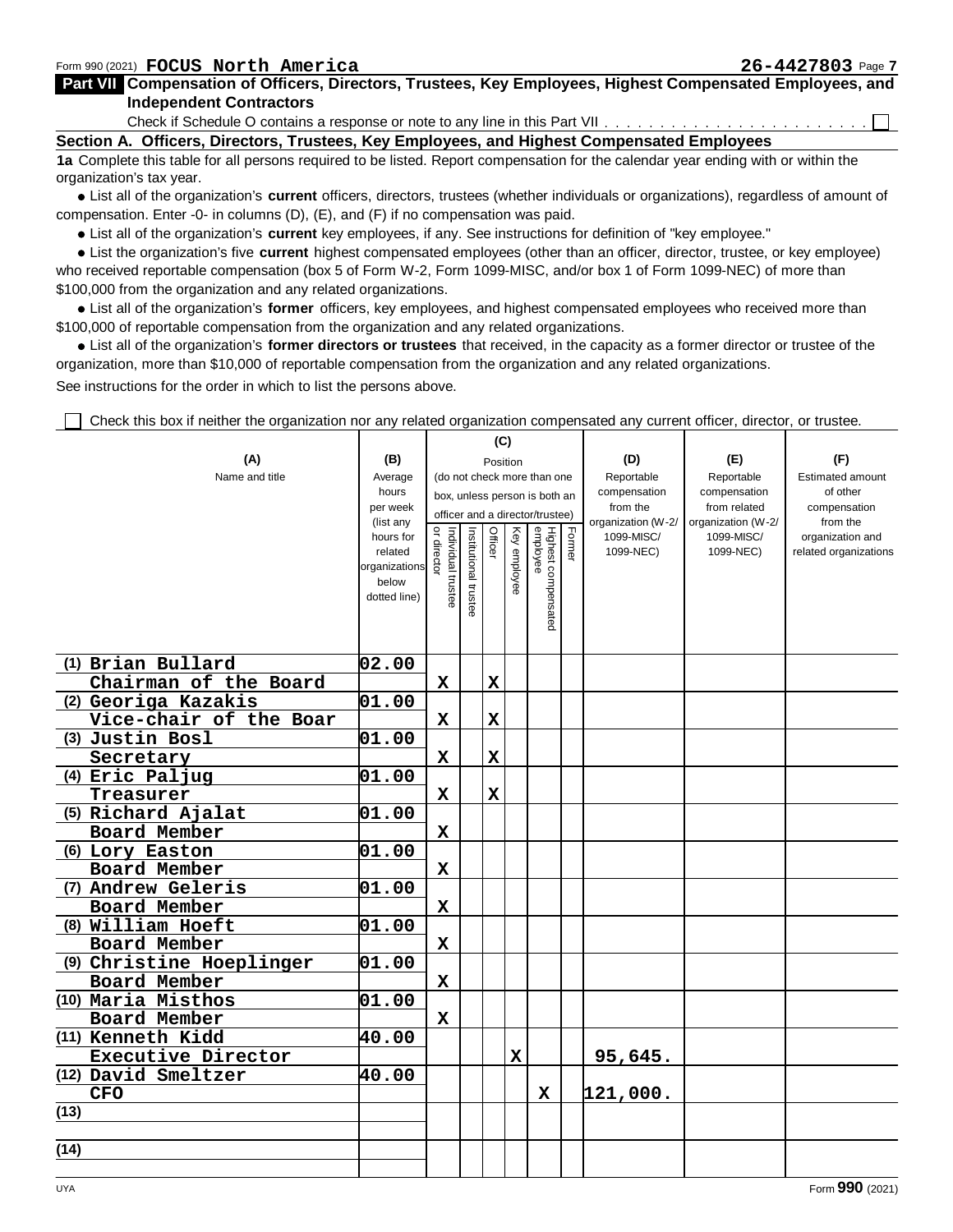Form 990 (2021) **FOCUS North America** **26-4427803** Page **7**

## Part VII Compensation of Officers, Directors, Trustees, Key Employees, Highest Compensated Employees, and Independent Contractors

Check if Schedule O contains a response or note to any line in this Part VII . . . . . . . . . . . . . . . . . . . . . . . . ☐

### Section A. Officers, Directors, Trustees, Key Employees, and Highest Compensated Employees

**1a** Complete this table for all persons required to be listed. Report compensation for the calendar year ending with or within the organization's tax year.

- List all of the organization's **current** officers, directors, trustees (whether individuals or organizations), regardless of amount of compensation. Enter -0- in columns (D), (E), and (F) if no compensation was paid.
- List all of the organization's **current** key employees, if any. See instructions for definition of "key employee."
- List the organization's five **current** highest compensated employees (other than an officer, director, trustee, or key employee) who received reportable compensation (box 5 of Form W-2, Form 1099-MISC, and/or box 1 of Form 1099-NEC) of more than $100,000 from the organization and any related organizations.
- List all of the organization's **former** officers, key employees, and highest compensated employees who received more than $100,000 of reportable compensation from the organization and any related organizations.
- List all of the organization's **former directors or trustees** that received, in the capacity as a former director or trustee of the organization, more than $10,000 of reportable compensation from the organization and any related organizations.

See instructions for the order in which to list the persons above.

☐ Check this box if neither the organization nor any related organization compensated any current officer, director, or trustee.

| (A) Name and title | (B) Average hours per week (list any hours for related organizations below dotted line) | (C) Position (do not check more than one box, unless person is both an officer and a director/trustee) | | | | | | (D) Reportable compensation from the organization (W-2/ 1099-MISC/ 1099-NEC) | (E) Reportable compensation from related organization (W-2/ 1099-MISC/ 1099-NEC) | (F) Estimated amount of other compensation from the organization and related organizations |
|---|---|---|---|---|---|---|---|---|---|---|
| | | Individual trustee or director | Institutional trustee | Officer | Key employee | Highest compensated employee | Former | | | |
| (1) Brian Bullard<br>Chairman of the Board | 02.00 | X | | X | | | | | | |
| (2) Georiga Kazakis<br>Vice-chair of the Boar | 01.00 | X | | X | | | | | | |
| (3) Justin Bosl<br>Secretary | 01.00 | X | | X | | | | | | |
| (4) Eric Paljug<br>Treasurer | 01.00 | X | | X | | | | | | |
| (5) Richard Ajalat<br>Board Member | 01.00 | X | | | | | | | | |
| (6) Lory Easton<br>Board Member | 01.00 | X | | | | | | | | |
| (7) Andrew Geleris<br>Board Member | 01.00 | X | | | | | | | | |
| (8) William Hoeft<br>Board Member | 01.00 | X | | | | | | | | |
| (9) Christine Hoeplinger<br>Board Member | 01.00 | X | | | | | | | | |
| (10) Maria Misthos<br>Board Member | 01.00 | X | | | | | | | | |
| (11) Kenneth Kidd<br>Executive Director | 40.00 | | | | X | | | 95,645. | | |
| (12) David Smeltzer<br>CFO | 40.00 | | | | | X | | 121,000. | | |
| (13) | | | | | | | | | | |
| (14) | | | | | | | | | | |

Form **990** (2021)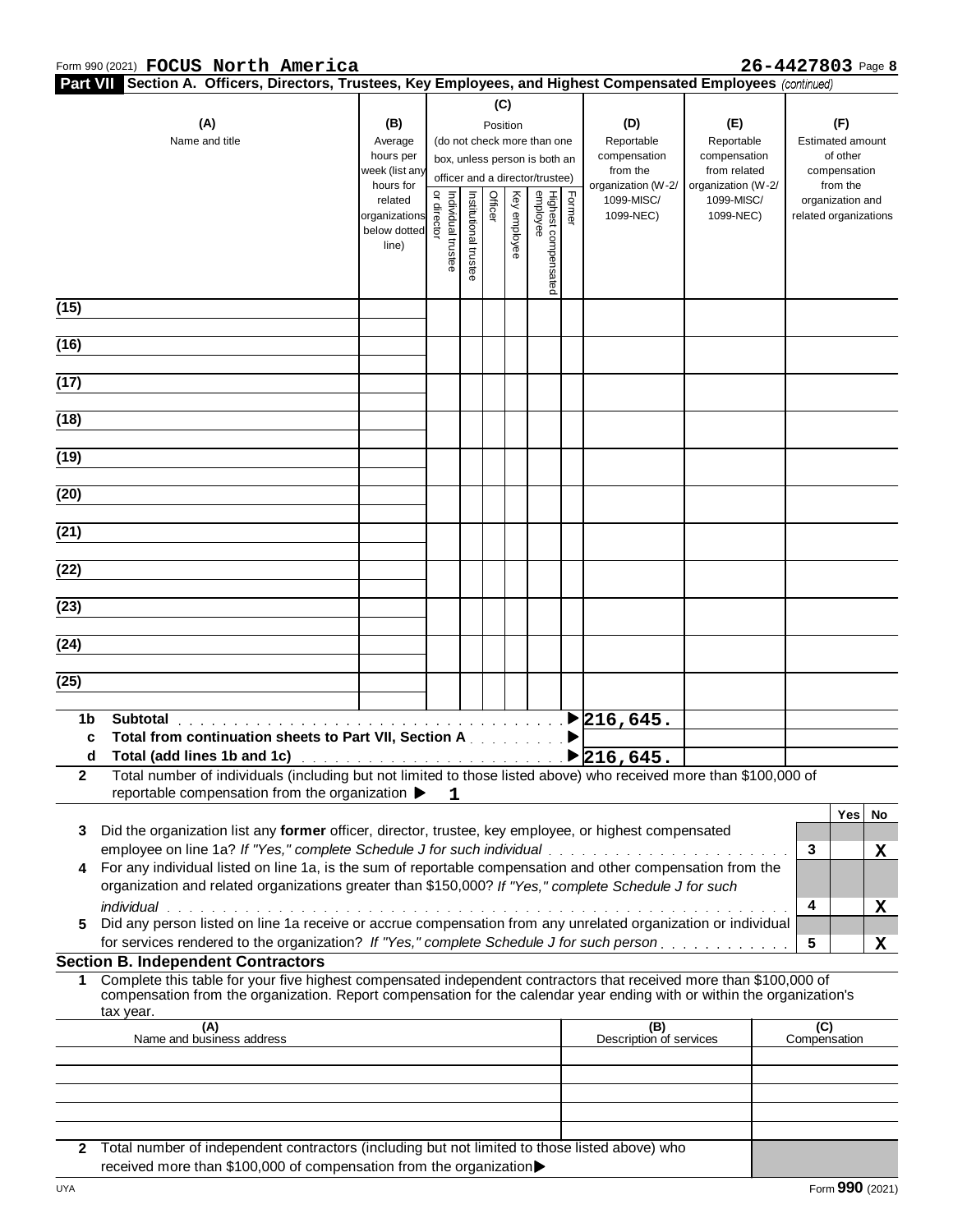Form 990 (2021) **FOCUS North America** **26-4427803** Page **8**

**Part VII Section A. Officers, Directors, Trustees, Key Employees, and Highest Compensated Employees** *(continued)*

| (A) Name and title | (B) Average hours per week (list any hours for related organizations below dotted line) | (C) Position: Individual trustee or director | Institutional trustee | Officer | Key employee | Highest compensated employee | Former | (D) Reportable compensation from the organization (W-2/1099-MISC/1099-NEC) | (E) Reportable compensation from related organizations (W-2/1099-MISC/1099-NEC) | (F) Estimated amount of other compensation from the organization and related organizations |
|---|---|---|---|---|---|---|---|---|---|---|
| (15) | | | | | | | | | | |
| (16) | | | | | | | | | | |
| (17) | | | | | | | | | | |
| (18) | | | | | | | | | | |
| (19) | | | | | | | | | | |
| (20) | | | | | | | | | | |
| (21) | | | | | | | | | | |
| (22) | | | | | | | | | | |
| (23) | | | | | | | | | | |
| (24) | | | | | | | | | | |
| (25) | | | | | | | | | | |
| **1b Subtotal** | | | | | | | | 216,645. | | |
| **c Total from continuation sheets to Part VII, Section A** | | | | | | | | | | |
| **d Total (add lines 1b and 1c)** | | | | | | | | 216,645. | | |

**2** Total number of individuals (including but not limited to those listed above) who received more than $100,000 of reportable compensation from the organization ▶ **1**

| | | Yes | No |
|---|---|---|---|
| **3** Did the organization list any **former** officer, director, trustee, key employee, or highest compensated employee on line 1a? *If "Yes," complete Schedule J for such individual* | 3 | | X |
| **4** For any individual listed on line 1a, is the sum of reportable compensation and other compensation from the organization and related organizations greater than $150,000? *If "Yes," complete Schedule J for such individual* | 4 | | X |
| **5** Did any person listed on line 1a receive or accrue compensation from any unrelated organization or individual for services rendered to the organization? *If "Yes," complete Schedule J for such person* | 5 | | X |

**Section B. Independent Contractors**

**1** Complete this table for your five highest compensated independent contractors that received more than $100,000 of compensation from the organization. Report compensation for the calendar year ending with or within the organization's tax year.

| (A) Name and business address | (B) Description of services | (C) Compensation |
|---|---|---|
| | | |
| | | |
| | | |
| | | |
| | | |

**2** Total number of independent contractors (including but not limited to those listed above) who received more than $100,000 of compensation from the organization ▶

UYA Form **990** (2021)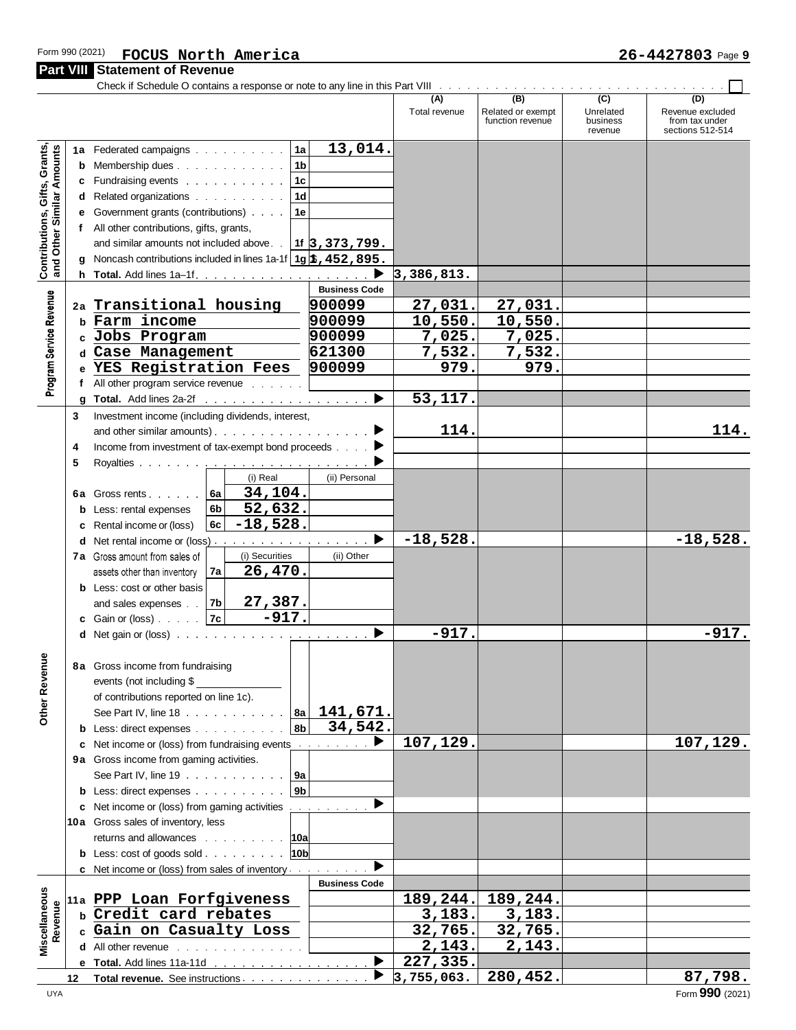Form 990 (2021) **FOCUS North America** **26-4427803** Page **9**

## Part VIII Statement of Revenue

Check if Schedule O contains a response or note to any line in this Part VIII . . . . . . ☐

| | | | | (A) Total revenue | (B) Related or exempt function revenue | (C) Unrelated business revenue | (D) Revenue excluded from tax under sections 512-514 |
|---|---|---|---|---|---|---|---|
| **Contributions, Gifts, Grants, and Other Similar Amounts** | 1a Federated campaigns | 1a | 13,014. | | | | |
| | b Membership dues | 1b | | | | | |
| | c Fundraising events | 1c | | | | | |
| | d Related organizations | 1d | | | | | |
| | e Government grants (contributions) | 1e | | | | | |
| | f All other contributions, gifts, grants, and similar amounts not included above | 1f | 3,373,799. | | | | |
| | g Noncash contributions included in lines 1a-1f | 1g | $ 1,452,895. | | | | |
| | h **Total.** Add lines 1a–1f | | ▶ | 3,386,813. | | | |
| **Program Service Revenue** | | | **Business Code** | | | | |
| | 2a Transitional housing | | 900099 | 27,031. | 27,031. | | |
| | b Farm income | | 900099 | 10,550. | 10,550. | | |
| | c Jobs Program | | 900099 | 7,025. | 7,025. | | |
| | d Case Management | | 621300 | 7,532. | 7,532. | | |
| | e YES Registration Fees | | 900099 | 979. | 979. | | |
| | f All other program service revenue | | | | | | |
| | g **Total.** Add lines 2a-2f | | ▶ | 53,117. | | | |
| **Other Revenue** | 3 Investment income (including dividends, interest, and other similar amounts) | | ▶ | 114. | | | 114. |
| | 4 Income from investment of tax-exempt bond proceeds | | ▶ | | | | |
| | 5 Royalties | | ▶ | | | | |
| | | (i) Real | (ii) Personal | | | | |
| | 6a Gross rents (6a) | 34,104. | | | | | |
| | b Less: rental expenses (6b) | 52,632. | | | | | |
| | c Rental income or (loss) (6c) | -18,528. | | | | | |
| | d Net rental income or (loss) | | ▶ | -18,528. | | | -18,528. |
| | | (i) Securities | (ii) Other | | | | |
| | 7a Gross amount from sales of assets other than inventory (7a) | 26,470. | | | | | |
| | b Less: cost or other basis and sales expenses (7b) | 27,387. | | | | | |
| | c Gain or (loss) (7c) | -917. | | | | | |
| | d Net gain or (loss) | | ▶ | -917. | | | -917. |
| | 8a Gross income from fundraising events (not including $ ______ of contributions reported on line 1c). See Part IV, line 18 | 8a | 141,671. | | | | |
| | b Less: direct expenses | 8b | 34,542. | | | | |
| | c Net income or (loss) from fundraising events | | ▶ | 107,129. | | | 107,129. |
| | 9a Gross income from gaming activities. See Part IV, line 19 | 9a | | | | | |
| | b Less: direct expenses | 9b | | | | | |
| | c Net income or (loss) from gaming activities | | ▶ | | | | |
| | 10a Gross sales of inventory, less returns and allowances | 10a | | | | | |
| | b Less: cost of goods sold | 10b | | | | | |
| | c Net income or (loss) from sales of inventory | | ▶ | | | | |
| **Miscellaneous Revenue** | | | **Business Code** | | | | |
| | 11a PPP Loan Forfgiveness | | | 189,244. | 189,244. | | |
| | b Credit card rebates | | | 3,183. | 3,183. | | |
| | c Gain on Casualty Loss | | | 32,765. | 32,765. | | |
| | d All other revenue | | | 2,143. | 2,143. | | |
| | e **Total.** Add lines 11a-11d | | ▶ | 227,335. | | | |
| | 12 **Total revenue.** See instructions | | ▶ | 3,755,063. | 280,452. | | 87,798. |

UYA Form **990** (2021)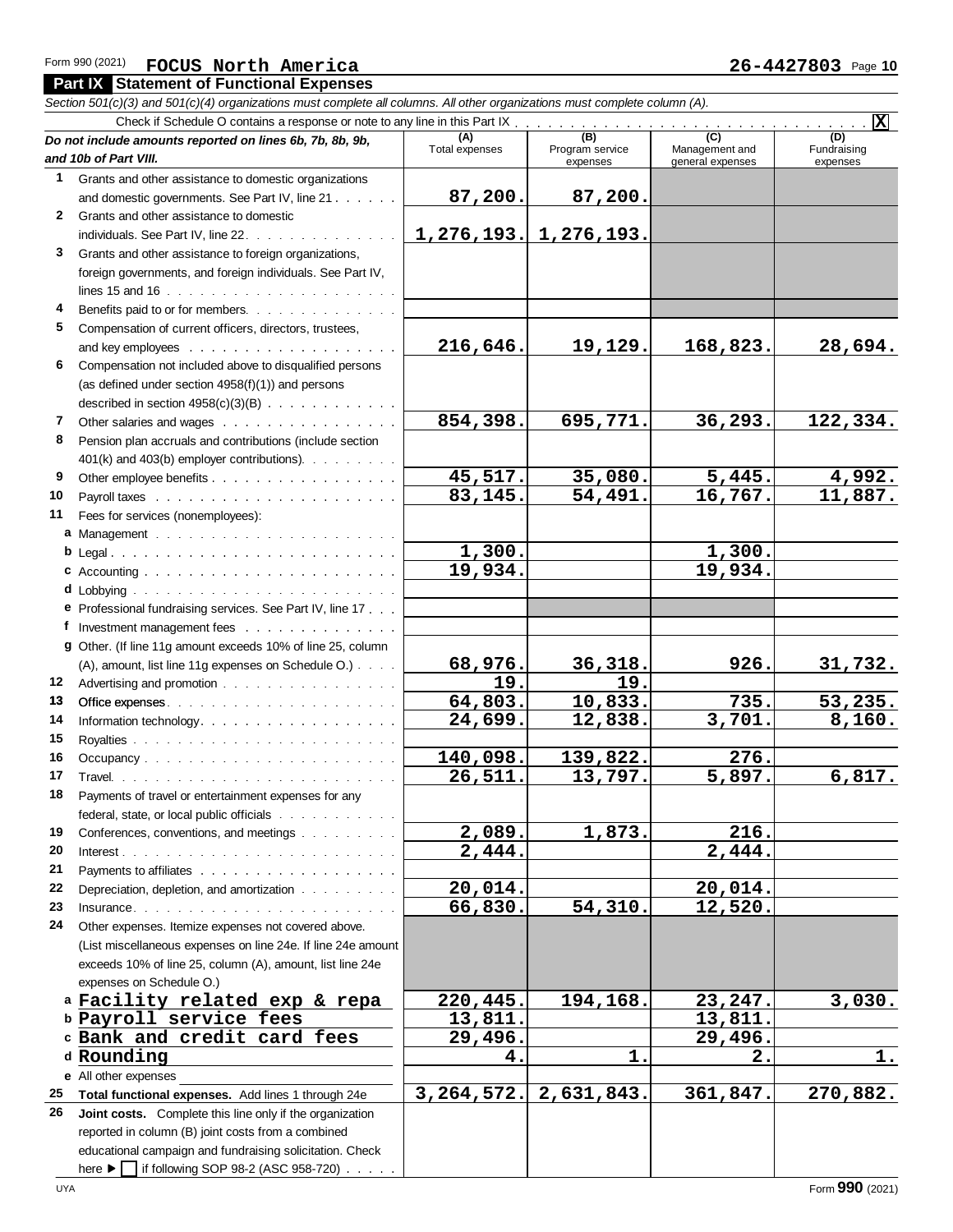Form 990 (2021) **FOCUS North America** **26-4427803** Page **10**

## Part IX Statement of Functional Expenses

*Section 501(c)(3) and 501(c)(4) organizations must complete all columns. All other organizations must complete column (A).*

Check if Schedule O contains a response or note to any line in this Part IX . . . . . . . . . . . . . . . . . . . . . . . . . . . . . . . . **X**

| | *Do not include amounts reported on lines 6b, 7b, 8b, 9b, and 10b of Part VIII.* | (A) Total expenses | (B) Program service expenses | (C) Management and general expenses | (D) Fundraising expenses |
|---|---|---|---|---|---|
| 1 | Grants and other assistance to domestic organizations and domestic governments. See Part IV, line 21 | 87,200. | 87,200. | | |
| 2 | Grants and other assistance to domestic individuals. See Part IV, line 22 | 1,276,193. | 1,276,193. | | |
| 3 | Grants and other assistance to foreign organizations, foreign governments, and foreign individuals. See Part IV, lines 15 and 16 | | | | |
| 4 | Benefits paid to or for members | | | | |
| 5 | Compensation of current officers, directors, trustees, and key employees | 216,646. | 19,129. | 168,823. | 28,694. |
| 6 | Compensation not included above to disqualified persons (as defined under section 4958(f)(1)) and persons described in section 4958(c)(3)(B) | | | | |
| 7 | Other salaries and wages | 854,398. | 695,771. | 36,293. | 122,334. |
| 8 | Pension plan accruals and contributions (include section 401(k) and 403(b) employer contributions) | | | | |
| 9 | Other employee benefits | 45,517. | 35,080. | 5,445. | 4,992. |
| 10 | Payroll taxes | 83,145. | 54,491. | 16,767. | 11,887. |
| 11 | Fees for services (nonemployees): | | | | |
| a | Management | | | | |
| b | Legal | 1,300. | | 1,300. | |
| c | Accounting | 19,934. | | 19,934. | |
| d | Lobbying | | | | |
| e | Professional fundraising services. See Part IV, line 17 | | | | |
| f | Investment management fees | | | | |
| g | Other. (If line 11g amount exceeds 10% of line 25, column (A), amount, list line 11g expenses on Schedule O.) | 68,976. | 36,318. | 926. | 31,732. |
| 12 | Advertising and promotion | 19. | 19. | | |
| 13 | Office expenses | 64,803. | 10,833. | 735. | 53,235. |
| 14 | Information technology | 24,699. | 12,838. | 3,701. | 8,160. |
| 15 | Royalties | | | | |
| 16 | Occupancy | 140,098. | 139,822. | 276. | |
| 17 | Travel | 26,511. | 13,797. | 5,897. | 6,817. |
| 18 | Payments of travel or entertainment expenses for any federal, state, or local public officials | | | | |
| 19 | Conferences, conventions, and meetings | 2,089. | 1,873. | 216. | |
| 20 | Interest | 2,444. | | 2,444. | |
| 21 | Payments to affiliates | | | | |
| 22 | Depreciation, depletion, and amortization | 20,014. | | 20,014. | |
| 23 | Insurance | 66,830. | 54,310. | 12,520. | |
| 24 | Other expenses. Itemize expenses not covered above. (List miscellaneous expenses on line 24e. If line 24e amount exceeds 10% of line 25, column (A), amount, list line 24e expenses on Schedule O.) | | | | |
| a | Facility related exp & repa | 220,445. | 194,168. | 23,247. | 3,030. |
| b | Payroll service fees | 13,811. | | 13,811. | |
| c | Bank and credit card fees | 29,496. | | 29,496. | |
| d | Rounding | 4. | 1. | 2. | 1. |
| e | All other expenses | | | | |
| 25 | **Total functional expenses.** Add lines 1 through 24e | 3,264,572. | 2,631,843. | 361,847. | 270,882. |
| 26 | **Joint costs.** Complete this line only if the organization reported in column (B) joint costs from a combined educational campaign and fundraising solicitation. Check here ▶ ☐ if following SOP 98-2 (ASC 958-720) | | | | |

UYA Form **990** (2021)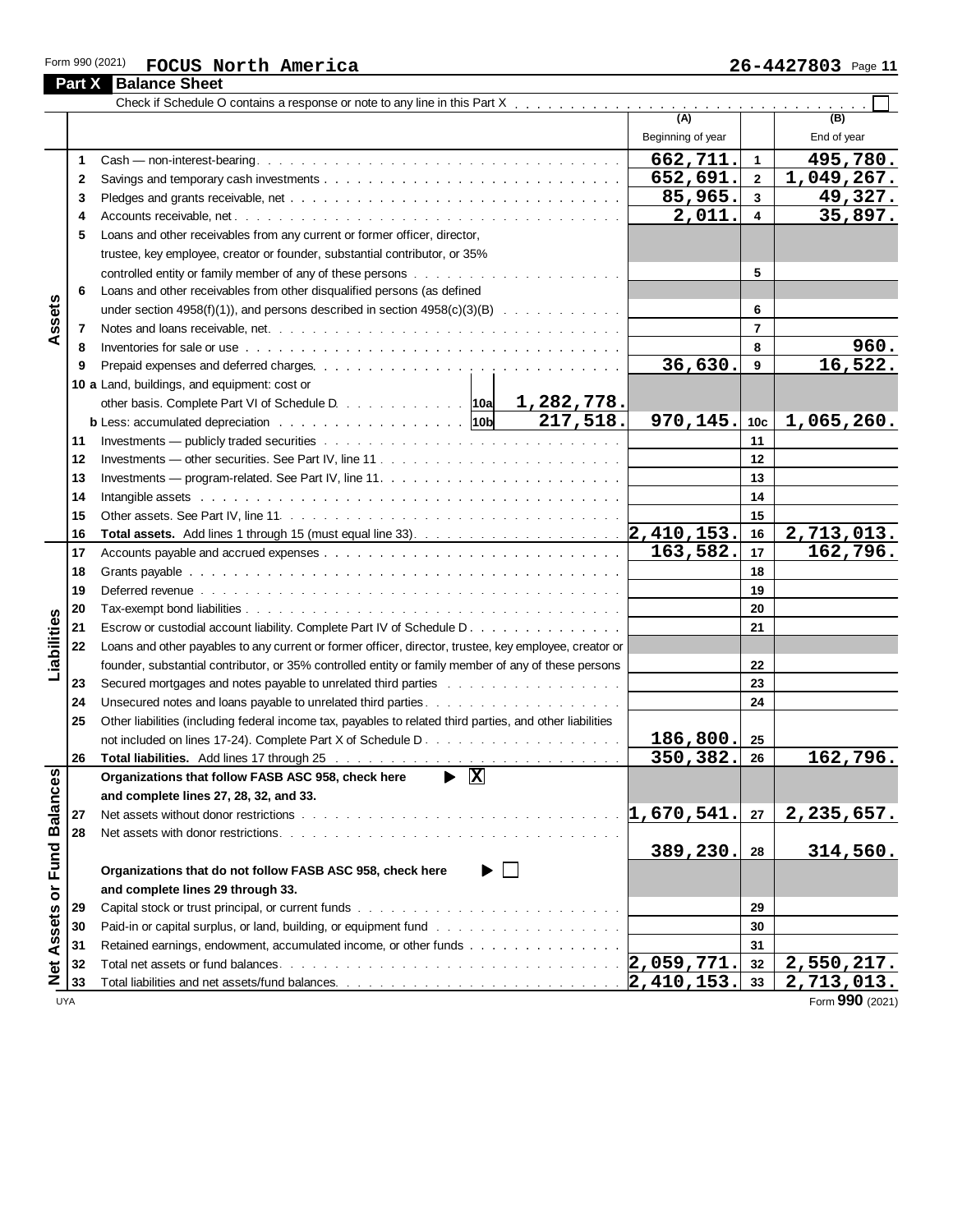Form 990 (2021) **FOCUS North America** **26-4427803** Page **11**

## Part X Balance Sheet

Check if Schedule O contains a response or note to any line in this Part X . . . . . . . . . . ☐

| | | | | (A) Beginning of year | | (B) End of year |
|---|---|---|---|---|---|---|
| **Assets** | 1 | Cash — non-interest-bearing | | 662,711. | 1 | 495,780. |
| | 2 | Savings and temporary cash investments | | 652,691. | 2 | 1,049,267. |
| | 3 | Pledges and grants receivable, net | | 85,965. | 3 | 49,327. |
| | 4 | Accounts receivable, net | | 2,011. | 4 | 35,897. |
| | 5 | Loans and other receivables from any current or former officer, director, trustee, key employee, creator or founder, substantial contributor, or 35% controlled entity or family member of any of these persons | | | 5 | |
| | 6 | Loans and other receivables from other disqualified persons (as defined under section 4958(f)(1)), and persons described in section 4958(c)(3)(B) | | | 6 | |
| | 7 | Notes and loans receivable, net | | | 7 | |
| | 8 | Inventories for sale or use | | | 8 | 960. |
| | 9 | Prepaid expenses and deferred charges | | 36,630. | 9 | 16,522. |
| | 10a | Land, buildings, and equipment: cost or other basis. Complete Part VI of Schedule D | 10a 1,282,778. | | | |
| | b | Less: accumulated depreciation | 10b 217,518. | 970,145. | 10c | 1,065,260. |
| | 11 | Investments — publicly traded securities | | | 11 | |
| | 12 | Investments — other securities. See Part IV, line 11 | | | 12 | |
| | 13 | Investments — program-related. See Part IV, line 11 | | | 13 | |
| | 14 | Intangible assets | | | 14 | |
| | 15 | Other assets. See Part IV, line 11 | | | 15 | |
| | 16 | **Total assets.** Add lines 1 through 15 (must equal line 33) | | 2,410,153. | 16 | 2,713,013. |
| **Liabilities** | 17 | Accounts payable and accrued expenses | | 163,582. | 17 | 162,796. |
| | 18 | Grants payable | | | 18 | |
| | 19 | Deferred revenue | | | 19 | |
| | 20 | Tax-exempt bond liabilities | | | 20 | |
| | 21 | Escrow or custodial account liability. Complete Part IV of Schedule D | | | 21 | |
| | 22 | Loans and other payables to any current or former officer, director, trustee, key employee, creator or founder, substantial contributor, or 35% controlled entity or family member of any of these persons | | | 22 | |
| | 23 | Secured mortgages and notes payable to unrelated third parties | | | 23 | |
| | 24 | Unsecured notes and loans payable to unrelated third parties | | | 24 | |
| | 25 | Other liabilities (including federal income tax, payables to related third parties, and other liabilities not included on lines 17-24). Complete Part X of Schedule D | | 186,800. | 25 | |
| | 26 | **Total liabilities.** Add lines 17 through 25 | | 350,382. | 26 | 162,796. |
| **Net Assets or Fund Balances** | | **Organizations that follow FASB ASC 958, check here** ▶ ☒ **and complete lines 27, 28, 32, and 33.** | | | | |
| | 27 | Net assets without donor restrictions | | 1,670,541. | 27 | 2,235,657. |
| | 28 | Net assets with donor restrictions | | 389,230. | 28 | 314,560. |
| | | **Organizations that do not follow FASB ASC 958, check here** ▶ ☐ **and complete lines 29 through 33.** | | | | |
| | 29 | Capital stock or trust principal, or current funds | | | 29 | |
| | 30 | Paid-in or capital surplus, or land, building, or equipment fund | | | 30 | |
| | 31 | Retained earnings, endowment, accumulated income, or other funds | | | 31 | |
| | 32 | Total net assets or fund balances | | 2,059,771. | 32 | 2,550,217. |
| | 33 | Total liabilities and net assets/fund balances | | 2,410,153. | 33 | 2,713,013. |

UYA Form **990** (2021)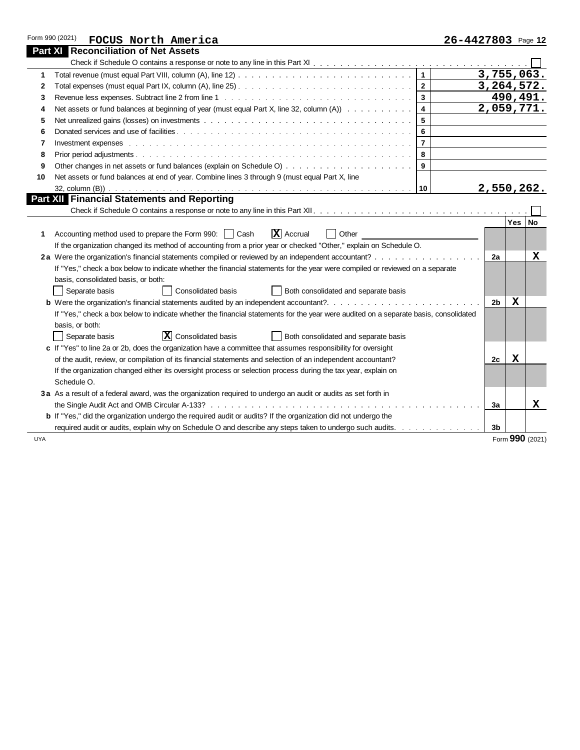Form 990 (2021) **FOCUS North America** **26-4427803** Page **12**

## Part XI Reconciliation of Net Assets

Check if Schedule O contains a response or note to any line in this Part XI . . . . . . . . . . . . . . . . . . . . . . . . . . . . . . . . . ☐

| | | | |
|---|---|---|---|
| 1 | Total revenue (must equal Part VIII, column (A), line 12) | 1 | 3,755,063. |
| 2 | Total expenses (must equal Part IX, column (A), line 25) | 2 | 3,264,572. |
| 3 | Revenue less expenses. Subtract line 2 from line 1 | 3 | 490,491. |
| 4 | Net assets or fund balances at beginning of year (must equal Part X, line 32, column (A)) | 4 | 2,059,771. |
| 5 | Net unrealized gains (losses) on investments | 5 | |
| 6 | Donated services and use of facilities | 6 | |
| 7 | Investment expenses | 7 | |
| 8 | Prior period adjustments | 8 | |
| 9 | Other changes in net assets or fund balances (explain on Schedule O) | 9 | |
| 10 | Net assets or fund balances at end of year. Combine lines 3 through 9 (must equal Part X, line 32, column (B)) | 10 | 2,550,262. |

## Part XII Financial Statements and Reporting

Check if Schedule O contains a response or note to any line in this Part XII . . . . . . . . . . . . . . . . . . . . . . . . . . . . . . . . ☐

| | | | Yes | No |
|---|---|---|---|---|
| 1 | Accounting method used to prepare the Form 990: ☐ Cash ☒ Accrual ☐ Other ______ <br> If the organization changed its method of accounting from a prior year or checked "Other," explain on Schedule O. | | | |
| 2a | Were the organization's financial statements compiled or reviewed by an independent accountant? | 2a | | X |
| | If "Yes," check a box below to indicate whether the financial statements for the year were compiled or reviewed on a separate basis, consolidated basis, or both: <br> ☐ Separate basis ☐ Consolidated basis ☐ Both consolidated and separate basis | | | |
| b | Were the organization's financial statements audited by an independent accountant? | 2b | X | |
| | If "Yes," check a box below to indicate whether the financial statements for the year were audited on a separate basis, consolidated basis, or both: <br> ☐ Separate basis ☒ Consolidated basis ☐ Both consolidated and separate basis | | | |
| c | If "Yes" to line 2a or 2b, does the organization have a committee that assumes responsibility for oversight of the audit, review, or compilation of its financial statements and selection of an independent accountant? | 2c | X | |
| | If the organization changed either its oversight process or selection process during the tax year, explain on Schedule O. | | | |
| 3a | As a result of a federal award, was the organization required to undergo an audit or audits as set forth in the Single Audit Act and OMB Circular A-133? | 3a | | X |
| b | If "Yes," did the organization undergo the required audit or audits? If the organization did not undergo the required audit or audits, explain why on Schedule O and describe any steps taken to undergo such audits. | 3b | | |

UYA Form **990** (2021)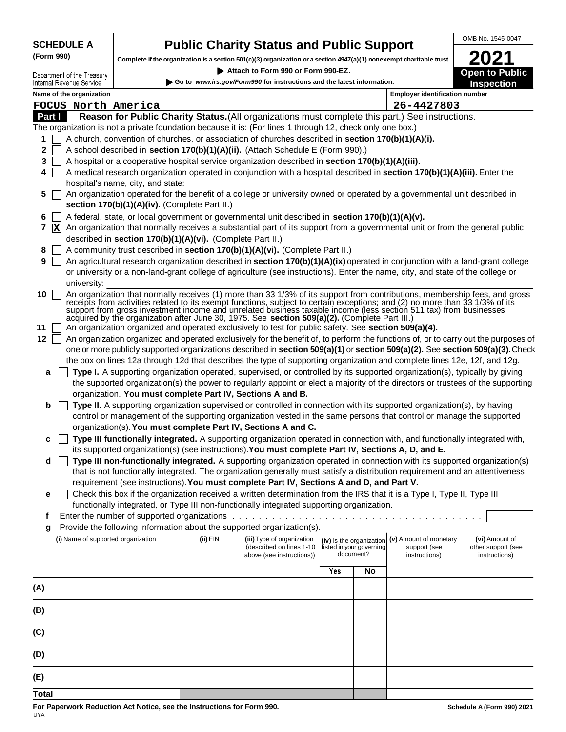**SCHEDULE A (Form 990)**

Department of the Treasury
Internal Revenue Service

# Public Charity Status and Public Support

**Complete if the organization is a section 501(c)(3) organization or a section 4947(a)(1) nonexempt charitable trust.**

▶ **Attach to Form 990 or Form 990-EZ.**

▶ **Go to** ***www.irs.gov/Form990*** **for instructions and the latest information.**

OMB No. 1545-0047

**2021**

**Open to Public Inspection**

**Name of the organization:** FOCUS North America

**Employer identification number:** 26-4427803

## Part I — Reason for Public Charity Status. (All organizations must complete this part.) See instructions.

The organization is not a private foundation because it is: (For lines 1 through 12, check only one box.)

1 [ ] A church, convention of churches, or association of churches described in **section 170(b)(1)(A)(i).**

2 [ ] A school described in **section 170(b)(1)(A)(ii).** (Attach Schedule E (Form 990).)

3 [ ] A hospital or a cooperative hospital service organization described in **section 170(b)(1)(A)(iii).**

4 [ ] A medical research organization operated in conjunction with a hospital described in **section 170(b)(1)(A)(iii).** Enter the hospital's name, city, and state:

5 [ ] An organization operated for the benefit of a college or university owned or operated by a governmental unit described in **section 170(b)(1)(A)(iv).** (Complete Part II.)

6 [ ] A federal, state, or local government or governmental unit described in **section 170(b)(1)(A)(v).**

7 [X] An organization that normally receives a substantial part of its support from a governmental unit or from the general public described in **section 170(b)(1)(A)(vi).** (Complete Part II.)

8 [ ] A community trust described in **section 170(b)(1)(A)(vi).** (Complete Part II.)

9 [ ] An agricultural research organization described in **section 170(b)(1)(A)(ix)** operated in conjunction with a land-grant college or university or a non-land-grant college of agriculture (see instructions). Enter the name, city, and state of the college or university:

10 [ ] An organization that normally receives (1) more than 33 1/3% of its support from contributions, membership fees, and gross receipts from activities related to its exempt functions, subject to certain exceptions; and (2) no more than 33 1/3% of its support from gross investment income and unrelated business taxable income (less section 511 tax) from businesses acquired by the organization after June 30, 1975. See **section 509(a)(2).** (Complete Part III.)

11 [ ] An organization organized and operated exclusively to test for public safety. See **section 509(a)(4).**

12 [ ] An organization organized and operated exclusively for the benefit of, to perform the functions of, or to carry out the purposes of one or more publicly supported organizations described in **section 509(a)(1)** or **section 509(a)(2).** See **section 509(a)(3).** Check the box on lines 12a through 12d that describes the type of supporting organization and complete lines 12e, 12f, and 12g.

**a** [ ] **Type I.** A supporting organization operated, supervised, or controlled by its supported organization(s), typically by giving the supported organization(s) the power to regularly appoint or elect a majority of the directors or trustees of the supporting organization. **You must complete Part IV, Sections A and B.**

**b** [ ] **Type II.** A supporting organization supervised or controlled in connection with its supported organization(s), by having control or management of the supporting organization vested in the same persons that control or manage the supported organization(s). **You must complete Part IV, Sections A and C.**

**c** [ ] **Type III functionally integrated.** A supporting organization operated in connection with, and functionally integrated with, its supported organization(s) (see instructions). **You must complete Part IV, Sections A, D, and E.**

**d** [ ] **Type III non-functionally integrated.** A supporting organization operated in connection with its supported organization(s) that is not functionally integrated. The organization generally must satisfy a distribution requirement and an attentiveness requirement (see instructions). **You must complete Part IV, Sections A and D, and Part V.**

**e** [ ] Check this box if the organization received a written determination from the IRS that it is a Type I, Type II, Type III functionally integrated, or Type III non-functionally integrated supporting organization.

**f** Enter the number of supported organizations . . . . . . . . . . . . . . . . . . . . . . . . . . . . . . . . . . . . . . . . . . . .

**g** Provide the following information about the supported organization(s).

| (i) Name of supported organization | (ii) EIN | (iii) Type of organization (described on lines 1-10 above (see instructions)) | (iv) Is the organization listed in your governing document? | | (v) Amount of monetary support (see instructions) | (vi) Amount of other support (see instructions) |
|---|---|---|---|---|---|---|
| | | | Yes | No | | |
| (A) | | | | | | |
| (B) | | | | | | |
| (C) | | | | | | |
| (D) | | | | | | |
| (E) | | | | | | |
| Total | | | | | | |

**For Paperwork Reduction Act Notice, see the Instructions for Form 990.**

**Schedule A (Form 990) 2021**

UYA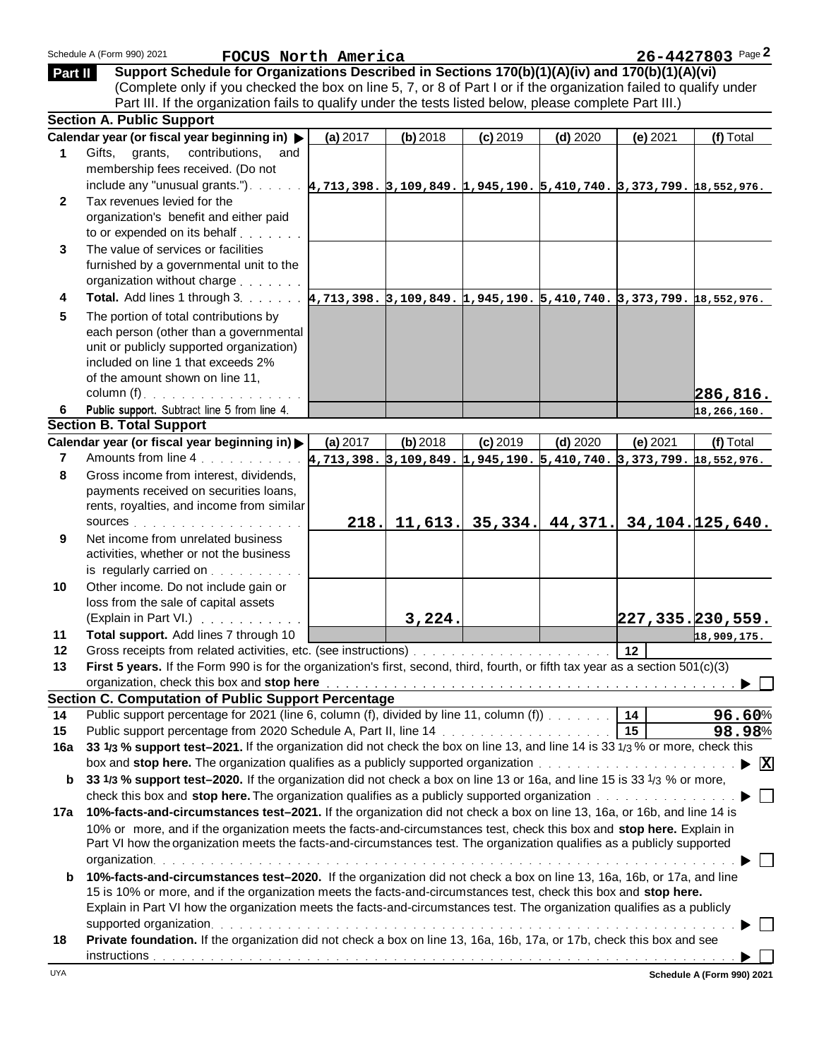Schedule A (Form 990) 2021 **FOCUS North America** 26-4427803

**Part II** **Support Schedule for Organizations Described in Sections 170(b)(1)(A)(iv) and 170(b)(1)(A)(vi)**
(Complete only if you checked the box on line 5, 7, or 8 of Part I or if the organization failed to qualify under Part III. If the organization fails to qualify under the tests listed below, please complete Part III.)

### Section A. Public Support

| | Calendar year (or fiscal year beginning in) ▶ | (a) 2017 | (b) 2018 | (c) 2019 | (d) 2020 | (e) 2021 | (f) Total |
|---|---|---|---|---|---|---|---|
| 1 | Gifts, grants, contributions, and membership fees received. (Do not include any "unusual grants.") | 4,713,398. | 3,109,849. | 1,945,190. | 5,410,740. | 3,373,799. | 18,552,976. |
| 2 | Tax revenues levied for the organization's benefit and either paid to or expended on its behalf | | | | | | |
| 3 | The value of services or facilities furnished by a governmental unit to the organization without charge | | | | | | |
| 4 | **Total.** Add lines 1 through 3 | 4,713,398. | 3,109,849. | 1,945,190. | 5,410,740. | 3,373,799. | 18,552,976. |
| 5 | The portion of total contributions by each person (other than a governmental unit or publicly supported organization) included on line 1 that exceeds 2% of the amount shown on line 11, column (f) | | | | | | 286,816. |
| 6 | **Public support.** Subtract line 5 from line 4. | | | | | | 18,266,160. |

### Section B. Total Support

| | Calendar year (or fiscal year beginning in) ▶ | (a) 2017 | (b) 2018 | (c) 2019 | (d) 2020 | (e) 2021 | (f) Total |
|---|---|---|---|---|---|---|---|
| 7 | Amounts from line 4 | 4,713,398. | 3,109,849. | 1,945,190. | 5,410,740. | 3,373,799. | 18,552,976. |
| 8 | Gross income from interest, dividends, payments received on securities loans, rents, royalties, and income from similar sources | 218. | 11,613. | 35,334. | 44,371. | 34,104. | 125,640. |
| 9 | Net income from unrelated business activities, whether or not the business is regularly carried on | | | | | | |
| 10 | Other income. Do not include gain or loss from the sale of capital assets (Explain in Part VI.) | | 3,224. | | | 227,335. | 230,559. |
| 11 | **Total support.** Add lines 7 through 10 | | | | | | 18,909,175. |
| 12 | Gross receipts from related activities, etc. (see instructions) | | | | | 12 | |

**13** **First 5 years.** If the Form 990 is for the organization's first, second, third, fourth, or fifth tax year as a section 501(c)(3) organization, check this box and **stop here** ▶ ☐

### Section C. Computation of Public Support Percentage

**14** Public support percentage for 2021 (line 6, column (f), divided by line 11, column (f)) **14** 96.60%

**15** Public support percentage from 2020 Schedule A, Part II, line 14 **15** 98.98%

**16a** **33 1/3 % support test–2021.** If the organization did not check the box on line 13, and line 14 is 33 1/3 % or more, check this box and **stop here.** The organization qualifies as a publicly supported organization ▶ ☒

**b** **33 1/3 % support test–2020.** If the organization did not check a box on line 13 or 16a, and line 15 is 33 1/3 % or more, check this box and **stop here.** The organization qualifies as a publicly supported organization ▶ ☐

**17a** **10%-facts-and-circumstances test–2021.** If the organization did not check a box on line 13, 16a, or 16b, and line 14 is 10% or more, and if the organization meets the facts-and-circumstances test, check this box and **stop here.** Explain in Part VI how the organization meets the facts-and-circumstances test. The organization qualifies as a publicly supported organization ▶ ☐

**b** **10%-facts-and-circumstances test–2020.** If the organization did not check a box on line 13, 16a, 16b, or 17a, and line 15 is 10% or more, and if the organization meets the facts-and-circumstances test, check this box and **stop here.** Explain in Part VI how the organization meets the facts-and-circumstances test. The organization qualifies as a publicly supported organization ▶ ☐

**18** **Private foundation.** If the organization did not check a box on line 13, 16a, 16b, 17a, or 17b, check this box and see instructions ▶ ☐

Schedule A (Form 990) 2021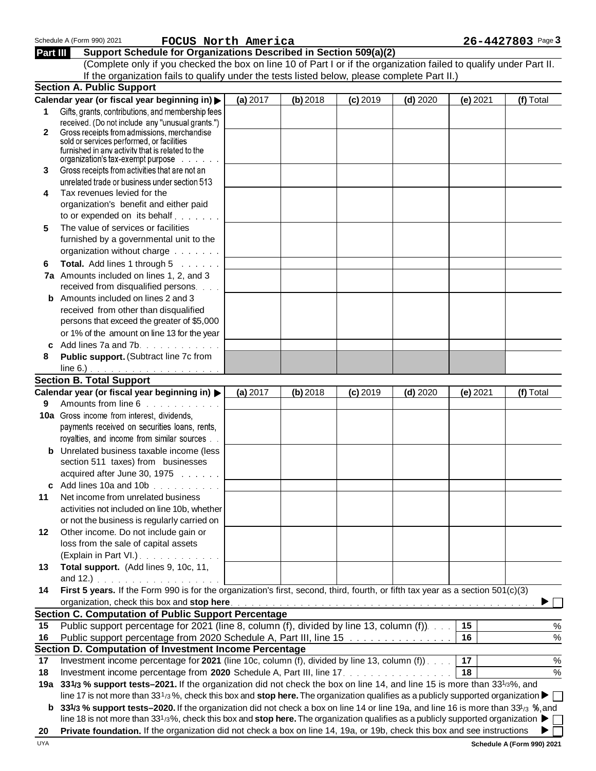Schedule A (Form 990) 2021 **FOCUS North America** **26-4427803** Page **3**

## Part III Support Schedule for Organizations Described in Section 509(a)(2)

(Complete only if you checked the box on line 10 of Part I or if the organization failed to qualify under Part II. If the organization fails to qualify under the tests listed below, please complete Part II.)

### Section A. Public Support

| Calendar year (or fiscal year beginning in) ▶ | (a) 2017 | (b) 2018 | (c) 2019 | (d) 2020 | (e) 2021 | (f) Total |
|---|---|---|---|---|---|---|
| **1** Gifts, grants, contributions, and membership fees received. (Do not include any "unusual grants.") | | | | | | |
| **2** Gross receipts from admissions, merchandise sold or services performed, or facilities furnished in any activity that is related to the organization's tax-exempt purpose | | | | | | |
| **3** Gross receipts from activities that are not an unrelated trade or business under section 513 | | | | | | |
| **4** Tax revenues levied for the organization's benefit and either paid to or expended on its behalf | | | | | | |
| **5** The value of services or facilities furnished by a governmental unit to the organization without charge | | | | | | |
| **6** **Total.** Add lines 1 through 5 | | | | | | |
| **7a** Amounts included on lines 1, 2, and 3 received from disqualified persons | | | | | | |
| **b** Amounts included on lines 2 and 3 received from other than disqualified persons that exceed the greater of $5,000 or 1% of the amount on line 13 for the year | | | | | | |
| **c** Add lines 7a and 7b | | | | | | |
| **8** **Public support.** (Subtract line 7c from line 6.) | | | | | | |

### Section B. Total Support

| Calendar year (or fiscal year beginning in) ▶ | (a) 2017 | (b) 2018 | (c) 2019 | (d) 2020 | (e) 2021 | (f) Total |
|---|---|---|---|---|---|---|
| **9** Amounts from line 6 | | | | | | |
| **10a** Gross income from interest, dividends, payments received on securities loans, rents, royalties, and income from similar sources | | | | | | |
| **b** Unrelated business taxable income (less section 511 taxes) from businesses acquired after June 30, 1975 | | | | | | |
| **c** Add lines 10a and 10b | | | | | | |
| **11** Net income from unrelated business activities not included on line 10b, whether or not the business is regularly carried on | | | | | | |
| **12** Other income. Do not include gain or loss from the sale of capital assets (Explain in Part VI.) | | | | | | |
| **13** **Total support.** (Add lines 9, 10c, 11, and 12.) | | | | | | |

**14** **First 5 years.** If the Form 990 is for the organization's first, second, third, fourth, or fifth tax year as a section 501(c)(3) organization, check this box and **stop here** ▶ ☐

### Section C. Computation of Public Support Percentage

| | | | |
|---|---|---|---|
| **15** | Public support percentage for 2021 (line 8, column (f), divided by line 13, column (f)) | **15** | % |
| **16** | Public support percentage from 2020 Schedule A, Part III, line 15 | **16** | % |

### Section D. Computation of Investment Income Percentage

| | | | |
|---|---|---|---|
| **17** | Investment income percentage for **2021** (line 10c, column (f), divided by line 13, column (f)) | **17** | % |
| **18** | Investment income percentage from **2020** Schedule A, Part III, line 17 | **18** | % |

**19a** **33 1/3 % support tests–2021.** If the organization did not check the box on line 14, and line 15 is more than 33 1/3%, and line 17 is not more than 33 1/3%, check this box and **stop here.** The organization qualifies as a publicly supported organization ▶ ☐

**b** **33 1/3 % support tests–2020.** If the organization did not check a box on line 14 or line 19a, and line 16 is more than 33 1/3 %, and line 18 is not more than 33 1/3%, check this box and **stop here.** The organization qualifies as a publicly supported organization ▶ ☐

**20** **Private foundation.** If the organization did not check a box on line 14, 19a, or 19b, check this box and see instructions ▶ ☐

UYA **Schedule A (Form 990) 2021**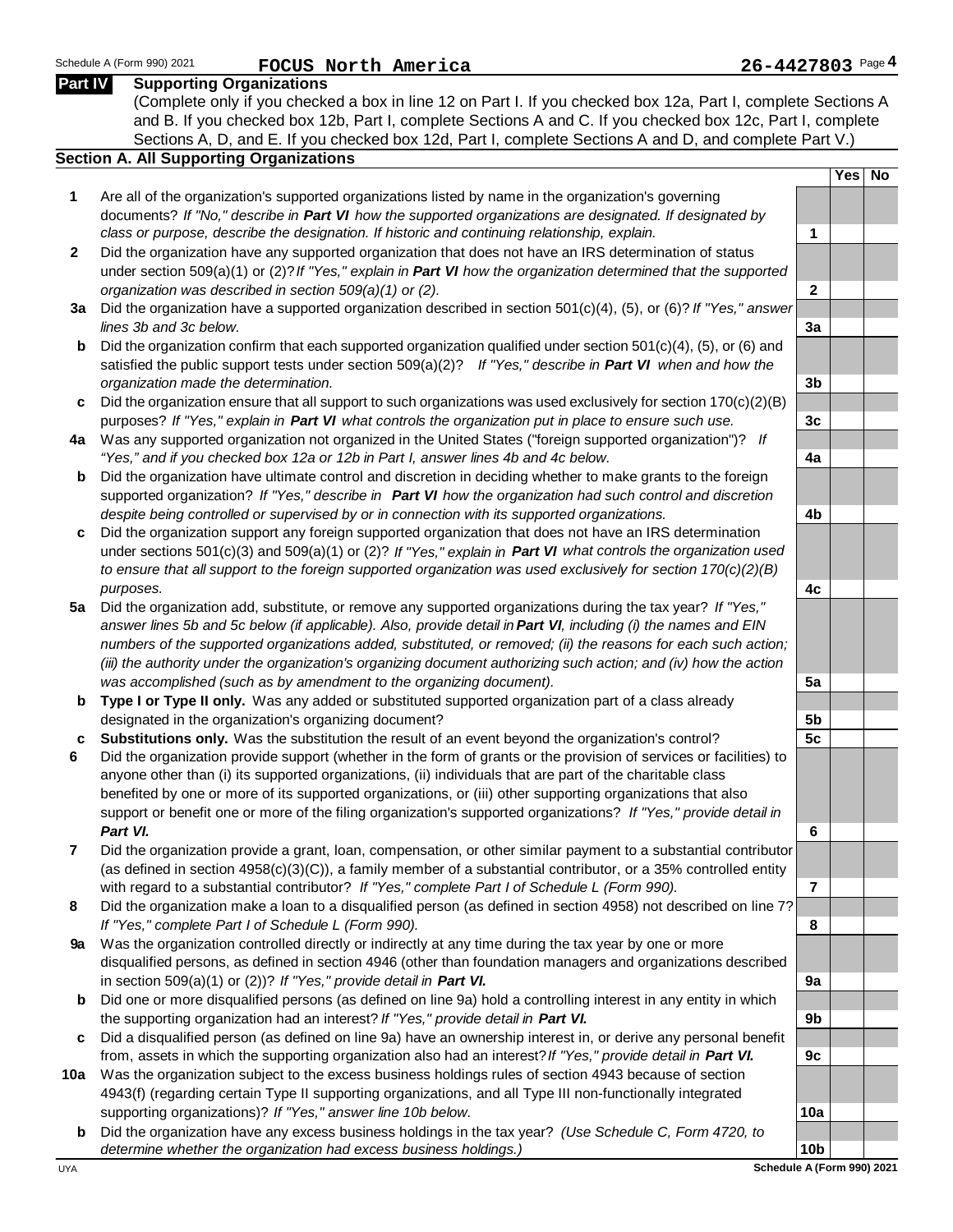Schedule A (Form 990) 2021 **FOCUS North America** 26-4427803

## Part IV Supporting Organizations

(Complete only if you checked a box in line 12 on Part I. If you checked box 12a, Part I, complete Sections A and B. If you checked box 12b, Part I, complete Sections A and C. If you checked box 12c, Part I, complete Sections A, D, and E. If you checked box 12d, Part I, complete Sections A and D, and complete Part V.)

### Section A. All Supporting Organizations

| | | | Yes | No |
|---|---|---|---|---|
| **1** | Are all of the organization's supported organizations listed by name in the organization's governing documents? *If "No," describe in **Part VI** how the supported organizations are designated. If designated by class or purpose, describe the designation. If historic and continuing relationship, explain.* | 1 | | |
| **2** | Did the organization have any supported organization that does not have an IRS determination of status under section 509(a)(1) or (2)? *If "Yes," explain in **Part VI** how the organization determined that the supported organization was described in section 509(a)(1) or (2).* | 2 | | |
| **3a** | Did the organization have a supported organization described in section 501(c)(4), (5), or (6)? *If "Yes," answer lines 3b and 3c below.* | 3a | | |
| **b** | Did the organization confirm that each supported organization qualified under section 501(c)(4), (5), or (6) and satisfied the public support tests under section 509(a)(2)? *If "Yes," describe in **Part VI** when and how the organization made the determination.* | 3b | | |
| **c** | Did the organization ensure that all support to such organizations was used exclusively for section 170(c)(2)(B) purposes? *If "Yes," explain in **Part VI** what controls the organization put in place to ensure such use.* | 3c | | |
| **4a** | Was any supported organization not organized in the United States ("foreign supported organization")? *If "Yes," and if you checked box 12a or 12b in Part I, answer lines 4b and 4c below.* | 4a | | |
| **b** | Did the organization have ultimate control and discretion in deciding whether to make grants to the foreign supported organization? *If "Yes," describe in **Part VI** how the organization had such control and discretion despite being controlled or supervised by or in connection with its supported organizations.* | 4b | | |
| **c** | Did the organization support any foreign supported organization that does not have an IRS determination under sections 501(c)(3) and 509(a)(1) or (2)? *If "Yes," explain in **Part VI** what controls the organization used to ensure that all support to the foreign supported organization was used exclusively for section 170(c)(2)(B) purposes.* | 4c | | |
| **5a** | Did the organization add, substitute, or remove any supported organizations during the tax year? *If "Yes," answer lines 5b and 5c below (if applicable). Also, provide detail in **Part VI**, including (i) the names and EIN numbers of the supported organizations added, substituted, or removed; (ii) the reasons for each such action; (iii) the authority under the organization's organizing document authorizing such action; and (iv) how the action was accomplished (such as by amendment to the organizing document).* | 5a | | |
| **b** | **Type I or Type II only.** Was any added or substituted supported organization part of a class already designated in the organization's organizing document? | 5b | | |
| **c** | **Substitutions only.** Was the substitution the result of an event beyond the organization's control? | 5c | | |
| **6** | Did the organization provide support (whether in the form of grants or the provision of services or facilities) to anyone other than (i) its supported organizations, (ii) individuals that are part of the charitable class benefited by one or more of its supported organizations, or (iii) other supporting organizations that also support or benefit one or more of the filing organization's supported organizations? *If "Yes," provide detail in **Part VI.*** | 6 | | |
| **7** | Did the organization provide a grant, loan, compensation, or other similar payment to a substantial contributor (as defined in section 4958(c)(3)(C)), a family member of a substantial contributor, or a 35% controlled entity with regard to a substantial contributor? *If "Yes," complete Part I of Schedule L (Form 990).* | 7 | | |
| **8** | Did the organization make a loan to a disqualified person (as defined in section 4958) not described on line 7? *If "Yes," complete Part I of Schedule L (Form 990).* | 8 | | |
| **9a** | Was the organization controlled directly or indirectly at any time during the tax year by one or more disqualified persons, as defined in section 4946 (other than foundation managers and organizations described in section 509(a)(1) or (2))? *If "Yes," provide detail in **Part VI.*** | 9a | | |
| **b** | Did one or more disqualified persons (as defined on line 9a) hold a controlling interest in any entity in which the supporting organization had an interest? *If "Yes," provide detail in **Part VI.*** | 9b | | |
| **c** | Did a disqualified person (as defined on line 9a) have an ownership interest in, or derive any personal benefit from, assets in which the supporting organization also had an interest? *If "Yes," provide detail in **Part VI.*** | 9c | | |
| **10a** | Was the organization subject to the excess business holdings rules of section 4943 because of section 4943(f) (regarding certain Type II supporting organizations, and all Type III non-functionally integrated supporting organizations)? *If "Yes," answer line 10b below.* | 10a | | |
| **b** | Did the organization have any excess business holdings in the tax year? *(Use Schedule C, Form 4720, to determine whether the organization had excess business holdings.)* | 10b | | |

UYA **Schedule A (Form 990) 2021**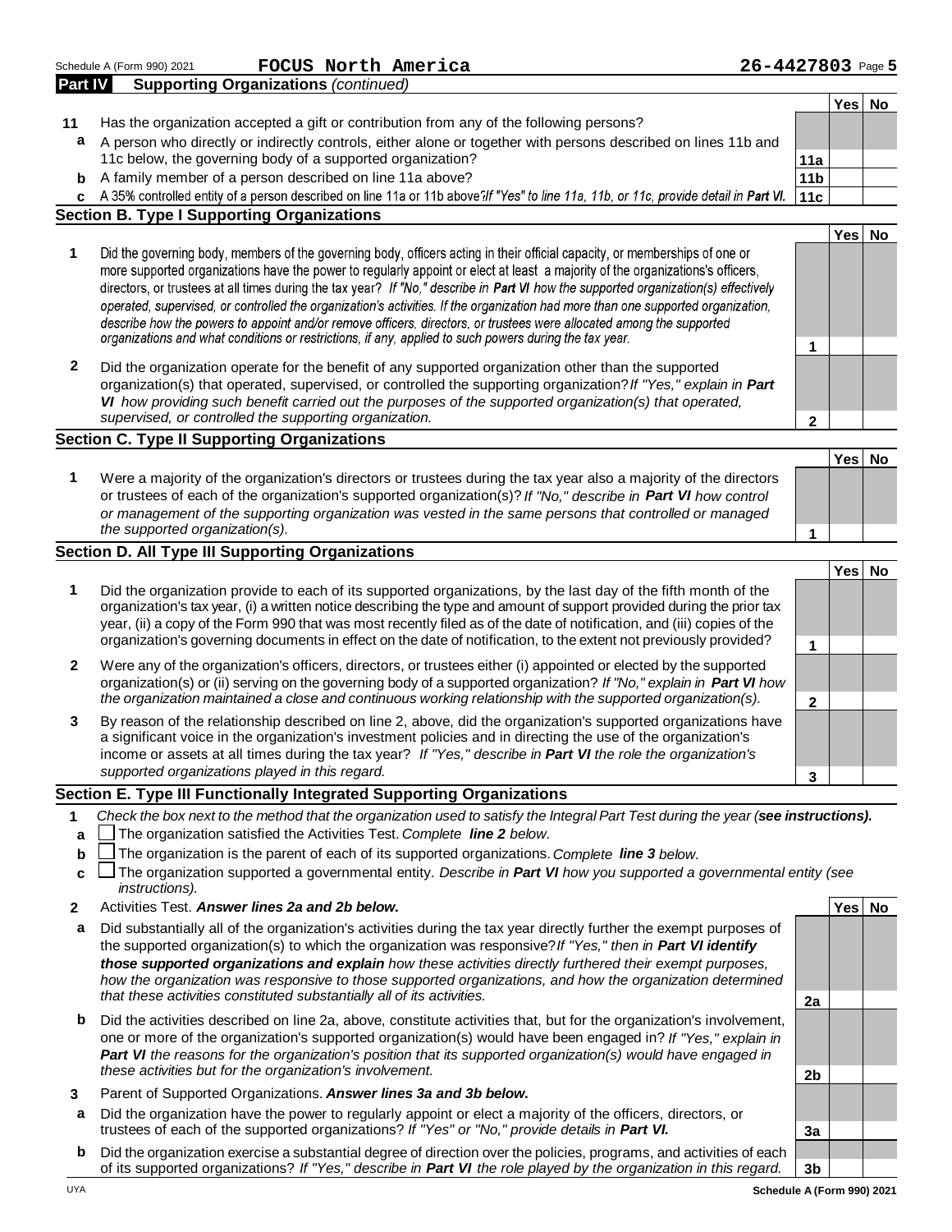Schedule A (Form 990) 2021 **FOCUS North America** **26-4427803** Page **5**

**Part IV Supporting Organizations** *(continued)*

| | | | Yes | No |
|---|---|---|---|---|
| **11** | Has the organization accepted a gift or contribution from any of the following persons? | | | |
| **a** | A person who directly or indirectly controls, either alone or together with persons described on lines 11b and 11c below, the governing body of a supported organization? | **11a** | | |
| **b** | A family member of a person described on line 11a above? | **11b** | | |
| **c** | A 35% controlled entity of a person described on line 11a or 11b above? *If "Yes" to line 11a, 11b, or 11c, provide detail in* ***Part VI.*** | **11c** | | |

**Section B. Type I Supporting Organizations**

| | | | Yes | No |
|---|---|---|---|---|
| **1** | Did the governing body, members of the governing body, officers acting in their official capacity, or memberships of one or more supported organizations have the power to regularly appoint or elect at least a majority of the organizations's officers, directors, or trustees at all times during the tax year? *If "No," describe in* ***Part VI*** *how the supported organization(s) effectively operated, supervised, or controlled the organization's activities. If the organization had more than one supported organization, describe how the powers to appoint and/or remove officers, directors, or trustees were allocated among the supported organizations and what conditions or restrictions, if any, applied to such powers during the tax year.* | **1** | | |
| **2** | Did the organization operate for the benefit of any supported organization other than the supported organization(s) that operated, supervised, or controlled the supporting organization? *If "Yes," explain in* ***Part VI*** *how providing such benefit carried out the purposes of the supported organization(s) that operated, supervised, or controlled the supporting organization.* | **2** | | |

**Section C. Type II Supporting Organizations**

| | | | Yes | No |
|---|---|---|---|---|
| **1** | Were a majority of the organization's directors or trustees during the tax year also a majority of the directors or trustees of each of the organization's supported organization(s)? *If "No," describe in* ***Part VI*** *how control or management of the supporting organization was vested in the same persons that controlled or managed the supported organization(s).* | **1** | | |

**Section D. All Type III Supporting Organizations**

| | | | Yes | No |
|---|---|---|---|---|
| **1** | Did the organization provide to each of its supported organizations, by the last day of the fifth month of the organization's tax year, (i) a written notice describing the type and amount of support provided during the prior tax year, (ii) a copy of the Form 990 that was most recently filed as of the date of notification, and (iii) copies of the organization's governing documents in effect on the date of notification, to the extent not previously provided? | **1** | | |
| **2** | Were any of the organization's officers, directors, or trustees either (i) appointed or elected by the supported organization(s) or (ii) serving on the governing body of a supported organization? *If "No," explain in* ***Part VI*** *how the organization maintained a close and continuous working relationship with the supported organization(s).* | **2** | | |
| **3** | By reason of the relationship described on line 2, above, did the organization's supported organizations have a significant voice in the organization's investment policies and in directing the use of the organization's income or assets at all times during the tax year? *If "Yes," describe in* ***Part VI*** *the role the organization's supported organizations played in this regard.* | **3** | | |

**Section E. Type III Functionally Integrated Supporting Organizations**

**1** *Check the box next to the method that the organization used to satisfy the Integral Part Test during the year (**see instructions).***

**a** ☐ The organization satisfied the Activities Test. *Complete* ***line 2*** *below.*

**b** ☐ The organization is the parent of each of its supported organizations. *Complete* ***line 3*** *below.*

**c** ☐ The organization supported a governmental entity. *Describe in* ***Part VI*** *how you supported a governmental entity (see instructions).*

| | | | Yes | No |
|---|---|---|---|---|
| **2** | Activities Test. ***Answer lines 2a and 2b below.*** | | | |
| **a** | Did substantially all of the organization's activities during the tax year directly further the exempt purposes of the supported organization(s) to which the organization was responsive? *If "Yes," then in* ***Part VI identify those supported organizations and explain*** *how these activities directly furthered their exempt purposes, how the organization was responsive to those supported organizations, and how the organization determined that these activities constituted substantially all of its activities.* | **2a** | | |
| **b** | Did the activities described on line 2a, above, constitute activities that, but for the organization's involvement, one or more of the organization's supported organization(s) would have been engaged in? *If "Yes," explain in* ***Part VI*** *the reasons for the organization's position that its supported organization(s) would have engaged in these activities but for the organization's involvement.* | **2b** | | |
| **3** | Parent of Supported Organizations. ***Answer lines 3a and 3b below.*** | | | |
| **a** | Did the organization have the power to regularly appoint or elect a majority of the officers, directors, or trustees of each of the supported organizations? *If "Yes" or "No," provide details in* ***Part VI.*** | **3a** | | |
| **b** | Did the organization exercise a substantial degree of direction over the policies, programs, and activities of each of its supported organizations? *If "Yes," describe in* ***Part VI*** *the role played by the organization in this regard.* | **3b** | | |

UYA **Schedule A (Form 990) 2021**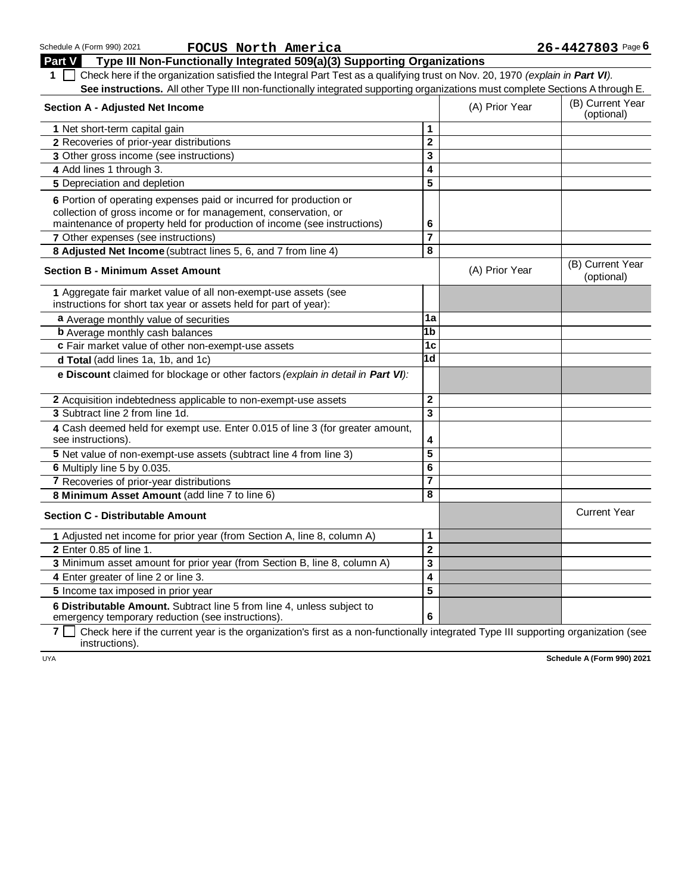Schedule A (Form 990) 2021 **FOCUS North America** **26-4427803** Page **6**

## Part V Type III Non-Functionally Integrated 509(a)(3) Supporting Organizations

**1** ☐ Check here if the organization satisfied the Integral Part Test as a qualifying trust on Nov. 20, 1970 *(explain in **Part VI**)*. **See instructions.** All other Type III non-functionally integrated supporting organizations must complete Sections A through E.

| **Section A - Adjusted Net Income** | | (A) Prior Year | (B) Current Year (optional) |
|---|---|---|---|
| **1** Net short-term capital gain | **1** | | |
| **2** Recoveries of prior-year distributions | **2** | | |
| **3** Other gross income (see instructions) | **3** | | |
| **4** Add lines 1 through 3. | **4** | | |
| **5** Depreciation and depletion | **5** | | |
| **6** Portion of operating expenses paid or incurred for production or collection of gross income or for management, conservation, or maintenance of property held for production of income (see instructions) | **6** | | |
| **7** Other expenses (see instructions) | **7** | | |
| **8 Adjusted Net Income** (subtract lines 5, 6, and 7 from line 4) | **8** | | |

| **Section B - Minimum Asset Amount** | | (A) Prior Year | (B) Current Year (optional) |
|---|---|---|---|
| **1** Aggregate fair market value of all non-exempt-use assets (see instructions for short tax year or assets held for part of year): | | | |
| **a** Average monthly value of securities | **1a** | | |
| **b** Average monthly cash balances | **1b** | | |
| **c** Fair market value of other non-exempt-use assets | **1c** | | |
| **d Total** (add lines 1a, 1b, and 1c) | **1d** | | |
| **e Discount** claimed for blockage or other factors *(explain in detail in **Part VI**)*: | | | |
| **2** Acquisition indebtedness applicable to non-exempt-use assets | **2** | | |
| **3** Subtract line 2 from line 1d. | **3** | | |
| **4** Cash deemed held for exempt use. Enter 0.015 of line 3 (for greater amount, see instructions). | **4** | | |
| **5** Net value of non-exempt-use assets (subtract line 4 from line 3) | **5** | | |
| **6** Multiply line 5 by 0.035. | **6** | | |
| **7** Recoveries of prior-year distributions | **7** | | |
| **8 Minimum Asset Amount** (add line 7 to line 6) | **8** | | |

| **Section C - Distributable Amount** | | | Current Year |
|---|---|---|---|
| **1** Adjusted net income for prior year (from Section A, line 8, column A) | **1** | | |
| **2** Enter 0.85 of line 1. | **2** | | |
| **3** Minimum asset amount for prior year (from Section B, line 8, column A) | **3** | | |
| **4** Enter greater of line 2 or line 3. | **4** | | |
| **5** Income tax imposed in prior year | **5** | | |
| **6 Distributable Amount.** Subtract line 5 from line 4, unless subject to emergency temporary reduction (see instructions). | **6** | | |

**7** ☐ Check here if the current year is the organization's first as a non-functionally integrated Type III supporting organization (see instructions).

UYA **Schedule A (Form 990) 2021**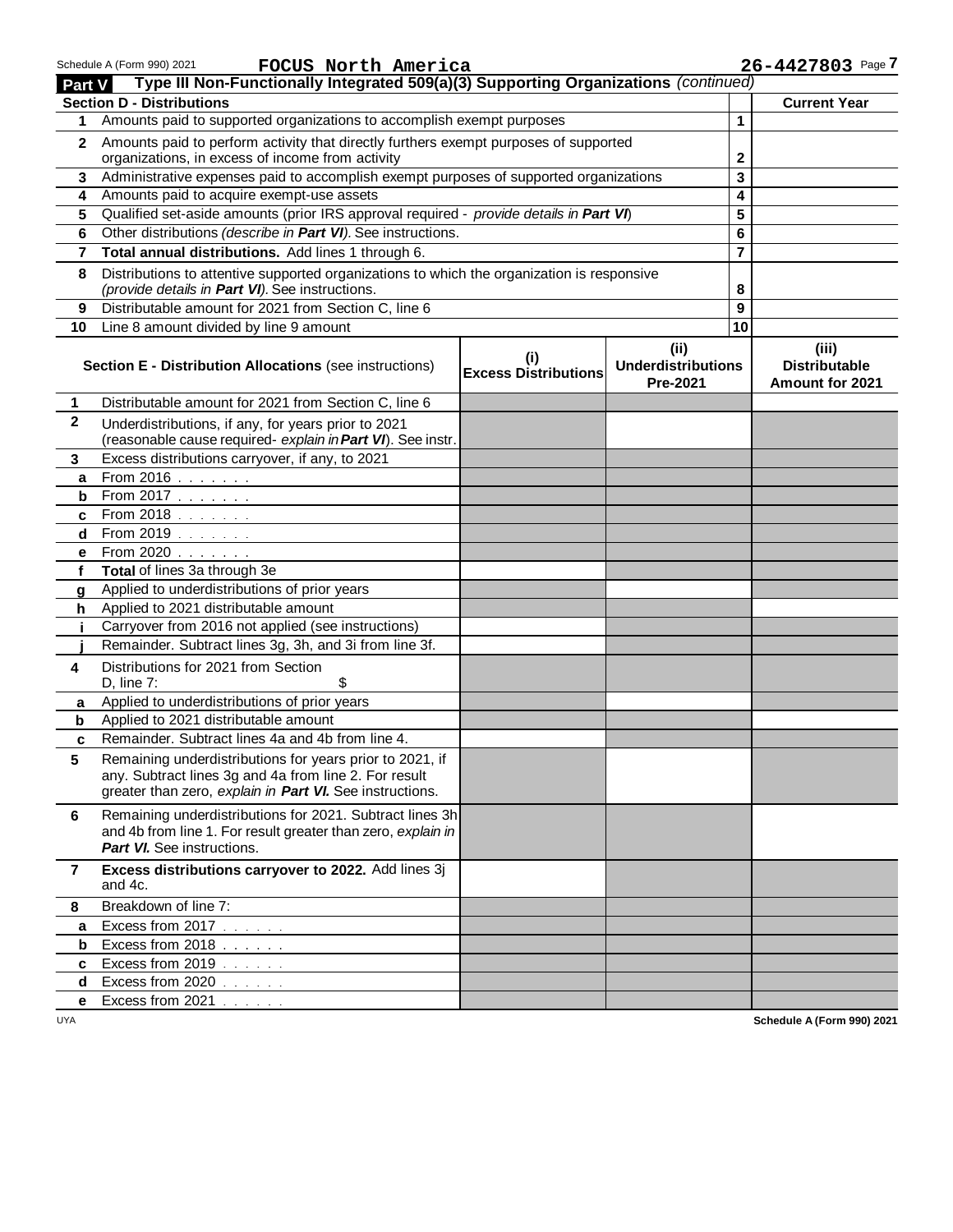Schedule A (Form 990) 2021 **FOCUS North America** **26-4427803**

## Part V Type III Non-Functionally Integrated 509(a)(3) Supporting Organizations *(continued)*

| Section D - Distributions | | | Current Year |
|---|---|---|---|
| **1** | Amounts paid to supported organizations to accomplish exempt purposes | 1 | |
| **2** | Amounts paid to perform activity that directly furthers exempt purposes of supported organizations, in excess of income from activity | 2 | |
| **3** | Administrative expenses paid to accomplish exempt purposes of supported organizations | 3 | |
| **4** | Amounts paid to acquire exempt-use assets | 4 | |
| **5** | Qualified set-aside amounts (prior IRS approval required - *provide details in **Part VI***) | 5 | |
| **6** | Other distributions *(describe in **Part VI**)*. See instructions. | 6 | |
| **7** | **Total annual distributions.** Add lines 1 through 6. | 7 | |
| **8** | Distributions to attentive supported organizations to which the organization is responsive *(provide details in **Part VI**)*. See instructions. | 8 | |
| **9** | Distributable amount for 2021 from Section C, line 6 | 9 | |
| **10** | Line 8 amount divided by line 9 amount | 10 | |

| | Section E - Distribution Allocations (see instructions) | (i) Excess Distributions | (ii) Underdistributions Pre-2021 | (iii) Distributable Amount for 2021 |
|---|---|---|---|---|
| **1** | Distributable amount for 2021 from Section C, line 6 | | | |
| **2** | Underdistributions, if any, for years prior to 2021 (reasonable cause required- *explain in **Part VI***). See instr. | | | |
| **3** | Excess distributions carryover, if any, to 2021 | | | |
| **a** | From 2016 | | | |
| **b** | From 2017 | | | |
| **c** | From 2018 | | | |
| **d** | From 2019 | | | |
| **e** | From 2020 | | | |
| **f** | **Total** of lines 3a through 3e | | | |
| **g** | Applied to underdistributions of prior years | | | |
| **h** | Applied to 2021 distributable amount | | | |
| **i** | Carryover from 2016 not applied (see instructions) | | | |
| **j** | Remainder. Subtract lines 3g, 3h, and 3i from line 3f. | | | |
| **4** | Distributions for 2021 from Section D, line 7: $ | | | |
| **a** | Applied to underdistributions of prior years | | | |
| **b** | Applied to 2021 distributable amount | | | |
| **c** | Remainder. Subtract lines 4a and 4b from line 4. | | | |
| **5** | Remaining underdistributions for years prior to 2021, if any. Subtract lines 3g and 4a from line 2. For result greater than zero, *explain in **Part VI.*** See instructions. | | | |
| **6** | Remaining underdistributions for 2021. Subtract lines 3h and 4b from line 1. For result greater than zero, *explain in **Part VI.*** See instructions. | | | |
| **7** | **Excess distributions carryover to 2022.** Add lines 3j and 4c. | | | |
| **8** | Breakdown of line 7: | | | |
| **a** | Excess from 2017 | | | |
| **b** | Excess from 2018 | | | |
| **c** | Excess from 2019 | | | |
| **d** | Excess from 2020 | | | |
| **e** | Excess from 2021 | | | |

UYA **Schedule A (Form 990) 2021**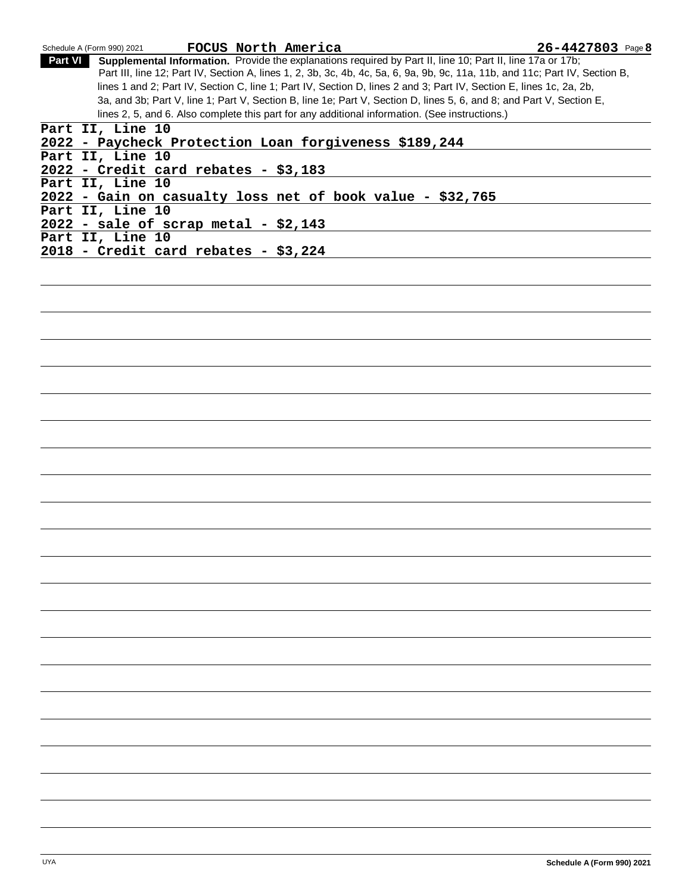Schedule A (Form 990) 2021 **FOCUS North America** **26-4427803** Page **8**

**Part VI** **Supplemental Information.** Provide the explanations required by Part II, line 10; Part II, line 17a or 17b; Part III, line 12; Part IV, Section A, lines 1, 2, 3b, 3c, 4b, 4c, 5a, 6, 9a, 9b, 9c, 11a, 11b, and 11c; Part IV, Section B, lines 1 and 2; Part IV, Section C, line 1; Part IV, Section D, lines 2 and 3; Part IV, Section E, lines 1c, 2a, 2b, 3a, and 3b; Part V, line 1; Part V, Section B, line 1e; Part V, Section D, lines 5, 6, and 8; and Part V, Section E, lines 2, 5, and 6. Also complete this part for any additional information. (See instructions.)

**Part II, Line 10**
**2022 - Paycheck Protection Loan forgiveness $189,244**

**Part II, Line 10**
**2022 - Credit card rebates - $3,183**

**Part II, Line 10**
**2022 - Gain on casualty loss net of book value - $32,765**

**Part II, Line 10**
**2022 - sale of scrap metal - $2,143**

**Part II, Line 10**
**2018 - Credit card rebates - $3,224**

UYA **Schedule A (Form 990) 2021**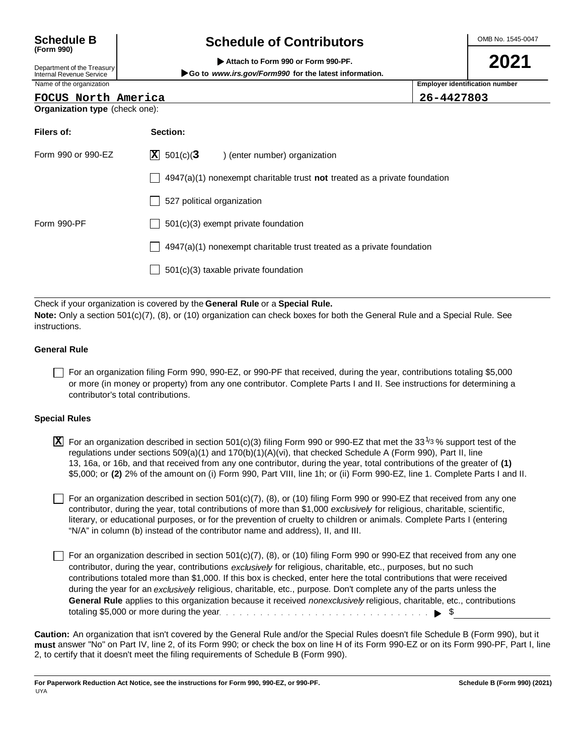**Schedule B**
**(Form 990)**

Department of the Treasury
Internal Revenue Service

# Schedule of Contributors

▶ **Attach to Form 990 or Form 990-PF.**

▶ **Go to *www.irs.gov/Form990* for the latest information.**

OMB No. 1545-0047

**2021**

| Name of the organization | Employer identification number |
|---|---|
| **FOCUS North America** | **26-4427803** |

**Organization type** (check one):

| **Filers of:** | **Section:** |
|---|---|
| Form 990 or 990-EZ | ☒ 501(c)( **3** ) (enter number) organization |
| | ☐ 4947(a)(1) nonexempt charitable trust **not** treated as a private foundation |
| | ☐ 527 political organization |
| Form 990-PF | ☐ 501(c)(3) exempt private foundation |
| | ☐ 4947(a)(1) nonexempt charitable trust treated as a private foundation |
| | ☐ 501(c)(3) taxable private foundation |

Check if your organization is covered by the **General Rule** or a **Special Rule.**

**Note:** Only a section 501(c)(7), (8), or (10) organization can check boxes for both the General Rule and a Special Rule. See instructions.

### General Rule

☐ For an organization filing Form 990, 990-EZ, or 990-PF that received, during the year, contributions totaling $5,000 or more (in money or property) from any one contributor. Complete Parts I and II. See instructions for determining a contributor's total contributions.

### Special Rules

☒ For an organization described in section 501(c)(3) filing Form 990 or 990-EZ that met the $33\frac{1}{3}$% support test of the regulations under sections 509(a)(1) and 170(b)(1)(A)(vi), that checked Schedule A (Form 990), Part II, line 13, 16a, or 16b, and that received from any one contributor, during the year, total contributions of the greater of **(1)** $5,000; or **(2)** 2% of the amount on (i) Form 990, Part VIII, line 1h; or (ii) Form 990-EZ, line 1. Complete Parts I and II.

☐ For an organization described in section 501(c)(7), (8), or (10) filing Form 990 or 990-EZ that received from any one contributor, during the year, total contributions of more than $1,000 *exclusively* for religious, charitable, scientific, literary, or educational purposes, or for the prevention of cruelty to children or animals. Complete Parts I (entering "N/A" in column (b) instead of the contributor name and address), II, and III.

☐ For an organization described in section 501(c)(7), (8), or (10) filing Form 990 or 990-EZ that received from any one contributor, during the year, contributions *exclusively* for religious, charitable, etc., purposes, but no such contributions totaled more than $1,000. If this box is checked, enter here the total contributions that were received during the year for an *exclusively* religious, charitable, etc., purpose. Don't complete any of the parts unless the **General Rule** applies to this organization because it received *nonexclusively* religious, charitable, etc., contributions totaling $5,000 or more during the year . . . . . . . . . . . . . . . . . . . . . . . . . . . . . . . ▶ $ ______________

**Caution:** An organization that isn't covered by the General Rule and/or the Special Rules doesn't file Schedule B (Form 990), but it **must** answer "No" on Part IV, line 2, of its Form 990; or check the box on line H of its Form 990-EZ or on its Form 990-PF, Part I, line 2, to certify that it doesn't meet the filing requirements of Schedule B (Form 990).

**For Paperwork Reduction Act Notice, see the instructions for Form 990, 990-EZ, or 990-PF.** **Schedule B (Form 990) (2021)**

UYA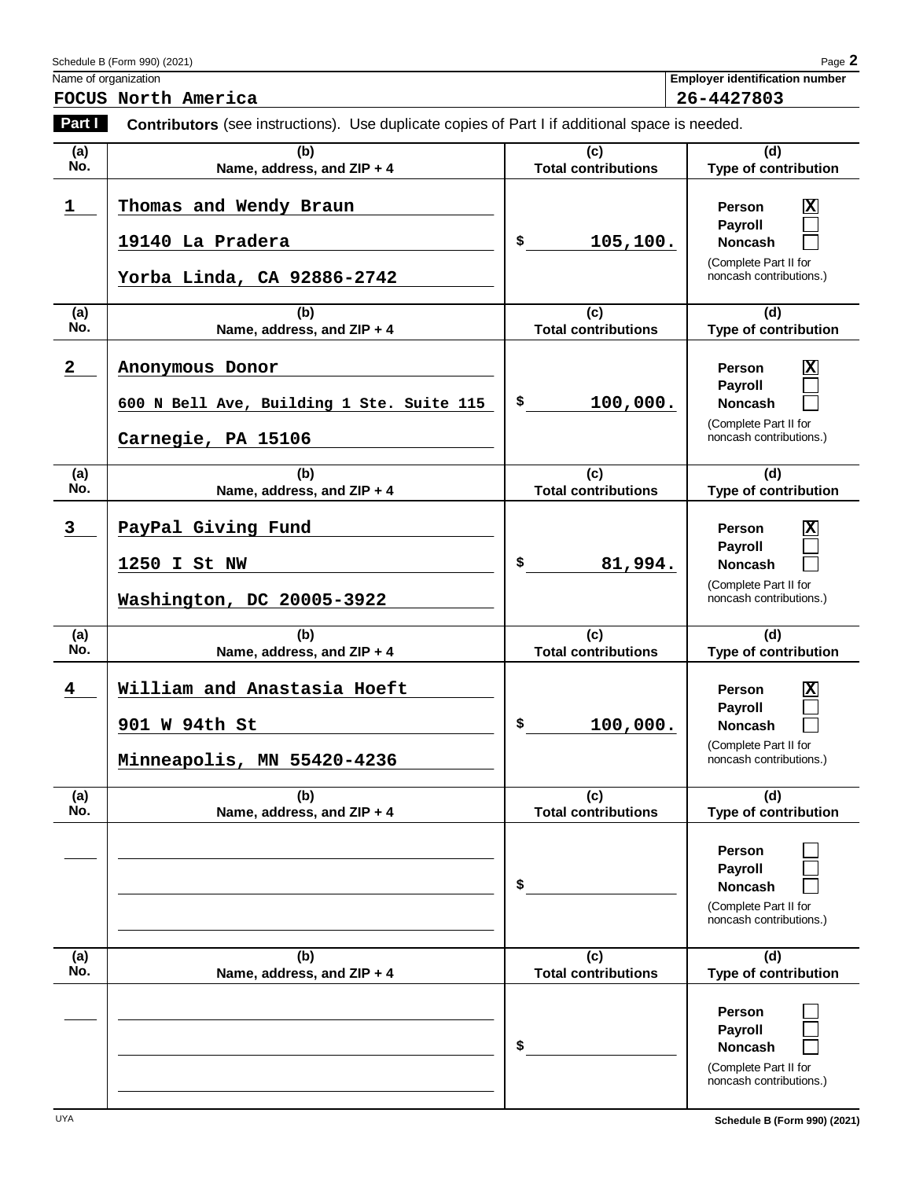Schedule B (Form 990) (2021) Page **2**

Name of organization: **FOCUS North America**

Employer identification number: **26-4427803**

**Part I** **Contributors** (see instructions). Use duplicate copies of Part I if additional space is needed.

| (a) No. | (b) Name, address, and ZIP + 4 | (c) Total contributions | (d) Type of contribution |
|---|---|---|---|
| 1 | Thomas and Wendy Braun<br>19140 La Pradera<br>Yorba Linda, CA 92886-2742 | $ 105,100. | Person [X]<br>Payroll [ ]<br>Noncash [ ]<br>(Complete Part II for noncash contributions.) |
| 2 | Anonymous Donor<br>600 N Bell Ave, Building 1 Ste. Suite 115<br>Carnegie, PA 15106 | $ 100,000. | Person [X]<br>Payroll [ ]<br>Noncash [ ]<br>(Complete Part II for noncash contributions.) |
| 3 | PayPal Giving Fund<br>1250 I St NW<br>Washington, DC 20005-3922 | $ 81,994. | Person [X]<br>Payroll [ ]<br>Noncash [ ]<br>(Complete Part II for noncash contributions.) |
| 4 | William and Anastasia Hoeft<br>901 W 94th St<br>Minneapolis, MN 55420-4236 | $ 100,000. | Person [X]<br>Payroll [ ]<br>Noncash [ ]<br>(Complete Part II for noncash contributions.) |
| | | $ | Person [ ]<br>Payroll [ ]<br>Noncash [ ]<br>(Complete Part II for noncash contributions.) |
| | | $ | Person [ ]<br>Payroll [ ]<br>Noncash [ ]<br>(Complete Part II for noncash contributions.) |

UYA

Schedule B (Form 990) (2021)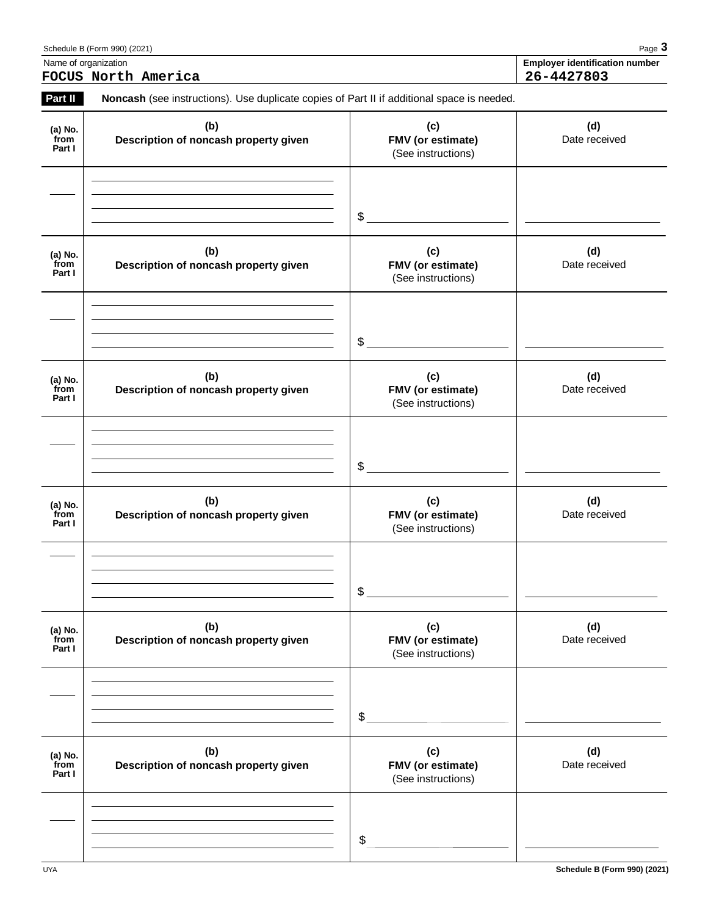Name of organization: **FOCUS North America**

Employer identification number: **26-4427803**

**Part II** **Noncash** (see instructions). Use duplicate copies of Part II if additional space is needed.

| (a) No. from Part I | (b) Description of noncash property given | (c) FMV (or estimate) (See instructions) | (d) Date received |
|---|---|---|---|
| | | $ | |

| (a) No. from Part I | (b) Description of noncash property given | (c) FMV (or estimate) (See instructions) | (d) Date received |
|---|---|---|---|
| | | $ | |

| (a) No. from Part I | (b) Description of noncash property given | (c) FMV (or estimate) (See instructions) | (d) Date received |
|---|---|---|---|
| | | $ | |

| (a) No. from Part I | (b) Description of noncash property given | (c) FMV (or estimate) (See instructions) | (d) Date received |
|---|---|---|---|
| | | $ | |

| (a) No. from Part I | (b) Description of noncash property given | (c) FMV (or estimate) (See instructions) | (d) Date received |
|---|---|---|---|
| | | $ | |

| (a) No. from Part I | (b) Description of noncash property given | (c) FMV (or estimate) (See instructions) | (d) Date received |
|---|---|---|---|
| | | $ | |

UYA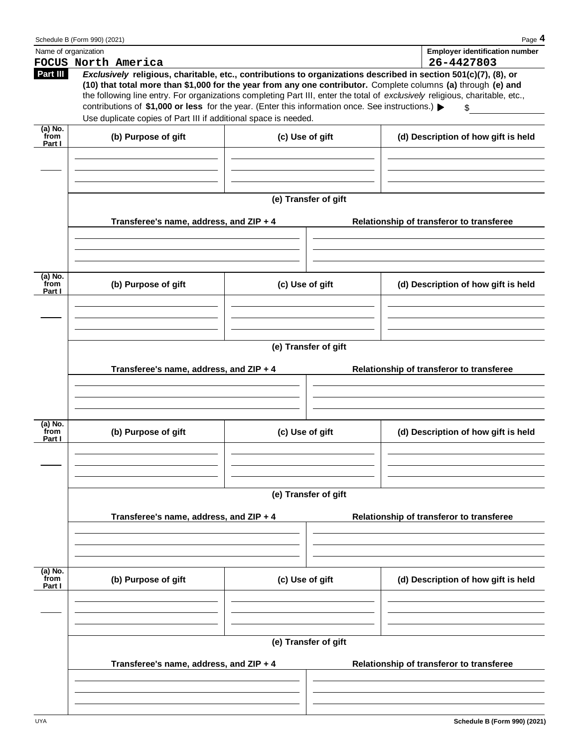Name of organization

**FOCUS North America**

**Employer identification number**

**26-4427803**

**Part III** ***Exclusively* religious, charitable, etc., contributions to organizations described in section 501(c)(7), (8), or (10) that total more than $1,000 for the year from any one contributor.** Complete columns **(a)** through **(e) and** the following line entry. For organizations completing Part III, enter the total of *exclusively* religious, charitable, etc., contributions of **$1,000 or less** for the year. (Enter this information once. See instructions.) ▶ $

Use duplicate copies of Part III if additional space is needed.

| (a) No. from Part I | (b) Purpose of gift | (c) Use of gift | (d) Description of how gift is held |
|---|---|---|---|
| | | | |

**(e) Transfer of gift**

| Transferee's name, address, and ZIP + 4 | Relationship of transferor to transferee |
|---|---|
| | |

| (a) No. from Part I | (b) Purpose of gift | (c) Use of gift | (d) Description of how gift is held |
|---|---|---|---|
| | | | |

**(e) Transfer of gift**

| Transferee's name, address, and ZIP + 4 | Relationship of transferor to transferee |
|---|---|
| | |

| (a) No. from Part I | (b) Purpose of gift | (c) Use of gift | (d) Description of how gift is held |
|---|---|---|---|
| | | | |

**(e) Transfer of gift**

| Transferee's name, address, and ZIP + 4 | Relationship of transferor to transferee |
|---|---|
| | |

| (a) No. from Part I | (b) Purpose of gift | (c) Use of gift | (d) Description of how gift is held |
|---|---|---|---|
| | | | |

**(e) Transfer of gift**

| Transferee's name, address, and ZIP + 4 | Relationship of transferor to transferee |
|---|---|
| | |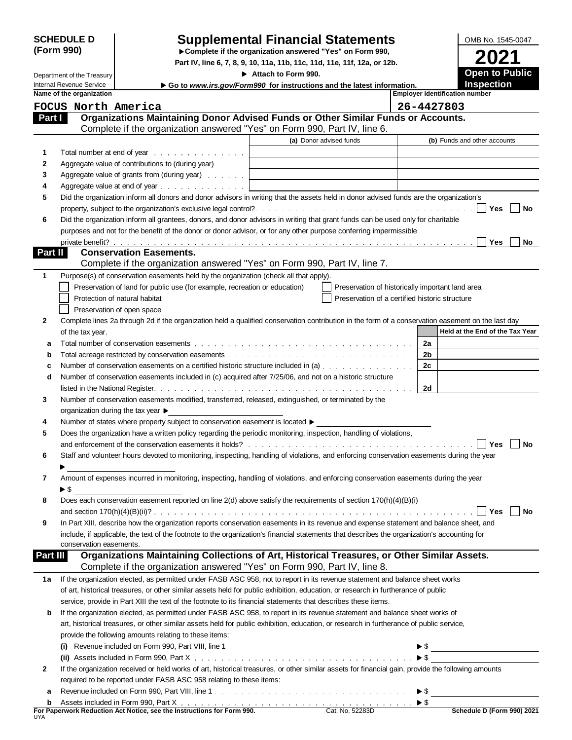**SCHEDULE D (Form 990)**

Department of the Treasury
Internal Revenue Service

# Supplemental Financial Statements

▶ Complete if the organization answered "Yes" on Form 990, Part IV, line 6, 7, 8, 9, 10, 11a, 11b, 11c, 11d, 11e, 11f, 12a, or 12b.

▶ Attach to Form 990.

▶ Go to *www.irs.gov/Form990* for instructions and the latest information.

OMB No. 1545-0047

**2021**

**Open to Public Inspection**

| Name of the organization | Employer identification number |
|---|---|
| FOCUS North America | 26-4427803 |

## Part I Organizations Maintaining Donor Advised Funds or Other Similar Funds or Accounts.
Complete if the organization answered "Yes" on Form 990, Part IV, line 6.

| | | (a) Donor advised funds | (b) Funds and other accounts |
|---|---|---|---|
| 1 | Total number at end of year | | |
| 2 | Aggregate value of contributions to (during year) | | |
| 3 | Aggregate value of grants from (during year) | | |
| 4 | Aggregate value at end of year | | |

5 Did the organization inform all donors and donor advisors in writing that the assets held in donor advised funds are the organization's property, subject to the organization's exclusive legal control? ☐ Yes ☐ No

6 Did the organization inform all grantees, donors, and donor advisors in writing that grant funds can be used only for charitable purposes and not for the benefit of the donor or donor advisor, or for any other purpose conferring impermissible private benefit? ☐ Yes ☐ No

## Part II Conservation Easements.
Complete if the organization answered "Yes" on Form 990, Part IV, line 7.

1 Purpose(s) of conservation easements held by the organization (check all that apply).

- ☐ Preservation of land for public use (for example, recreation or education)
- ☐ Protection of natural habitat
- ☐ Preservation of open space
- ☐ Preservation of historically important land area
- ☐ Preservation of a certified historic structure

2 Complete lines 2a through 2d if the organization held a qualified conservation contribution in the form of a conservation easement on the last day of the tax year.

| | | | Held at the End of the Tax Year |
|---|---|---|---|
| a | Total number of conservation easements | 2a | |
| b | Total acreage restricted by conservation easements | 2b | |
| c | Number of conservation easements on a certified historic structure included in (a) | 2c | |
| d | Number of conservation easements included in (c) acquired after 7/25/06, and not on a historic structure listed in the National Register | 2d | |

3 Number of conservation easements modified, transferred, released, extinguished, or terminated by the organization during the tax year ▶

4 Number of states where property subject to conservation easement is located ▶

5 Does the organization have a written policy regarding the periodic monitoring, inspection, handling of violations, and enforcement of the conservation easements it holds? ☐ Yes ☐ No

6 Staff and volunteer hours devoted to monitoring, inspecting, handling of violations, and enforcing conservation easements during the year ▶

7 Amount of expenses incurred in monitoring, inspecting, handling of violations, and enforcing conservation easements during the year ▶ $

8 Does each conservation easement reported on line 2(d) above satisfy the requirements of section 170(h)(4)(B)(i) and section 170(h)(4)(B)(ii)? ☐ Yes ☐ No

9 In Part XIII, describe how the organization reports conservation easements in its revenue and expense statement and balance sheet, and include, if applicable, the text of the footnote to the organization's financial statements that describes the organization's accounting for conservation easements.

## Part III Organizations Maintaining Collections of Art, Historical Treasures, or Other Similar Assets.
Complete if the organization answered "Yes" on Form 990, Part IV, line 8.

1a If the organization elected, as permitted under FASB ASC 958, not to report in its revenue statement and balance sheet works of art, historical treasures, or other similar assets held for public exhibition, education, or research in furtherance of public service, provide in Part XIII the text of the footnote to its financial statements that describes these items.

b If the organization elected, as permitted under FASB ASC 958, to report in its revenue statement and balance sheet works of art, historical treasures, or other similar assets held for public exhibition, education, or research in furtherance of public service, provide the following amounts relating to these items:

(i) Revenue included on Form 990, Part VIII, line 1 ▶ $

(ii) Assets included in Form 990, Part X ▶ $

2 If the organization received or held works of art, historical treasures, or other similar assets for financial gain, provide the following amounts required to be reported under FASB ASC 958 relating to these items:

a Revenue included on Form 990, Part VIII, line 1 ▶ $

b Assets included in Form 990, Part X ▶ $

**For Paperwork Reduction Act Notice, see the Instructions for Form 990.** Cat. No. 52283D **Schedule D (Form 990) 2021**

UYA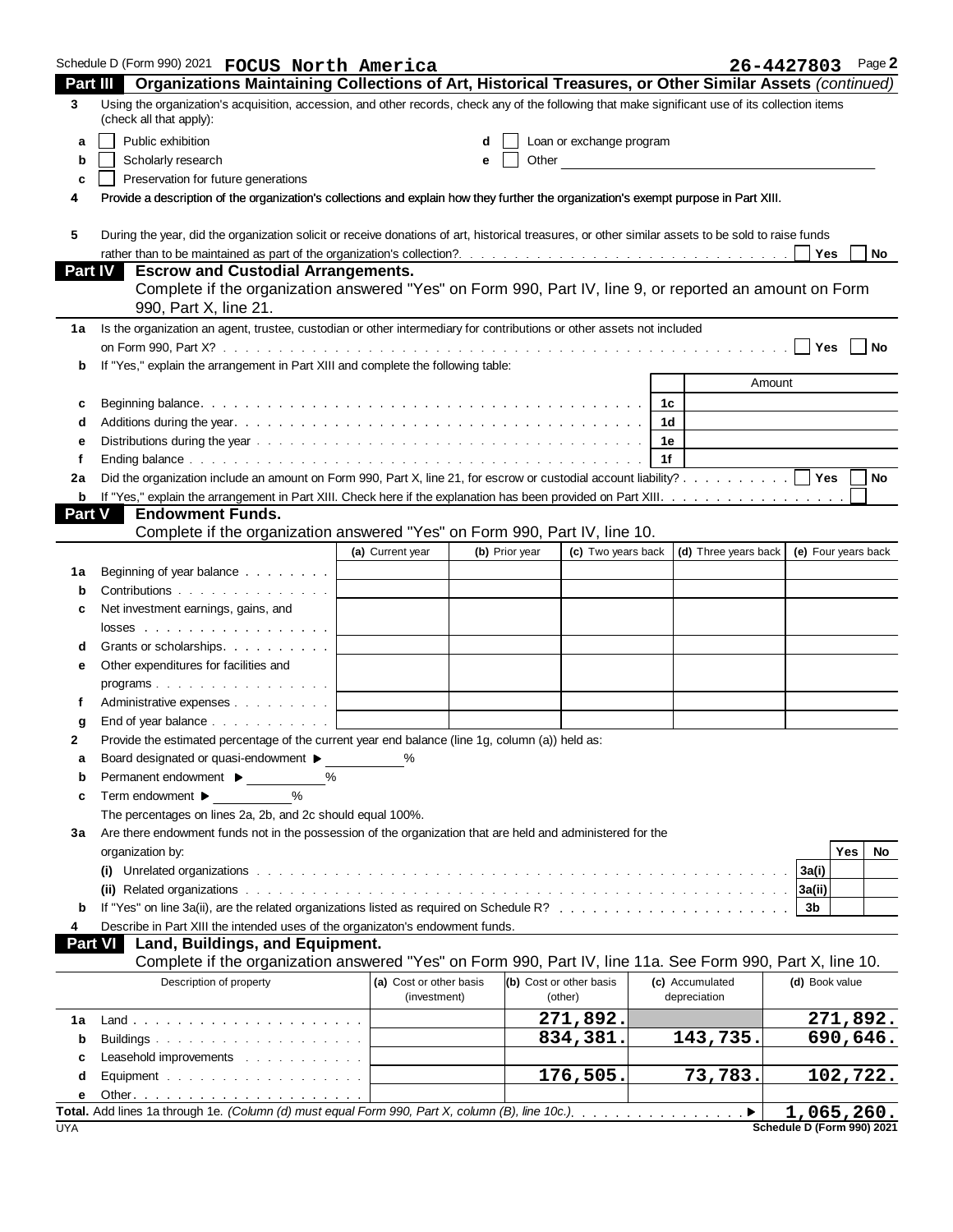Schedule D (Form 990) 2021 **FOCUS North America** **26-4427803** Page **2**

## Part III Organizations Maintaining Collections of Art, Historical Treasures, or Other Similar Assets *(continued)*

**3** Using the organization's acquisition, accession, and other records, check any of the following that make significant use of its collection items (check all that apply):

- **a** ☐ Public exhibition
- **b** ☐ Scholarly research
- **c** ☐ Preservation for future generations
- **d** ☐ Loan or exchange program
- **e** ☐ Other

**4** Provide a description of the organization's collections and explain how they further the organization's exempt purpose in Part XIII.

**5** During the year, did the organization solicit or receive donations of art, historical treasures, or other similar assets to be sold to raise funds rather than to be maintained as part of the organization's collection? ☐ Yes ☐ No

## Part IV Escrow and Custodial Arrangements.

Complete if the organization answered "Yes" on Form 990, Part IV, line 9, or reported an amount on Form 990, Part X, line 21.

**1a** Is the organization an agent, trustee, custodian or other intermediary for contributions or other assets not included on Form 990, Part X? ☐ Yes ☐ No

**b** If "Yes," explain the arrangement in Part XIII and complete the following table:

| | | | Amount |
|---|---|---|---|
| **c** | Beginning balance | 1c | |
| **d** | Additions during the year | 1d | |
| **e** | Distributions during the year | 1e | |
| **f** | Ending balance | 1f | |

**2a** Did the organization include an amount on Form 990, Part X, line 21, for escrow or custodial account liability? ☐ Yes ☐ No

**b** If "Yes," explain the arrangement in Part XIII. Check here if the explanation has been provided on Part XIII ☐

## Part V Endowment Funds.

Complete if the organization answered "Yes" on Form 990, Part IV, line 10.

| | | (a) Current year | (b) Prior year | (c) Two years back | (d) Three years back | (e) Four years back |
|---|---|---|---|---|---|---|
| **1a** | Beginning of year balance | | | | | |
| **b** | Contributions | | | | | |
| **c** | Net investment earnings, gains, and losses | | | | | |
| **d** | Grants or scholarships | | | | | |
| **e** | Other expenditures for facilities and programs | | | | | |
| **f** | Administrative expenses | | | | | |
| **g** | End of year balance | | | | | |

**2** Provide the estimated percentage of the current year end balance (line 1g, column (a)) held as:

- **a** Board designated or quasi-endowment ▶ ______ %
- **b** Permanent endowment ▶ ______ %
- **c** Term endowment ▶ ______ %

The percentages on lines 2a, 2b, and 2c should equal 100%.

**3a** Are there endowment funds not in the possession of the organization that are held and administered for the organization by:

| | | | Yes | No |
|---|---|---|---|---|
| | **(i)** Unrelated organizations | 3a(i) | | |
| | **(ii)** Related organizations | 3a(ii) | | |
| **b** | If "Yes" on line 3a(ii), are the related organizations listed as required on Schedule R? | 3b | | |

**4** Describe in Part XIII the intended uses of the organizaton's endowment funds.

## Part VI Land, Buildings, and Equipment.

Complete if the organization answered "Yes" on Form 990, Part IV, line 11a. See Form 990, Part X, line 10.

| | Description of property | (a) Cost or other basis (investment) | (b) Cost or other basis (other) | (c) Accumulated depreciation | (d) Book value |
|---|---|---|---|---|---|
| **1a** | Land | | 271,892. | | 271,892. |
| **b** | Buildings | | 834,381. | 143,735. | 690,646. |
| **c** | Leasehold improvements | | | | |
| **d** | Equipment | | 176,505. | 73,783. | 102,722. |
| **e** | Other | | | | |

**Total.** Add lines 1a through 1e. *(Column (d) must equal Form 990, Part X, column (B), line 10c.)* ▶ **1,065,260.**

UYA **Schedule D (Form 990) 2021**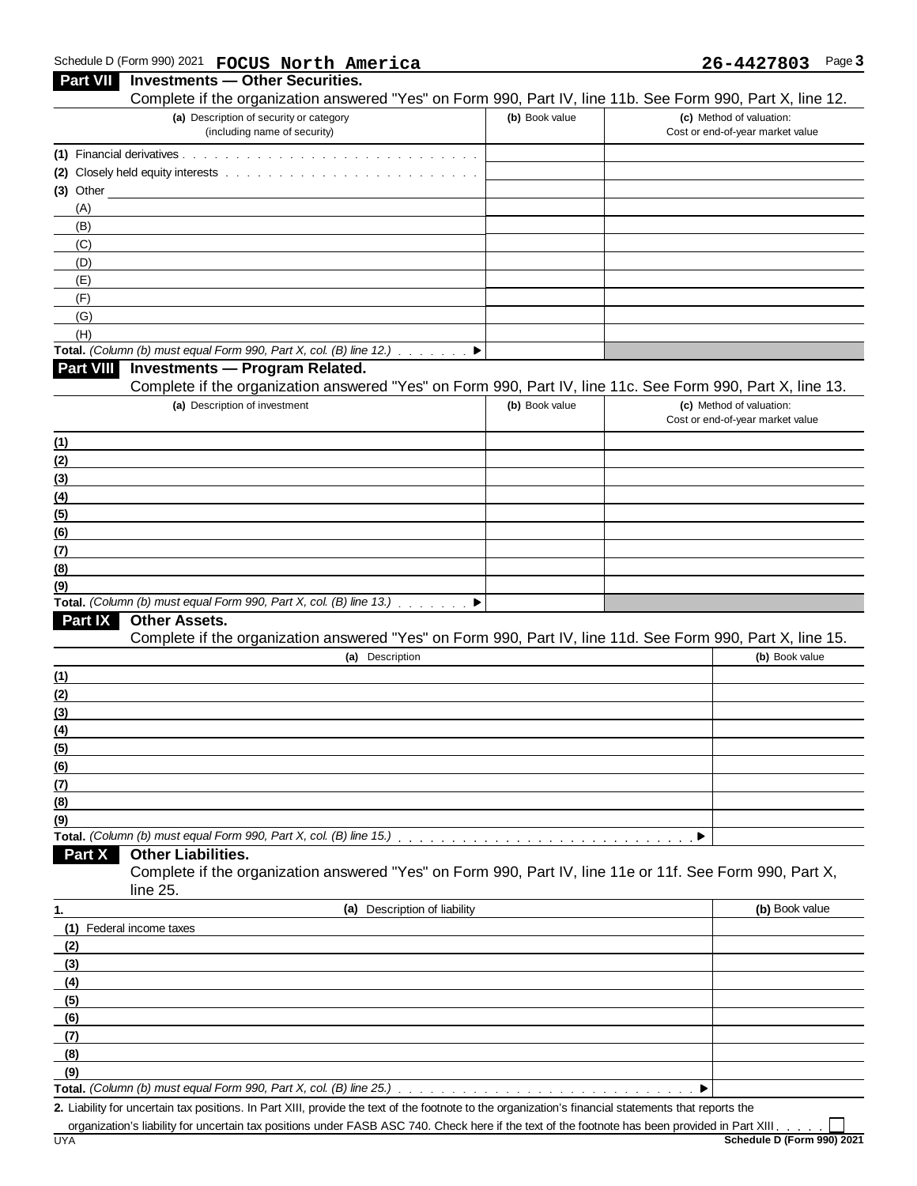Schedule D (Form 990) 2021 **FOCUS North America** **26-4427803** Page **3**

## Part VII Investments — Other Securities.

Complete if the organization answered "Yes" on Form 990, Part IV, line 11b. See Form 990, Part X, line 12.

| (a) Description of security or category (including name of security) | (b) Book value | (c) Method of valuation: Cost or end-of-year market value |
|---|---|---|
| (1) Financial derivatives | | |
| (2) Closely held equity interests | | |
| (3) Other | | |
| (A) | | |
| (B) | | |
| (C) | | |
| (D) | | |
| (E) | | |
| (F) | | |
| (G) | | |
| (H) | | |
| **Total.** *(Column (b) must equal Form 990, Part X, col. (B) line 12.)* ▶ | | |

## Part VIII Investments — Program Related.

Complete if the organization answered "Yes" on Form 990, Part IV, line 11c. See Form 990, Part X, line 13.

| (a) Description of investment | (b) Book value | (c) Method of valuation: Cost or end-of-year market value |
|---|---|---|
| (1) | | |
| (2) | | |
| (3) | | |
| (4) | | |
| (5) | | |
| (6) | | |
| (7) | | |
| (8) | | |
| (9) | | |
| **Total.** *(Column (b) must equal Form 990, Part X, col. (B) line 13.)* ▶ | | |

## Part IX Other Assets.

Complete if the organization answered "Yes" on Form 990, Part IV, line 11d. See Form 990, Part X, line 15.

| (a) Description | (b) Book value |
|---|---|
| (1) | |
| (2) | |
| (3) | |
| (4) | |
| (5) | |
| (6) | |
| (7) | |
| (8) | |
| (9) | |
| **Total.** *(Column (b) must equal Form 990, Part X, col. (B) line 15.)* ▶ | |

## Part X Other Liabilities.

Complete if the organization answered "Yes" on Form 990, Part IV, line 11e or 11f. See Form 990, Part X, line 25.

| 1. (a) Description of liability | (b) Book value |
|---|---|
| (1) Federal income taxes | |
| (2) | |
| (3) | |
| (4) | |
| (5) | |
| (6) | |
| (7) | |
| (8) | |
| (9) | |
| **Total.** *(Column (b) must equal Form 990, Part X, col. (B) line 25.)* ▶ | |

**2.** Liability for uncertain tax positions. In Part XIII, provide the text of the footnote to the organization's financial statements that reports the organization's liability for uncertain tax positions under FASB ASC 740. Check here if the text of the footnote has been provided in Part XIII ☐

UYA **Schedule D (Form 990) 2021**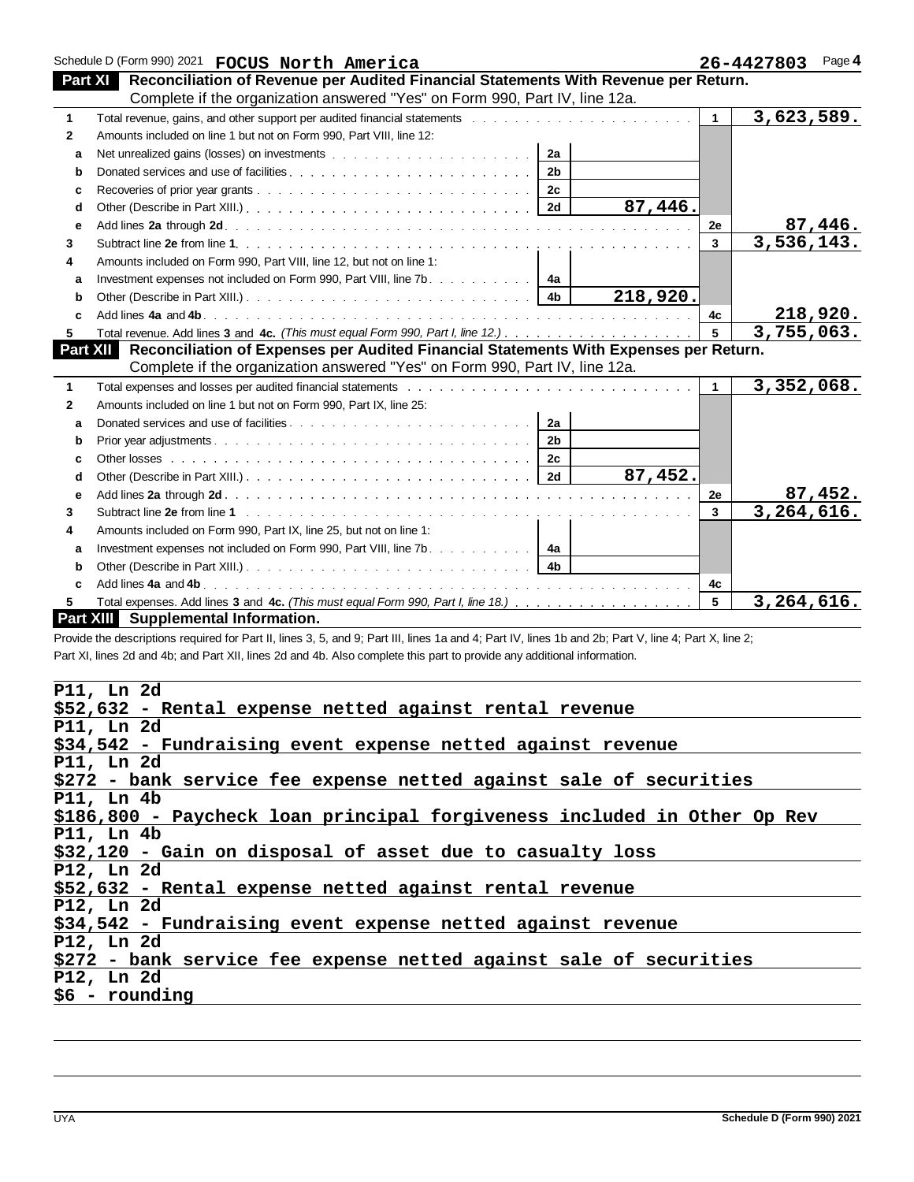Schedule D (Form 990) 2021 **FOCUS North America** **26-4427803** Page **4**

## Part XI Reconciliation of Revenue per Audited Financial Statements With Revenue per Return.

Complete if the organization answered "Yes" on Form 990, Part IV, line 12a.

| | | | | | |
|---|---|---|---|---|---|
| 1 | Total revenue, gains, and other support per audited financial statements | | | 1 | 3,623,589. |
| 2 | Amounts included on line 1 but not on Form 990, Part VIII, line 12: | | | | |
| a | Net unrealized gains (losses) on investments | 2a | | | |
| b | Donated services and use of facilities | 2b | | | |
| c | Recoveries of prior year grants | 2c | | | |
| d | Other (Describe in Part XIII.) | 2d | 87,446. | | |
| e | Add lines **2a** through **2d** | | | 2e | 87,446. |
| 3 | Subtract line **2e** from line **1** | | | 3 | 3,536,143. |
| 4 | Amounts included on Form 990, Part VIII, line 12, but not on line 1: | | | | |
| a | Investment expenses not included on Form 990, Part VIII, line 7b | 4a | | | |
| b | Other (Describe in Part XIII.) | 4b | 218,920. | | |
| c | Add lines **4a** and **4b** | | | 4c | 218,920. |
| 5 | Total revenue. Add lines **3** and **4c.** *(This must equal Form 990, Part I, line 12.)* | | | 5 | 3,755,063. |

## Part XII Reconciliation of Expenses per Audited Financial Statements With Expenses per Return.

Complete if the organization answered "Yes" on Form 990, Part IV, line 12a.

| | | | | | |
|---|---|---|---|---|---|
| 1 | Total expenses and losses per audited financial statements | | | 1 | 3,352,068. |
| 2 | Amounts included on line 1 but not on Form 990, Part IX, line 25: | | | | |
| a | Donated services and use of facilities | 2a | | | |
| b | Prior year adjustments | 2b | | | |
| c | Other losses | 2c | | | |
| d | Other (Describe in Part XIII.) | 2d | 87,452. | | |
| e | Add lines **2a** through **2d** | | | 2e | 87,452. |
| 3 | Subtract line **2e** from line **1** | | | 3 | 3,264,616. |
| 4 | Amounts included on Form 990, Part IX, line 25, but not on line 1: | | | | |
| a | Investment expenses not included on Form 990, Part VIII, line 7b | 4a | | | |
| b | Other (Describe in Part XIII.) | 4b | | | |
| c | Add lines **4a** and **4b** | | | 4c | |
| 5 | Total expenses. Add lines **3** and **4c.** *(This must equal Form 990, Part I, line 18.)* | | | 5 | 3,264,616. |

## Part XIII Supplemental Information.

Provide the descriptions required for Part II, lines 3, 5, and 9; Part III, lines 1a and 4; Part IV, lines 1b and 2b; Part V, line 4; Part X, line 2; Part XI, lines 2d and 4b; and Part XII, lines 2d and 4b. Also complete this part to provide any additional information.

P11, Ln 2d
$52,632 - Rental expense netted against rental revenue
P11, Ln 2d
$34,542 - Fundraising event expense netted against revenue
P11, Ln 2d
$272 - bank service fee expense netted against sale of securities
P11, Ln 4b
$186,800 - Paycheck loan principal forgiveness included in Other Op Rev
P11, Ln 4b
$32,120 - Gain on disposal of asset due to casualty loss
P12, Ln 2d
$52,632 - Rental expense netted against rental revenue
P12, Ln 2d
$34,542 - Fundraising event expense netted against revenue
P12, Ln 2d
$272 - bank service fee expense netted against sale of securities
P12, Ln 2d
$6 - rounding

UYA Schedule D (Form 990) 2021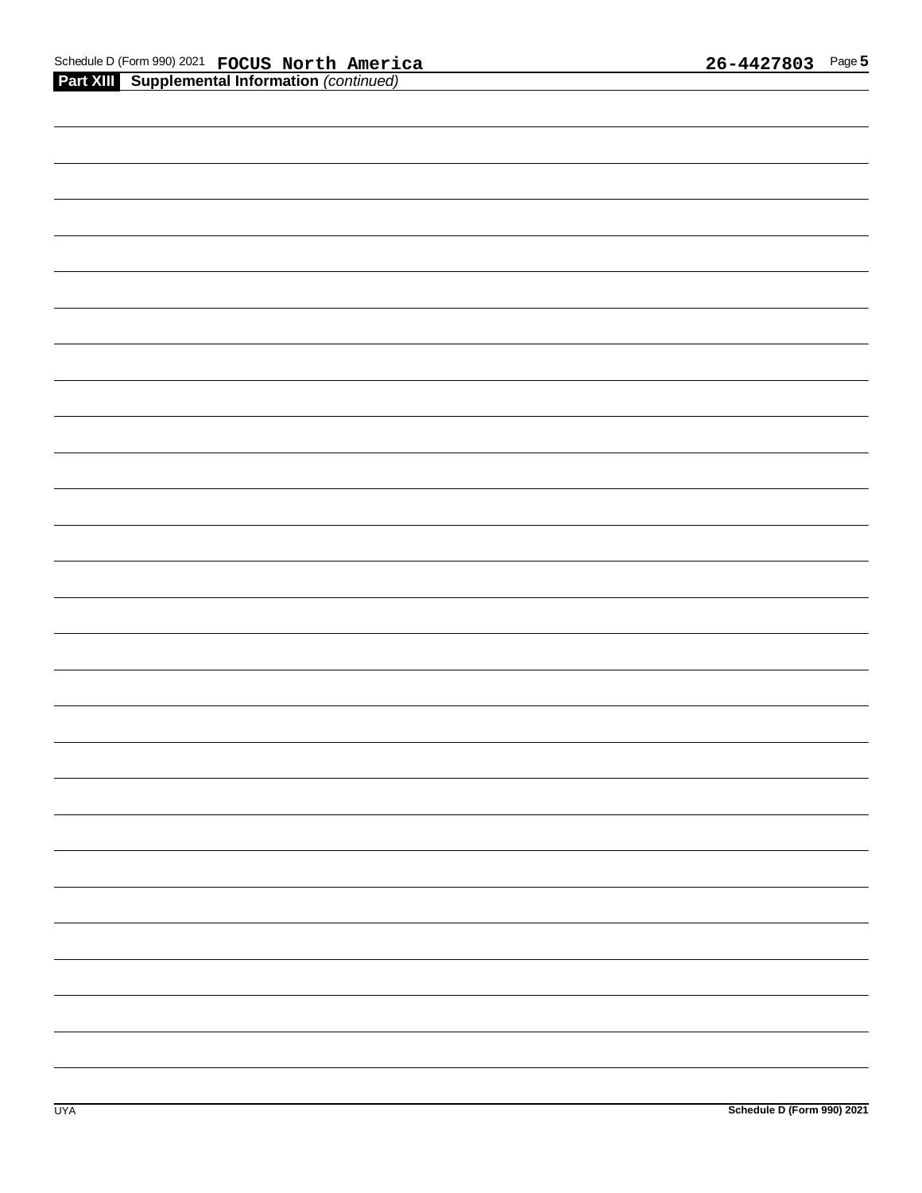**Part XIII Supplemental Information** *(continued)*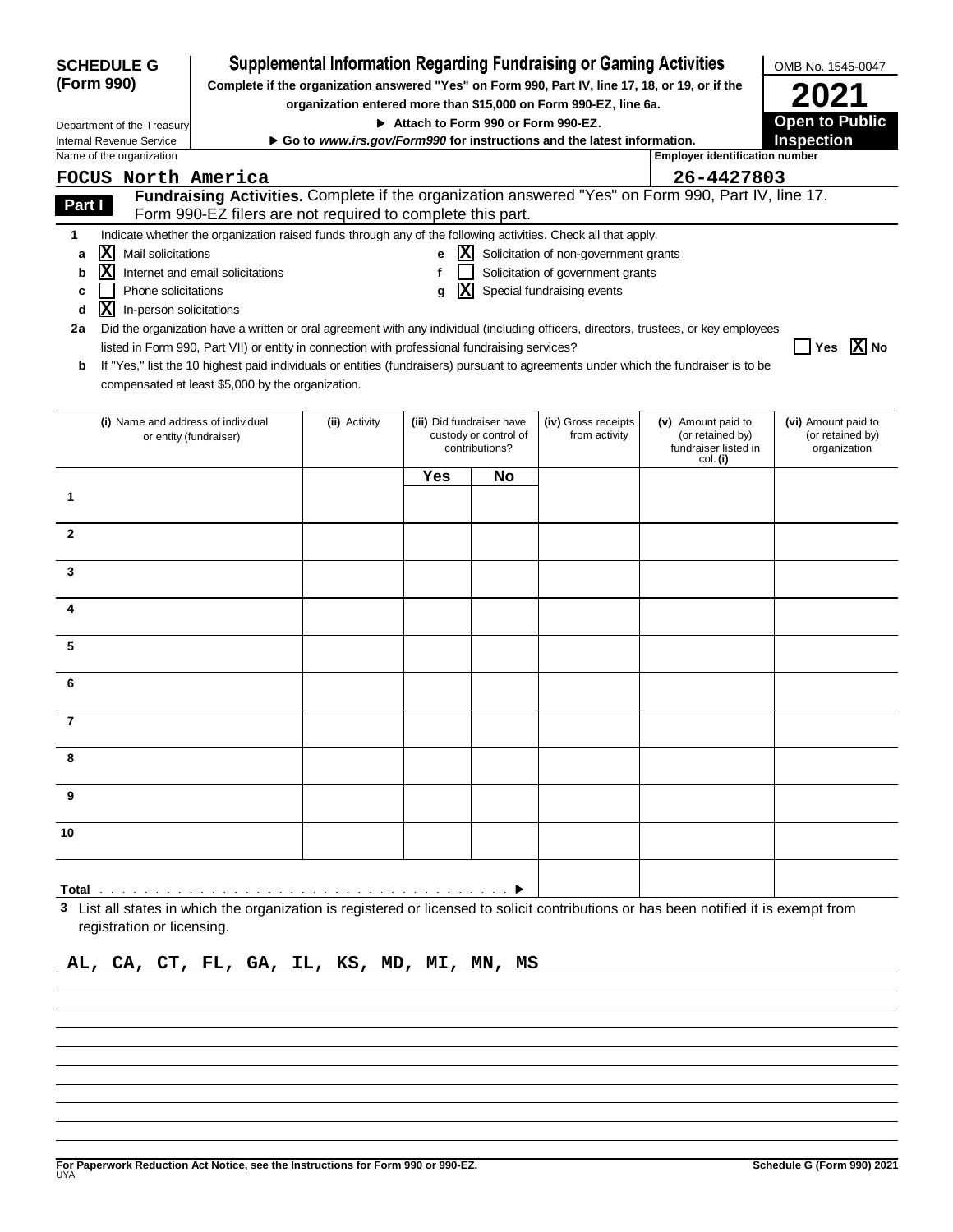**SCHEDULE G (Form 990)**

Department of the Treasury
Internal Revenue Service

# Supplemental Information Regarding Fundraising or Gaming Activities

**Complete if the organization answered "Yes" on Form 990, Part IV, line 17, 18, or 19, or if the organization entered more than $15,000 on Form 990-EZ, line 6a.**

▶ **Attach to Form 990 or Form 990-EZ.**

▶ **Go to www.irs.gov/Form990 for instructions and the latest information.**

OMB No. 1545-0047

**2021**

**Open to Public Inspection**

Name of the organization: **FOCUS North America**

Employer identification number: **26-4427803**

## Part I Fundraising Activities. Complete if the organization answered "Yes" on Form 990, Part IV, line 17. Form 990-EZ filers are not required to complete this part.

**1** Indicate whether the organization raised funds through any of the following activities. Check all that apply.

- **a** [X] Mail solicitations
- **b** [X] Internet and email solicitations
- **c** [ ] Phone solicitations
- **d** [X] In-person solicitations
- **e** [X] Solicitation of non-government grants
- **f** [ ] Solicitation of government grants
- **g** [X] Special fundraising events

**2a** Did the organization have a written or oral agreement with any individual (including officers, directors, trustees, or key employees listed in Form 990, Part VII) or entity in connection with professional fundraising services? [ ] Yes [X] No

**b** If "Yes," list the 10 highest paid individuals or entities (fundraisers) pursuant to agreements under which the fundraiser is to be compensated at least $5,000 by the organization.

| | (i) Name and address of individual or entity (fundraiser) | (ii) Activity | (iii) Did fundraiser have custody or control of contributions? Yes | No | (iv) Gross receipts from activity | (v) Amount paid to (or retained by) fundraiser listed in col. (i) | (vi) Amount paid to (or retained by) organization |
|---|---|---|---|---|---|---|---|
| 1 | | | | | | | |
| 2 | | | | | | | |
| 3 | | | | | | | |
| 4 | | | | | | | |
| 5 | | | | | | | |
| 6 | | | | | | | |
| 7 | | | | | | | |
| 8 | | | | | | | |
| 9 | | | | | | | |
| 10 | | | | | | | |
| **Total** ▶ | | | | | | | |

**3** List all states in which the organization is registered or licensed to solicit contributions or has been notified it is exempt from registration or licensing.

**AL, CA, CT, FL, GA, IL, KS, MD, MI, MN, MS**

**For Paperwork Reduction Act Notice, see the Instructions for Form 990 or 990-EZ.**

**Schedule G (Form 990) 2021**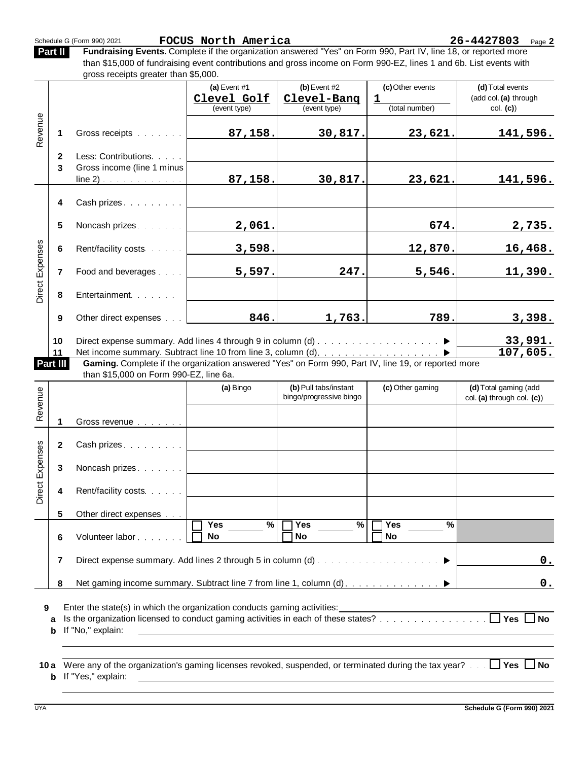Schedule G (Form 990) 2021 **FOCUS North America** **26-4427803** Page **2**

## Part II Fundraising Events.

**Fundraising Events.** Complete if the organization answered "Yes" on Form 990, Part IV, line 18, or reported more than $15,000 of fundraising event contributions and gross income on Form 990-EZ, lines 1 and 6b. List events with gross receipts greater than $5,000.

| | | | (a) Event #1<br>Clevel Golf<br>(event type) | (b) Event #2<br>Clevel-Banq<br>(event type) | (c) Other events<br>1<br>(total number) | (d) Total events (add col. (a) through col. (c)) |
|---|---|---|---|---|---|---|
| Revenue | 1 | Gross receipts | 87,158. | 30,817. | 23,621. | 141,596. |
| | 2 | Less: Contributions | | | | |
| | 3 | Gross income (line 1 minus line 2) | 87,158. | 30,817. | 23,621. | 141,596. |
| Direct Expenses | 4 | Cash prizes | | | | |
| | 5 | Noncash prizes | 2,061. | | 674. | 2,735. |
| | 6 | Rent/facility costs | 3,598. | | 12,870. | 16,468. |
| | 7 | Food and beverages | 5,597. | 247. | 5,546. | 11,390. |
| | 8 | Entertainment | | | | |
| | 9 | Other direct expenses | 846. | 1,763. | 789. | 3,398. |
| | 10 | Direct expense summary. Add lines 4 through 9 in column (d) ▶ | | | | 33,991. |
| | 11 | Net income summary. Subtract line 10 from line 3, column (d) ▶ | | | | 107,605. |

## Part III Gaming.

**Gaming.** Complete if the organization answered "Yes" on Form 990, Part IV, line 19, or reported more than $15,000 on Form 990-EZ, line 6a.

| | | | (a) Bingo | (b) Pull tabs/instant bingo/progressive bingo | (c) Other gaming | (d) Total gaming (add col. (a) through col. (c)) |
|---|---|---|---|---|---|---|
| Revenue | 1 | Gross revenue | | | | |
| Direct Expenses | 2 | Cash prizes | | | | |
| | 3 | Noncash prizes | | | | |
| | 4 | Rent/facility costs | | | | |
| | 5 | Other direct expenses | | | | |
| | 6 | Volunteer labor | ☐ Yes ___ %<br>☐ No | ☐ Yes ___ %<br>☐ No | ☐ Yes ___ %<br>☐ No | |
| | 7 | Direct expense summary. Add lines 2 through 5 in column (d) ▶ | | | | 0. |
| | 8 | Net gaming income summary. Subtract line 7 from line 1, column (d) ▶ | | | | 0. |

**9** Enter the state(s) in which the organization conducts gaming activities: ____________

**a** Is the organization licensed to conduct gaming activities in each of these states? ☐ Yes ☐ No

**b** If "No," explain: ____________

**10 a** Were any of the organization's gaming licenses revoked, suspended, or terminated during the tax year? ☐ Yes ☐ No

**b** If "Yes," explain: ____________

UYA **Schedule G (Form 990) 2021**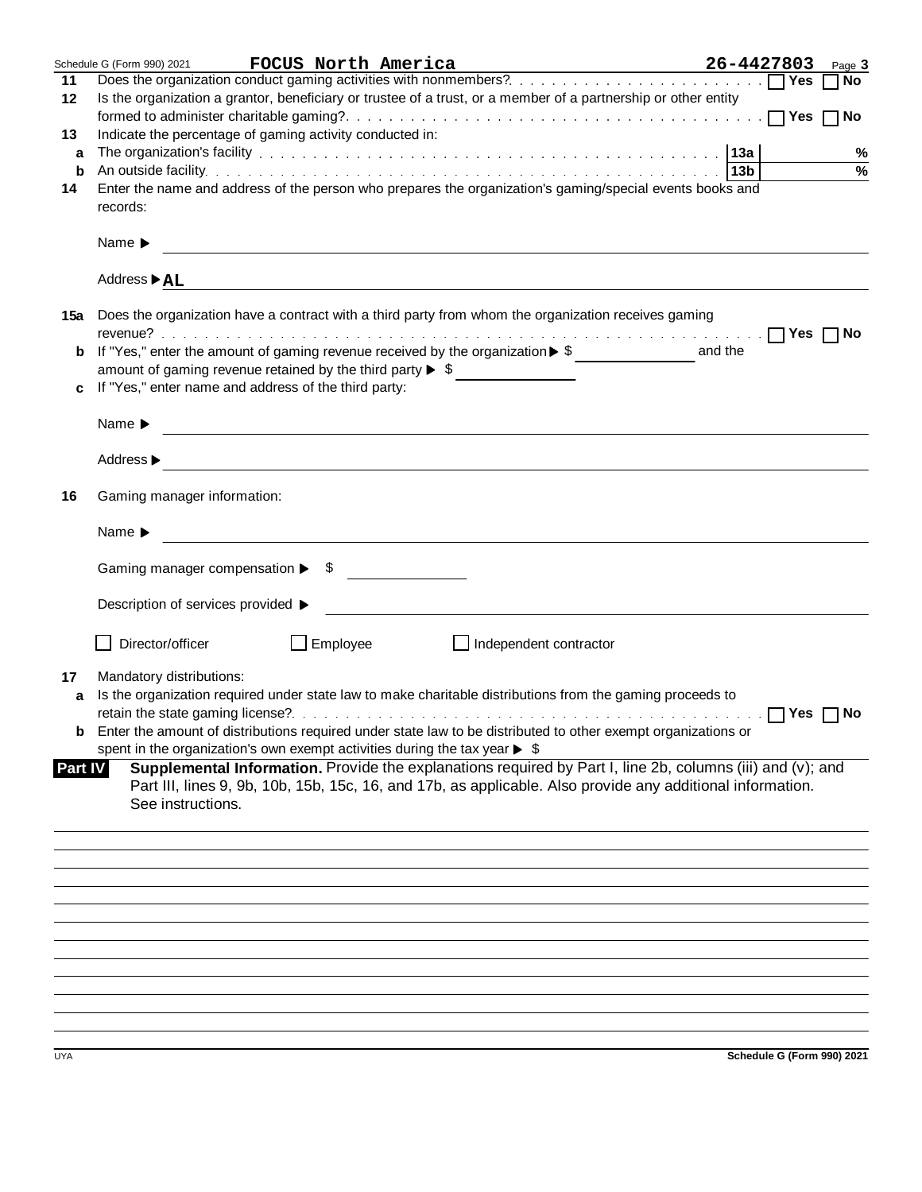Schedule G (Form 990) 2021 **FOCUS North America** **26-4427803** Page **3**

**11** Does the organization conduct gaming activities with nonmembers? . . . . . . . . . . . . ☐ **Yes** ☐ **No**

**12** Is the organization a grantor, beneficiary or trustee of a trust, or a member of a partnership or other entity formed to administer charitable gaming? . . . . . . . . . . . . ☐ **Yes** ☐ **No**

**13** Indicate the percentage of gaming activity conducted in:

**a** The organization's facility . . . . . . . . . . . . **13a** %

**b** An outside facility . . . . . . . . . . . . **13b** %

**14** Enter the name and address of the person who prepares the organization's gaming/special events books and records:

Name ▶

Address ▶ AL

**15a** Does the organization have a contract with a third party from whom the organization receives gaming revenue? . . . . . . . . . . . . ☐ **Yes** ☐ **No**

**b** If "Yes," enter the amount of gaming revenue received by the organization ▶ $ ______ and the amount of gaming revenue retained by the third party ▶ $ ______

**c** If "Yes," enter name and address of the third party:

Name ▶

Address ▶

**16** Gaming manager information:

Name ▶

Gaming manager compensation ▶ $

Description of services provided ▶

☐ Director/officer ☐ Employee ☐ Independent contractor

**17** Mandatory distributions:

**a** Is the organization required under state law to make charitable distributions from the gaming proceeds to retain the state gaming license? . . . . . . . . . . . . ☐ **Yes** ☐ **No**

**b** Enter the amount of distributions required under state law to be distributed to other exempt organizations or spent in the organization's own exempt activities during the tax year ▶ $

**Part IV** **Supplemental Information.** Provide the explanations required by Part I, line 2b, columns (iii) and (v); and Part III, lines 9, 9b, 10b, 15b, 15c, 16, and 17b, as applicable. Also provide any additional information. See instructions.

UYA **Schedule G (Form 990) 2021**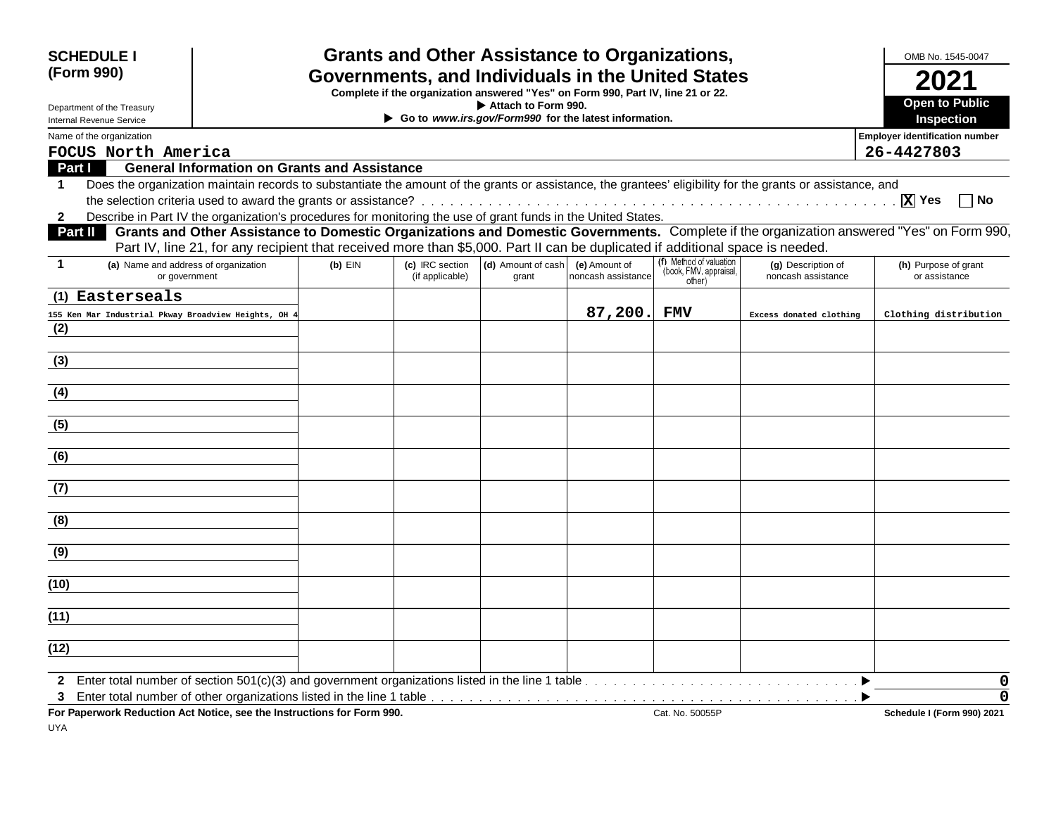**SCHEDULE I**
**(Form 990)**

Department of the Treasury
Internal Revenue Service

# Grants and Other Assistance to Organizations, Governments, and Individuals in the United States

**Complete if the organization answered "Yes" on Form 990, Part IV, line 21 or 22.**
▶ **Attach to Form 990.**
▶ **Go to *www.irs.gov/Form990* for the latest information.**

OMB No. 1545-0047
**2021**
**Open to Public Inspection**

Name of the organization: **FOCUS North America**
Employer identification number: **26-4427803**

## Part I — General Information on Grants and Assistance

**1** Does the organization maintain records to substantiate the amount of the grants or assistance, the grantees' eligibility for the grants or assistance, and the selection criteria used to award the grants or assistance? . . . . . . [X] Yes [ ] No

**2** Describe in Part IV the organization's procedures for monitoring the use of grant funds in the United States.

## Part II — Grants and Other Assistance to Domestic Organizations and Domestic Governments.

Complete if the organization answered "Yes" on Form 990, Part IV, line 21, for any recipient that received more than $5,000. Part II can be duplicated if additional space is needed.

| 1 (a) Name and address of organization or government | (b) EIN | (c) IRC section (if applicable) | (d) Amount of cash grant | (e) Amount of noncash assistance | (f) Method of valuation (book, FMV, appraisal, other) | (g) Description of noncash assistance | (h) Purpose of grant or assistance |
|---|---|---|---|---|---|---|---|
| (1) Easterseals<br>155 Ken Mar Industrial Pkway Broadview Heights, OH 4 | | | | 87,200. | FMV | Excess donated clothing | Clothing distribution |
| (2) | | | | | | | |
| (3) | | | | | | | |
| (4) | | | | | | | |
| (5) | | | | | | | |
| (6) | | | | | | | |
| (7) | | | | | | | |
| (8) | | | | | | | |
| (9) | | | | | | | |
| (10) | | | | | | | |
| (11) | | | | | | | |
| (12) | | | | | | | |

**2** Enter total number of section 501(c)(3) and government organizations listed in the line 1 table . . . . . . ▶ 0

**3** Enter total number of other organizations listed in the line 1 table . . . . . . ▶ 0

**For Paperwork Reduction Act Notice, see the Instructions for Form 990.** Cat. No. 50055P **Schedule I (Form 990) 2021**

UYA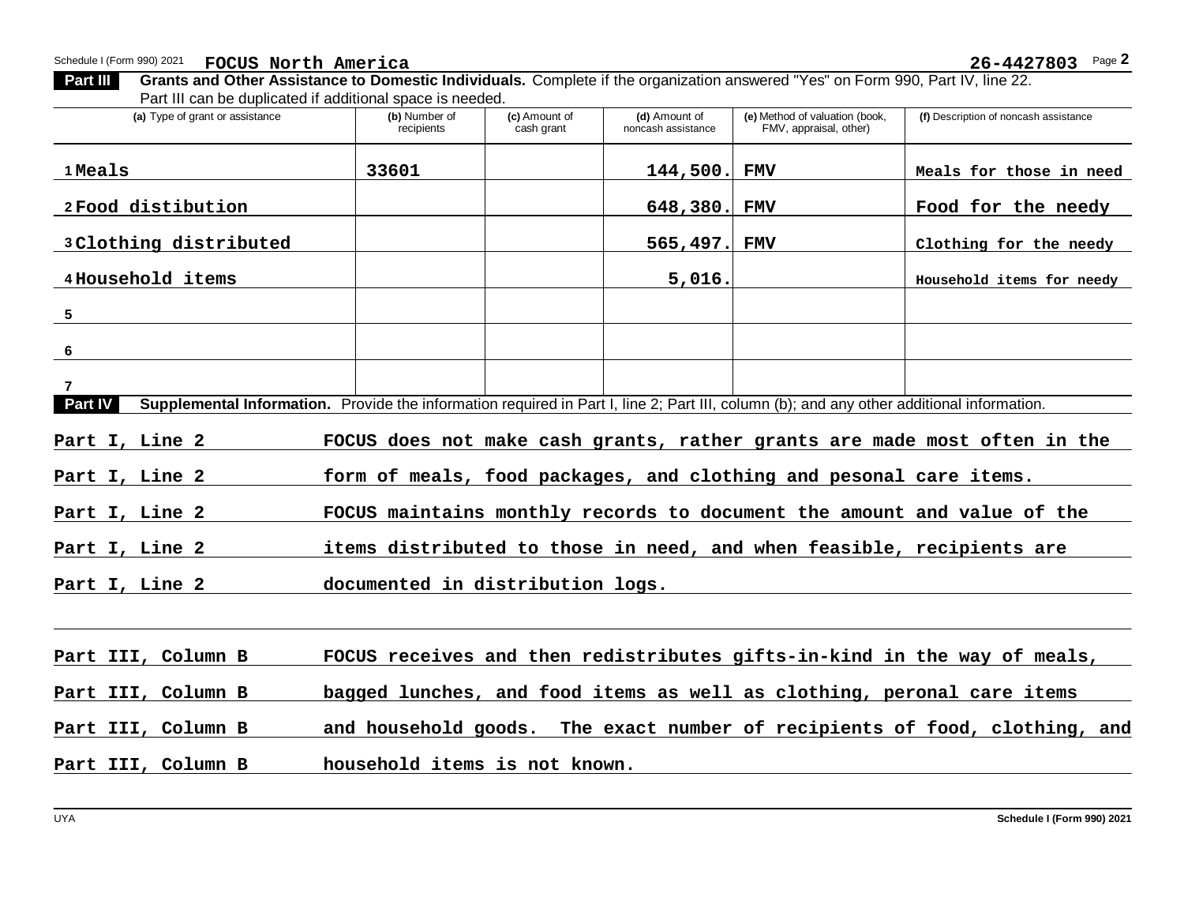Schedule I (Form 990) 2021 **FOCUS North America** **26-4427803** Page **2**

**Part III** **Grants and Other Assistance to Domestic Individuals.** Complete if the organization answered "Yes" on Form 990, Part IV, line 22. Part III can be duplicated if additional space is needed.

| (a) Type of grant or assistance | (b) Number of recipients | (c) Amount of cash grant | (d) Amount of noncash assistance | (e) Method of valuation (book, FMV, appraisal, other) | (f) Description of noncash assistance |
|---|---|---|---|---|---|
| 1 Meals | 33601 | | 144,500. | FMV | Meals for those in need |
| 2 Food distibution | | | 648,380. | FMV | Food for the needy |
| 3 Clothing distributed | | | 565,497. | FMV | Clothing for the needy |
| 4 Household items | | | 5,016. | | Household items for needy |
| 5 | | | | | |
| 6 | | | | | |
| 7 | | | | | |

**Part IV** **Supplemental Information.** Provide the information required in Part I, line 2; Part III, column (b); and any other additional information.

Part I, Line 2 FOCUS does not make cash grants, rather grants are made most often in the

Part I, Line 2 form of meals, food packages, and clothing and pesonal care items.

Part I, Line 2 FOCUS maintains monthly records to document the amount and value of the

Part I, Line 2 items distributed to those in need, and when feasible, recipients are

Part I, Line 2 documented in distribution logs.

Part III, Column B FOCUS receives and then redistributes gifts-in-kind in the way of meals,

Part III, Column B bagged lunches, and food items as well as clothing, peronal care items

Part III, Column B and household goods. The exact number of recipients of food, clothing, and

Part III, Column B household items is not known.

UYA **Schedule I (Form 990) 2021**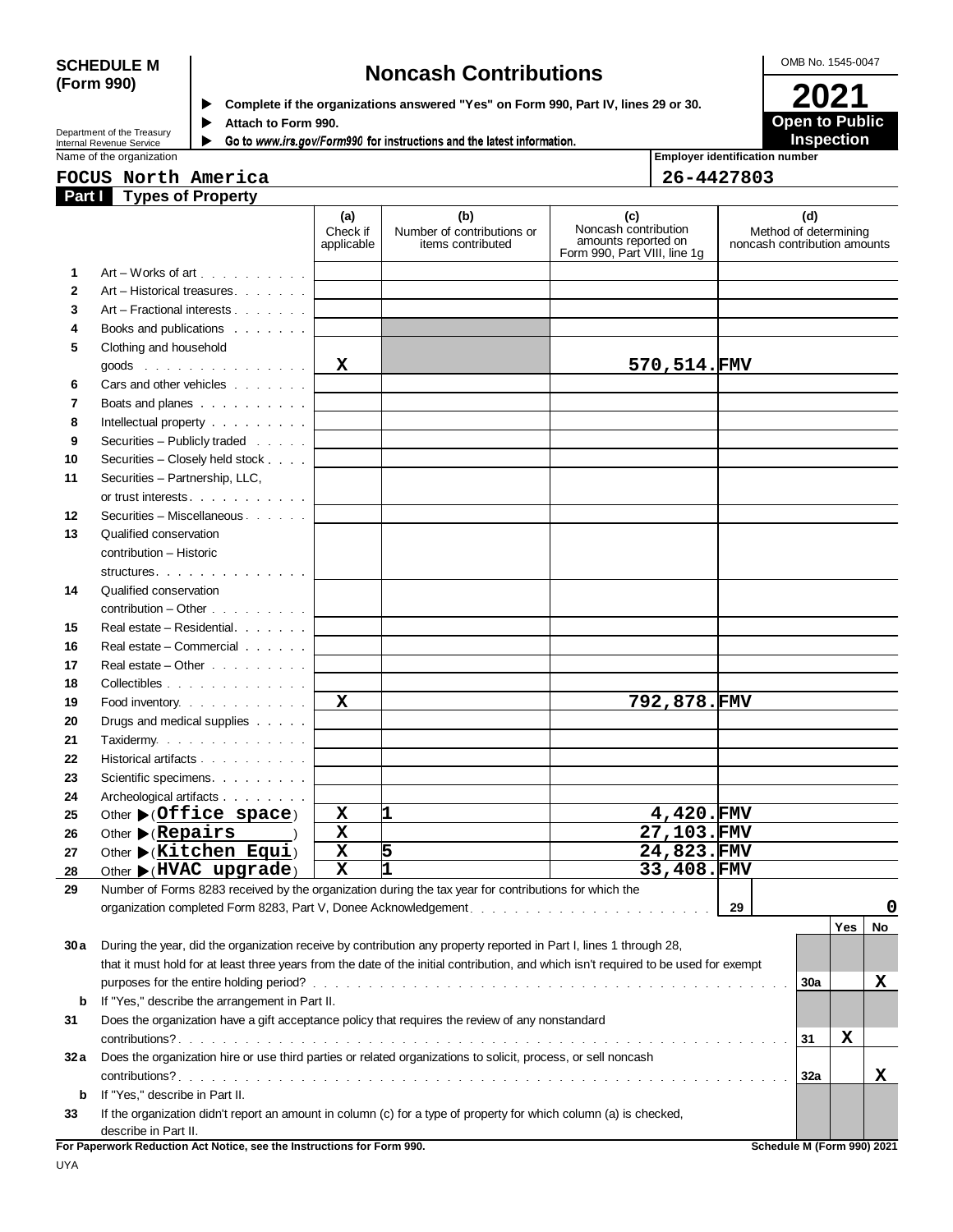**SCHEDULE M (Form 990)**

Department of the Treasury
Internal Revenue Service

# Noncash Contributions

▶ Complete if the organizations answered "Yes" on Form 990, Part IV, lines 29 or 30.
▶ Attach to Form 990.
▶ Go to *www.irs.gov/Form990* for instructions and the latest information.

OMB No. 1545-0047

**2021**

**Open to Public Inspection**

Name of the organization: **FOCUS North America**

Employer identification number: **26-4427803**

## Part I Types of Property

| | | (a) Check if applicable | (b) Number of contributions or items contributed | (c) Noncash contribution amounts reported on Form 990, Part VIII, line 1g | (d) Method of determining noncash contribution amounts |
|---|---|---|---|---|---|
| 1 | Art – Works of art | | | | |
| 2 | Art – Historical treasures | | | | |
| 3 | Art – Fractional interests | | | | |
| 4 | Books and publications | | | | |
| 5 | Clothing and household goods | X | | 570,514. | FMV |
| 6 | Cars and other vehicles | | | | |
| 7 | Boats and planes | | | | |
| 8 | Intellectual property | | | | |
| 9 | Securities – Publicly traded | | | | |
| 10 | Securities – Closely held stock | | | | |
| 11 | Securities – Partnership, LLC, or trust interests | | | | |
| 12 | Securities – Miscellaneous | | | | |
| 13 | Qualified conservation contribution – Historic structures | | | | |
| 14 | Qualified conservation contribution – Other | | | | |
| 15 | Real estate – Residential | | | | |
| 16 | Real estate – Commercial | | | | |
| 17 | Real estate – Other | | | | |
| 18 | Collectibles | | | | |
| 19 | Food inventory | X | | 792,878. | FMV |
| 20 | Drugs and medical supplies | | | | |
| 21 | Taxidermy | | | | |
| 22 | Historical artifacts | | | | |
| 23 | Scientific specimens | | | | |
| 24 | Archeological artifacts | | | | |
| 25 | Other ▶ (Office space) | X | 1 | 4,420. | FMV |
| 26 | Other ▶ (Repairs) | X | | 27,103. | FMV |
| 27 | Other ▶ (Kitchen Equi) | X | 5 | 24,823. | FMV |
| 28 | Other ▶ (HVAC upgrade) | X | 1 | 33,408. | FMV |

**29** Number of Forms 8283 received by the organization during the tax year for contributions for which the organization completed Form 8283, Part V, Donee Acknowledgement . . . . . 29 | 0

| | | | Yes | No |
|---|---|---|---|---|
| 30a | During the year, did the organization receive by contribution any property reported in Part I, lines 1 through 28, that it must hold for at least three years from the date of the initial contribution, and which isn't required to be used for exempt purposes for the entire holding period? | 30a | | X |
| b | If "Yes," describe the arrangement in Part II. | | | |
| 31 | Does the organization have a gift acceptance policy that requires the review of any nonstandard contributions? | 31 | X | |
| 32a | Does the organization hire or use third parties or related organizations to solicit, process, or sell noncash contributions? | 32a | | X |
| b | If "Yes," describe in Part II. | | | |
| 33 | If the organization didn't report an amount in column (c) for a type of property for which column (a) is checked, describe in Part II. | | | |

**For Paperwork Reduction Act Notice, see the Instructions for Form 990.** **Schedule M (Form 990) 2021**

UYA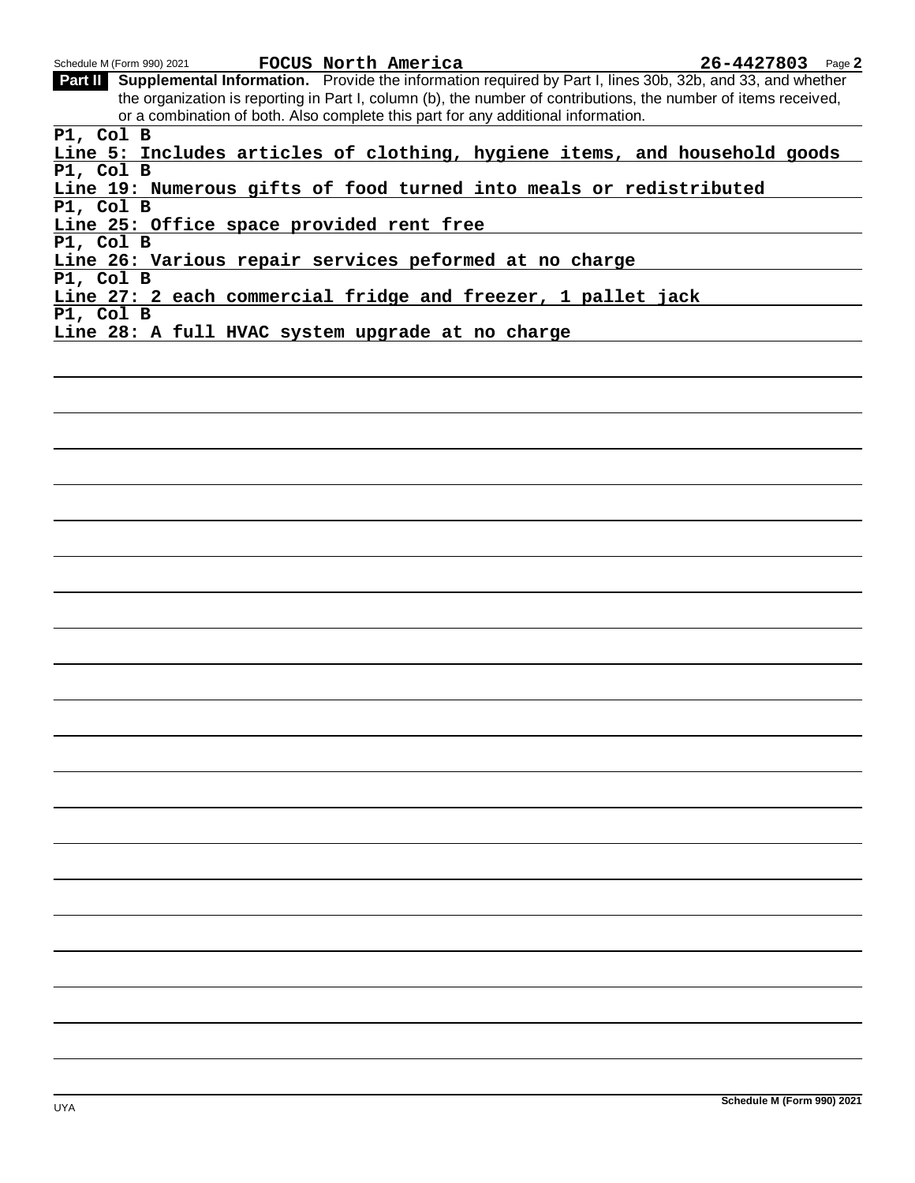Schedule M (Form 990) 2021 **FOCUS North America** **26-4427803**

**Part II** **Supplemental Information.** Provide the information required by Part I, lines 30b, 32b, and 33, and whether the organization is reporting in Part I, column (b), the number of contributions, the number of items received, or a combination of both. Also complete this part for any additional information.

**P1, Col B**
**Line 5: Includes articles of clothing, hygiene items, and household goods**

**P1, Col B**
**Line 19: Numerous gifts of food turned into meals or redistributed**

**P1, Col B**
**Line 25: Office space provided rent free**

**P1, Col B**
**Line 26: Various repair services peformed at no charge**

**P1, Col B**
**Line 27: 2 each commercial fridge and freezer, 1 pallet jack**

**P1, Col B**
**Line 28: A full HVAC system upgrade at no charge**

UYA

**Schedule M (Form 990) 2021**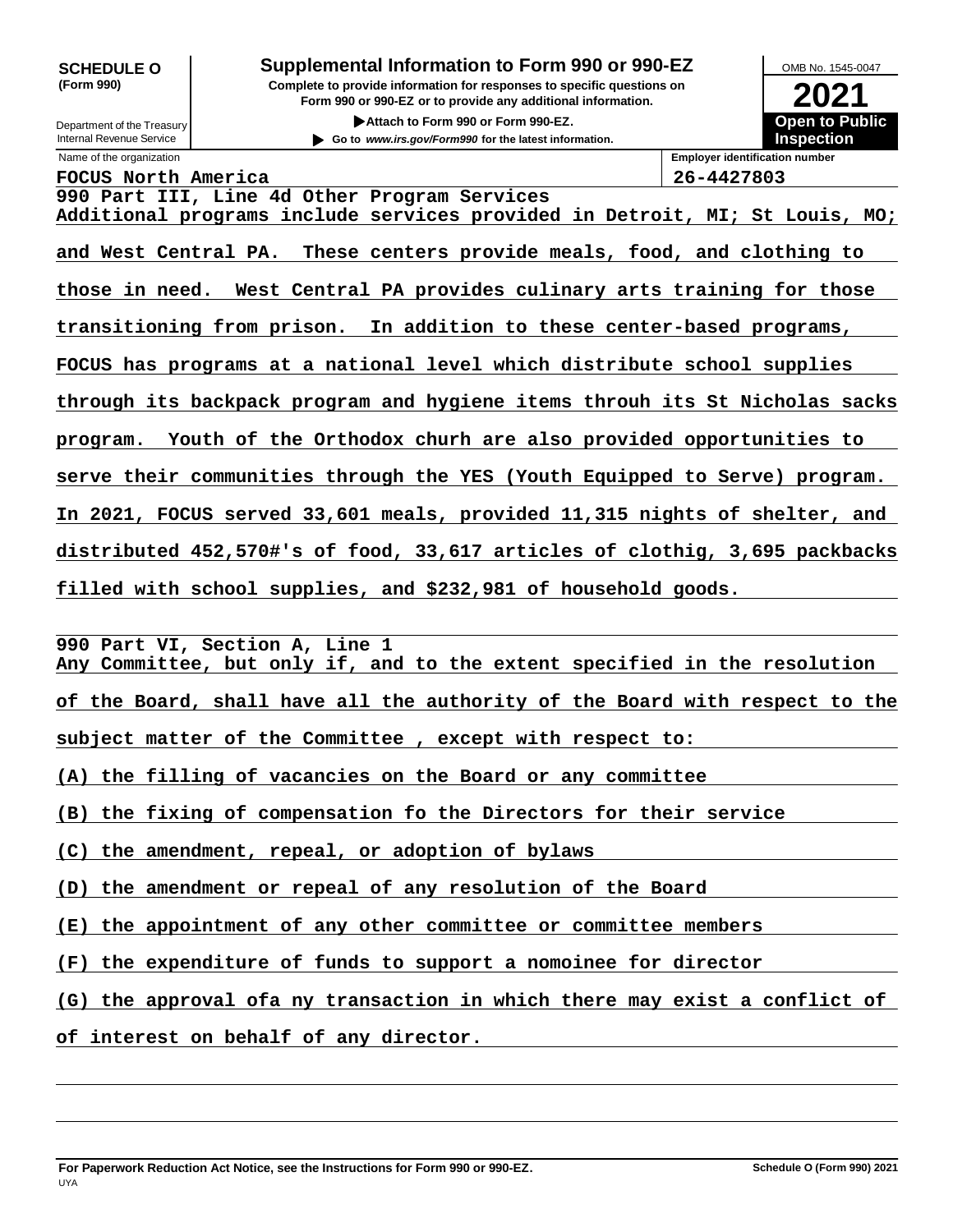**SCHEDULE O** (Form 990)

Department of the Treasury
Internal Revenue Service

# Supplemental Information to Form 990 or 990-EZ

**Complete to provide information for responses to specific questions on Form 990 or 990-EZ or to provide any additional information.**

**▶Attach to Form 990 or Form 990-EZ.**

**▶ Go to *www.irs.gov/Form990* for the latest information.**

OMB No. 1545-0047

**2021**

**Open to Public Inspection**

| Name of the organization | Employer identification number |
|---|---|
| FOCUS North America | 26-4427803 |

**990 Part III, Line 4d Other Program Services**

Additional programs include services provided in Detroit, MI; St Louis, MO; and West Central PA. These centers provide meals, food, and clothing to those in need. West Central PA provides culinary arts training for those transitioning from prison. In addition to these center-based programs, FOCUS has programs at a national level which distribute school supplies through its backpack program and hygiene items throuh its St Nicholas sacks program. Youth of the Orthodox churh are also provided opportunities to serve their communities through the YES (Youth Equipped to Serve) program. In 2021, FOCUS served 33,601 meals, provided 11,315 nights of shelter, and distributed 452,570#'s of food, 33,617 articles of clothig, 3,695 packbacks filled with school supplies, and $232,981 of household goods.

**990 Part VI, Section A, Line 1**

Any Committee, but only if, and to the extent specified in the resolution of the Board, shall have all the authority of the Board with respect to the subject matter of the Committee , except with respect to:

(A) the filling of vacancies on the Board or any committee

(B) the fixing of compensation fo the Directors for their service

(C) the amendment, repeal, or adoption of bylaws

(D) the amendment or repeal of any resolution of the Board

(E) the appointment of any other committee or committee members

(F) the expenditure of funds to support a nomoinee for director

(G) the approval ofa ny transaction in which there may exist a conflict of of interest on behalf of any director.

**For Paperwork Reduction Act Notice, see the Instructions for Form 990 or 990-EZ.** **Schedule O (Form 990) 2021**

UYA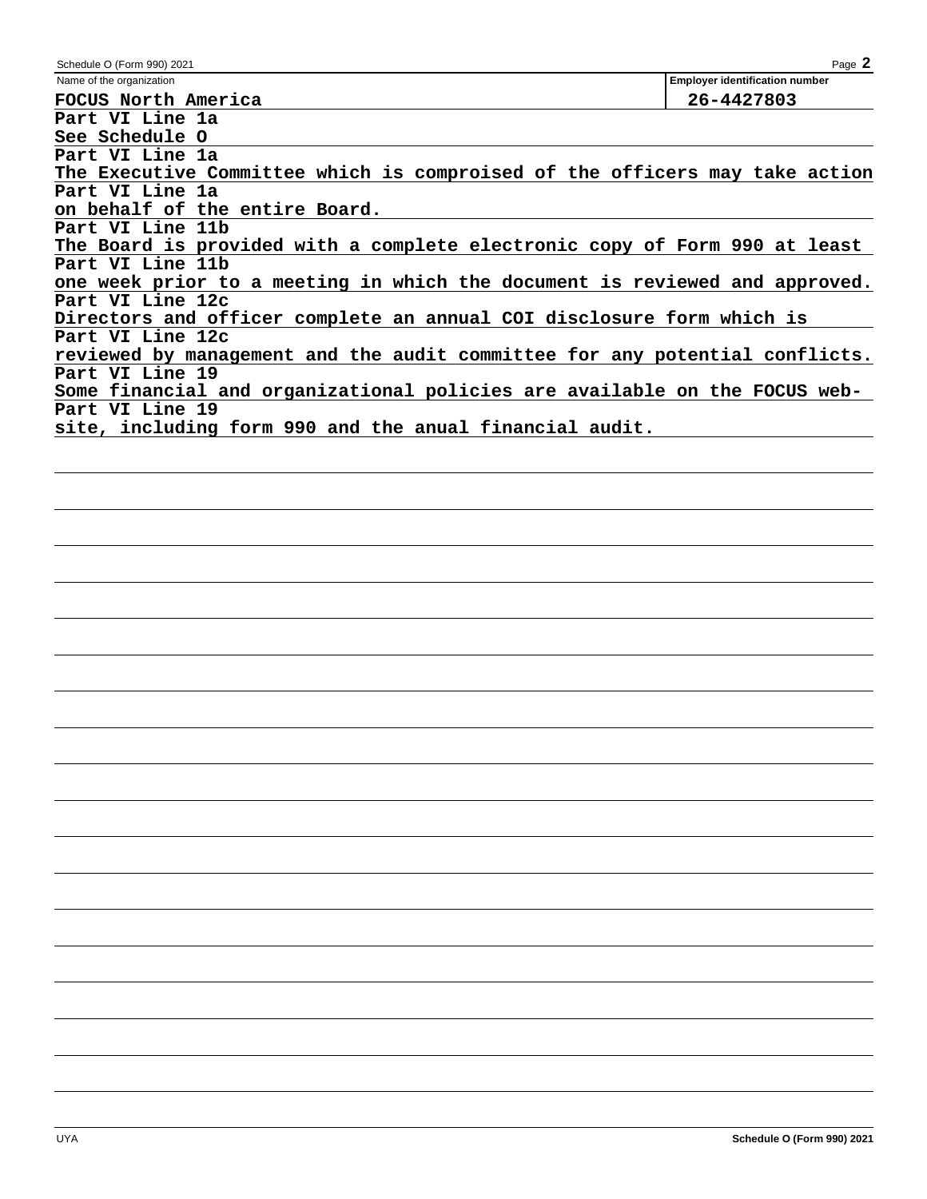Name of the organization: **FOCUS North America**

Employer identification number: **26-4427803**

**Part VI Line 1a**
See Schedule O

**Part VI Line 1a**
The Executive Committee which is comproised of the officers may take action

**Part VI Line 1a**
on behalf of the entire Board.

**Part VI Line 11b**
The Board is provided with a complete electronic copy of Form 990 at least

**Part VI Line 11b**
one week prior to a meeting in which the document is reviewed and approved.

**Part VI Line 12c**
Directors and officer complete an annual COI disclosure form which is

**Part VI Line 12c**
reviewed by management and the audit committee for any potential conflicts.

**Part VI Line 19**
Some financial and organizational policies are available on the FOCUS web-

**Part VI Line 19**
site, including form 990 and the anual financial audit.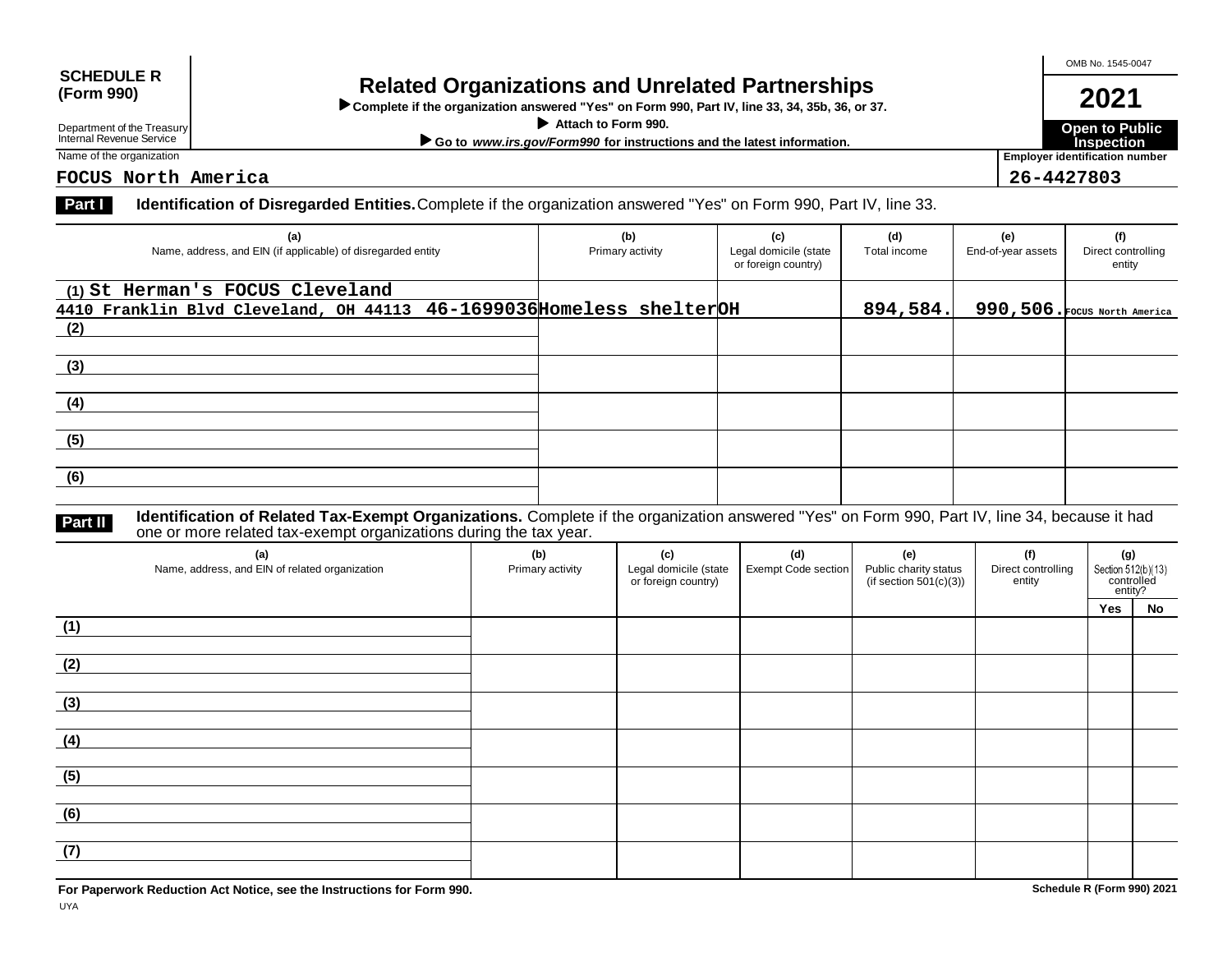**SCHEDULE R (Form 990)**

Department of the Treasury
Internal Revenue Service

# Related Organizations and Unrelated Partnerships

▶ **Complete if the organization answered "Yes" on Form 990, Part IV, line 33, 34, 35b, 36, or 37.**

▶ **Attach to Form 990.**

▶ **Go to *www.irs.gov/Form990* for instructions and the latest information.**

OMB No. 1545-0047

**2021**

**Open to Public Inspection**

Name of the organization: **FOCUS North America**

Employer identification number: **26-4427803**

**Part I** **Identification of Disregarded Entities.** Complete if the organization answered "Yes" on Form 990, Part IV, line 33.

| (a) Name, address, and EIN (if applicable) of disregarded entity | (b) Primary activity | (c) Legal domicile (state or foreign country) | (d) Total income | (e) End-of-year assets | (f) Direct controlling entity |
|---|---|---|---|---|---|
| (1) St Herman's FOCUS Cleveland 4410 Franklin Blvd Cleveland, OH 44113 46-1699036 | Homeless shelter | OH | 894,584. | 990,506. | FOCUS North America |
| (2) | | | | | |
| (3) | | | | | |
| (4) | | | | | |
| (5) | | | | | |
| (6) | | | | | |

**Part II** **Identification of Related Tax-Exempt Organizations.** Complete if the organization answered "Yes" on Form 990, Part IV, line 34, because it had one or more related tax-exempt organizations during the tax year.

| (a) Name, address, and EIN of related organization | (b) Primary activity | (c) Legal domicile (state or foreign country) | (d) Exempt Code section | (e) Public charity status (if section 501(c)(3)) | (f) Direct controlling entity | (g) Section 512(b)(13) controlled entity? Yes | No |
|---|---|---|---|---|---|---|---|
| (1) | | | | | | | |
| (2) | | | | | | | |
| (3) | | | | | | | |
| (4) | | | | | | | |
| (5) | | | | | | | |
| (6) | | | | | | | |
| (7) | | | | | | | |

**For Paperwork Reduction Act Notice, see the Instructions for Form 990.**

**Schedule R (Form 990) 2021**

UYA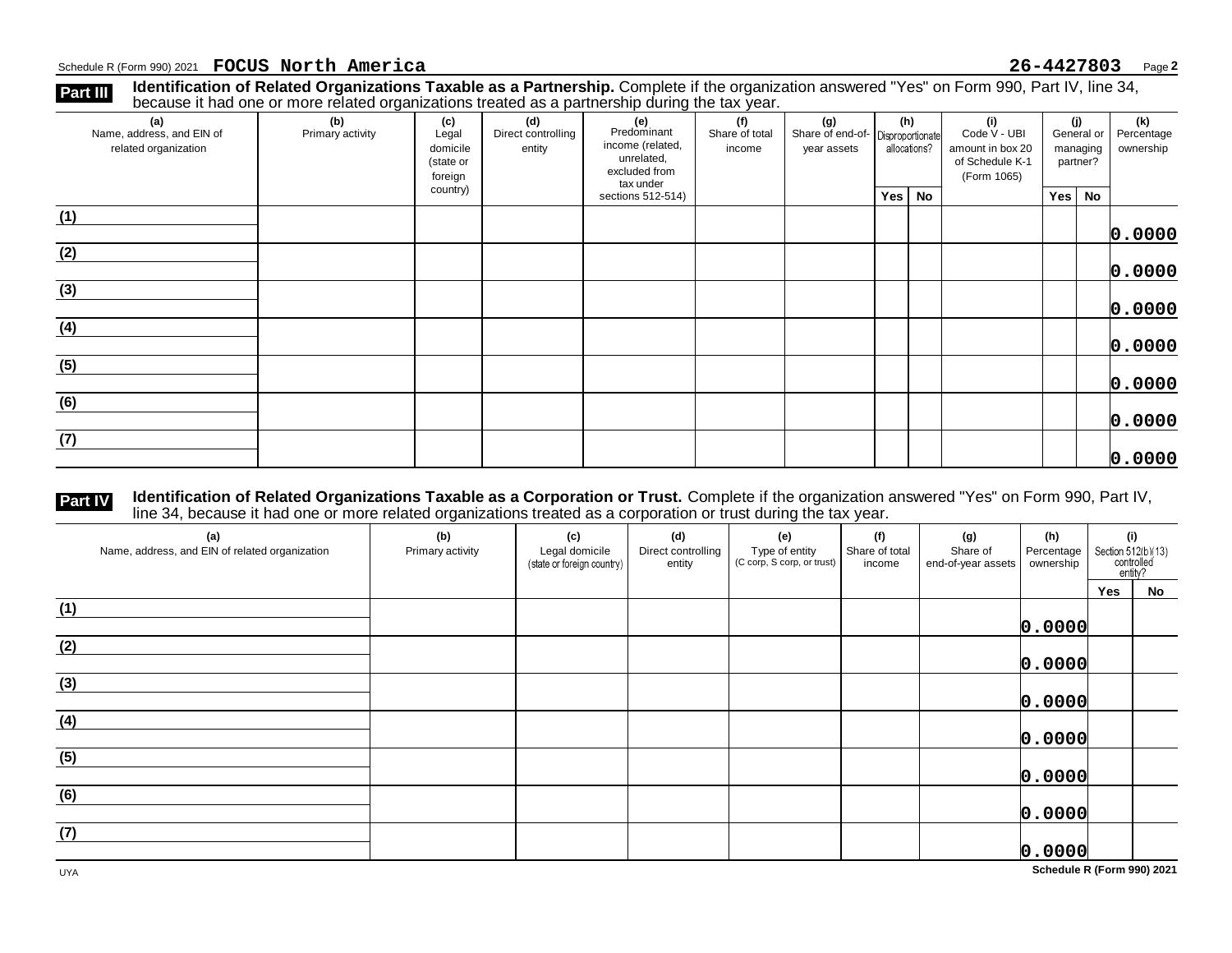Schedule R (Form 990) 2021 **FOCUS North America** **26-4427803** Page **2**

**Part III** **Identification of Related Organizations Taxable as a Partnership.** Complete if the organization answered "Yes" on Form 990, Part IV, line 34, because it had one or more related organizations treated as a partnership during the tax year.

| (a) Name, address, and EIN of related organization | (b) Primary activity | (c) Legal domicile (state or foreign country) | (d) Direct controlling entity | (e) Predominant income (related, unrelated, excluded from tax under sections 512-514) | (f) Share of total income | (g) Share of end-of-year assets | (h) Disproportionate allocations? | | (i) Code V - UBI amount in box 20 of Schedule K-1 (Form 1065) | (j) General or managing partner? | | (k) Percentage ownership |
|---|---|---|---|---|---|---|---|---|---|---|---|---|
| | | | | | | | Yes | No | | Yes | No | |
| (1) | | | | | | | | | | | | 0.0000 |
| (2) | | | | | | | | | | | | 0.0000 |
| (3) | | | | | | | | | | | | 0.0000 |
| (4) | | | | | | | | | | | | 0.0000 |
| (5) | | | | | | | | | | | | 0.0000 |
| (6) | | | | | | | | | | | | 0.0000 |
| (7) | | | | | | | | | | | | 0.0000 |

**Part IV** **Identification of Related Organizations Taxable as a Corporation or Trust.** Complete if the organization answered "Yes" on Form 990, Part IV, line 34, because it had one or more related organizations treated as a corporation or trust during the tax year.

| (a) Name, address, and EIN of related organization | (b) Primary activity | (c) Legal domicile (state or foreign country) | (d) Direct controlling entity | (e) Type of entity (C corp, S corp, or trust) | (f) Share of total income | (g) Share of end-of-year assets | (h) Percentage ownership | (i) Section 512(b)(13) controlled entity? | |
|---|---|---|---|---|---|---|---|---|---|
| | | | | | | | | Yes | No |
| (1) | | | | | | | 0.0000 | | |
| (2) | | | | | | | 0.0000 | | |
| (3) | | | | | | | 0.0000 | | |
| (4) | | | | | | | 0.0000 | | |
| (5) | | | | | | | 0.0000 | | |
| (6) | | | | | | | 0.0000 | | |
| (7) | | | | | | | 0.0000 | | |

UYA **Schedule R (Form 990) 2021**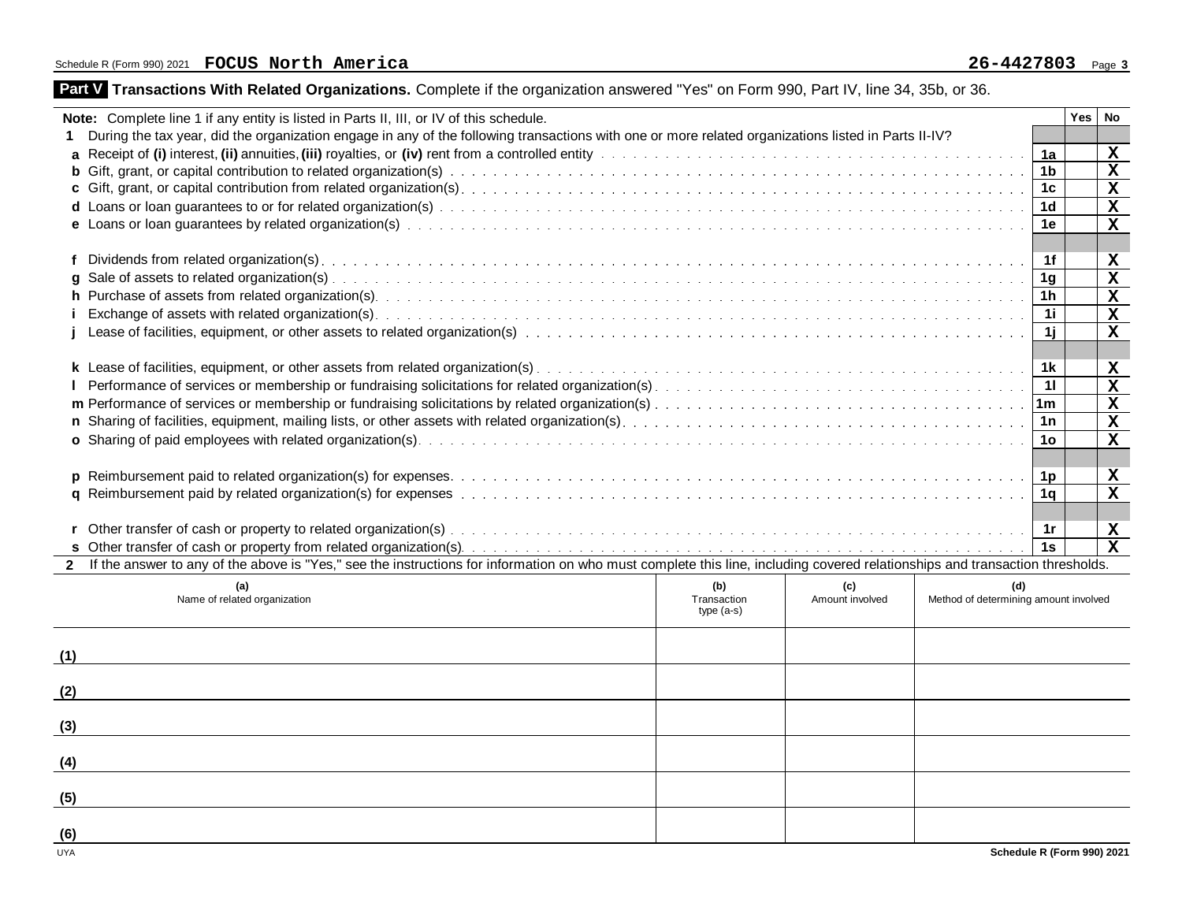Schedule R (Form 990) 2021 **FOCUS North America** **26-4427803** Page **3**

## Part V Transactions With Related Organizations. Complete if the organization answered "Yes" on Form 990, Part IV, line 34, 35b, or 36.

| **Note:** Complete line 1 if any entity is listed in Parts II, III, or IV of this schedule. | | Yes | No |
|---|---|---|---|
| **1** During the tax year, did the organization engage in any of the following transactions with one or more related organizations listed in Parts II-IV? | | | |
| **a** Receipt of **(i)** interest, **(ii)** annuities, **(iii)** royalties, or **(iv)** rent from a controlled entity | 1a | | X |
| **b** Gift, grant, or capital contribution to related organization(s) | 1b | | X |
| **c** Gift, grant, or capital contribution from related organization(s) | 1c | | X |
| **d** Loans or loan guarantees to or for related organization(s) | 1d | | X |
| **e** Loans or loan guarantees by related organization(s) | 1e | | X |
| **f** Dividends from related organization(s) | 1f | | X |
| **g** Sale of assets to related organization(s) | 1g | | X |
| **h** Purchase of assets from related organization(s) | 1h | | X |
| **i** Exchange of assets with related organization(s) | 1i | | X |
| **j** Lease of facilities, equipment, or other assets to related organization(s) | 1j | | X |
| **k** Lease of facilities, equipment, or other assets from related organization(s) | 1k | | X |
| **l** Performance of services or membership or fundraising solicitations for related organization(s) | 1l | | X |
| **m** Performance of services or membership or fundraising solicitations by related organization(s) | 1m | | X |
| **n** Sharing of facilities, equipment, mailing lists, or other assets with related organization(s) | 1n | | X |
| **o** Sharing of paid employees with related organization(s) | 1o | | X |
| **p** Reimbursement paid to related organization(s) for expenses | 1p | | X |
| **q** Reimbursement paid by related organization(s) for expenses | 1q | | X |
| **r** Other transfer of cash or property to related organization(s) | 1r | | X |
| **s** Other transfer of cash or property from related organization(s) | 1s | | X |

**2** If the answer to any of the above is "Yes," see the instructions for information on who must complete this line, including covered relationships and transaction thresholds.

| | (a) Name of related organization | (b) Transaction type (a-s) | (c) Amount involved | (d) Method of determining amount involved |
|---|---|---|---|---|
| (1) | | | | |
| (2) | | | | |
| (3) | | | | |
| (4) | | | | |
| (5) | | | | |
| (6) | | | | |

UYA **Schedule R (Form 990) 2021**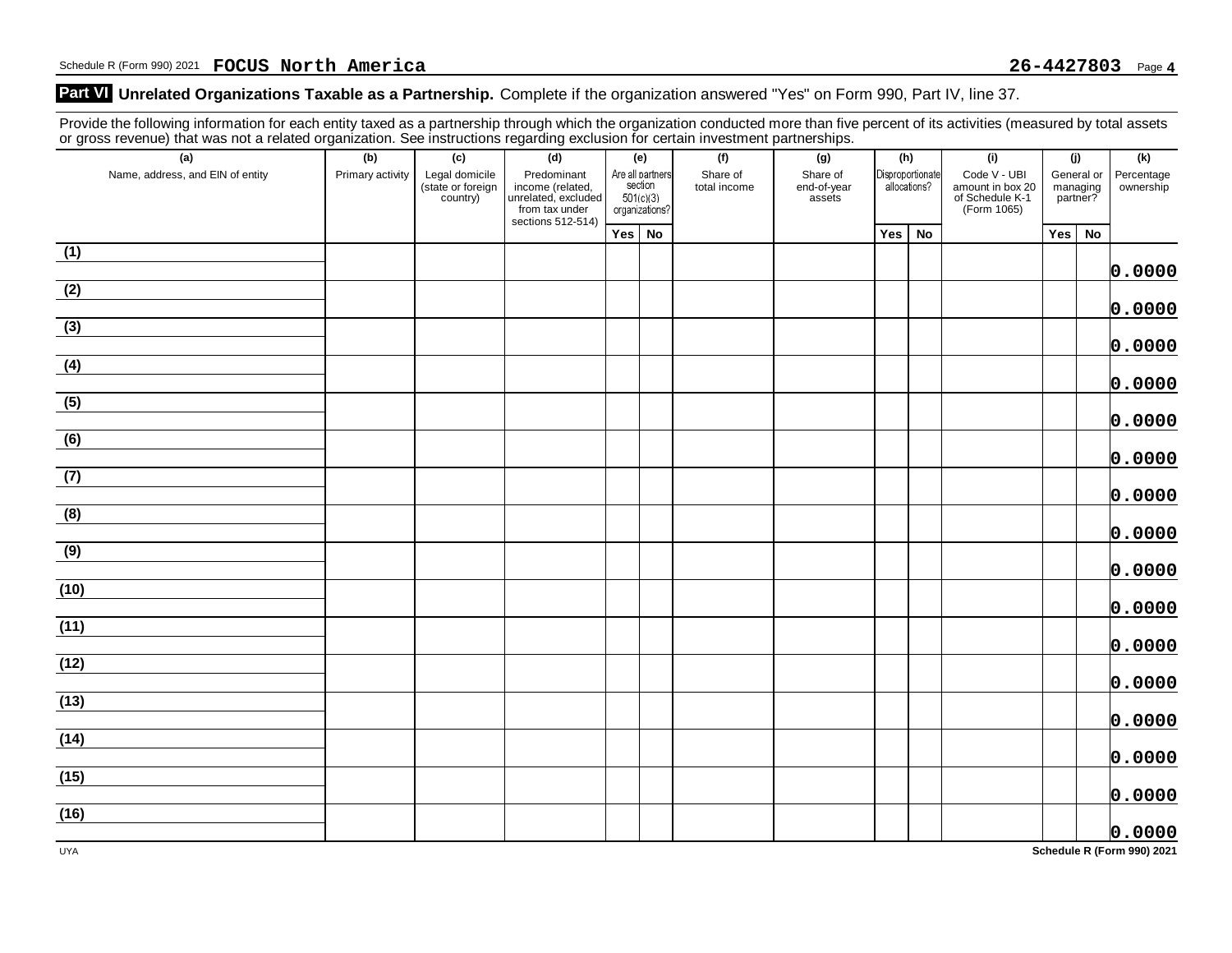Schedule R (Form 990) 2021 **FOCUS North America** **26-4427803** Page **4**

## Part VI Unrelated Organizations Taxable as a Partnership. Complete if the organization answered "Yes" on Form 990, Part IV, line 37.

Provide the following information for each entity taxed as a partnership through which the organization conducted more than five percent of its activities (measured by total assets or gross revenue) that was not a related organization. See instructions regarding exclusion for certain investment partnerships.

| (a) Name, address, and EIN of entity | (b) Primary activity | (c) Legal domicile (state or foreign country) | (d) Predominant income (related, unrelated, excluded from tax under sections 512-514) | (e) Are all partners section 501(c)(3) organizations? | | (f) Share of total income | (g) Share of end-of-year assets | (h) Disproportionate allocations? | | (i) Code V - UBI amount in box 20 of Schedule K-1 (Form 1065) | (j) General or managing partner? | | (k) Percentage ownership |
|---|---|---|---|---|---|---|---|---|---|---|---|---|---|
| | | | | Yes | No | | | Yes | No | | Yes | No | |
| (1) | | | | | | | | | | | | | 0.0000 |
| (2) | | | | | | | | | | | | | 0.0000 |
| (3) | | | | | | | | | | | | | 0.0000 |
| (4) | | | | | | | | | | | | | 0.0000 |
| (5) | | | | | | | | | | | | | 0.0000 |
| (6) | | | | | | | | | | | | | 0.0000 |
| (7) | | | | | | | | | | | | | 0.0000 |
| (8) | | | | | | | | | | | | | 0.0000 |
| (9) | | | | | | | | | | | | | 0.0000 |
| (10) | | | | | | | | | | | | | 0.0000 |
| (11) | | | | | | | | | | | | | 0.0000 |
| (12) | | | | | | | | | | | | | 0.0000 |
| (13) | | | | | | | | | | | | | 0.0000 |
| (14) | | | | | | | | | | | | | 0.0000 |
| (15) | | | | | | | | | | | | | 0.0000 |
| (16) | | | | | | | | | | | | | 0.0000 |

UYA **Schedule R (Form 990) 2021**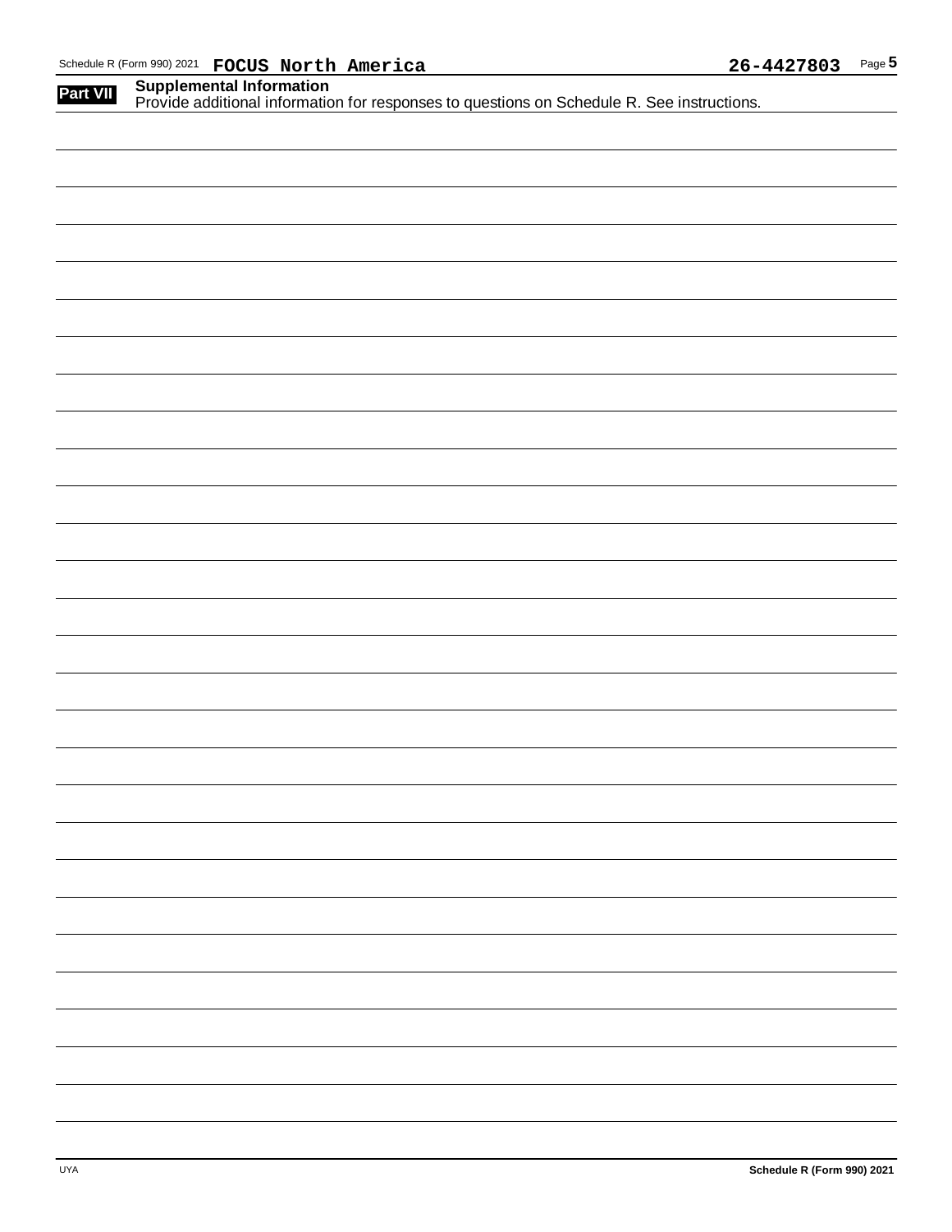Schedule R (Form 990) 2021 **FOCUS North America** **26-4427803** Page **5**

## Part VII Supplemental Information

Provide additional information for responses to questions on Schedule R. See instructions.

UYA **Schedule R (Form 990) 2021**